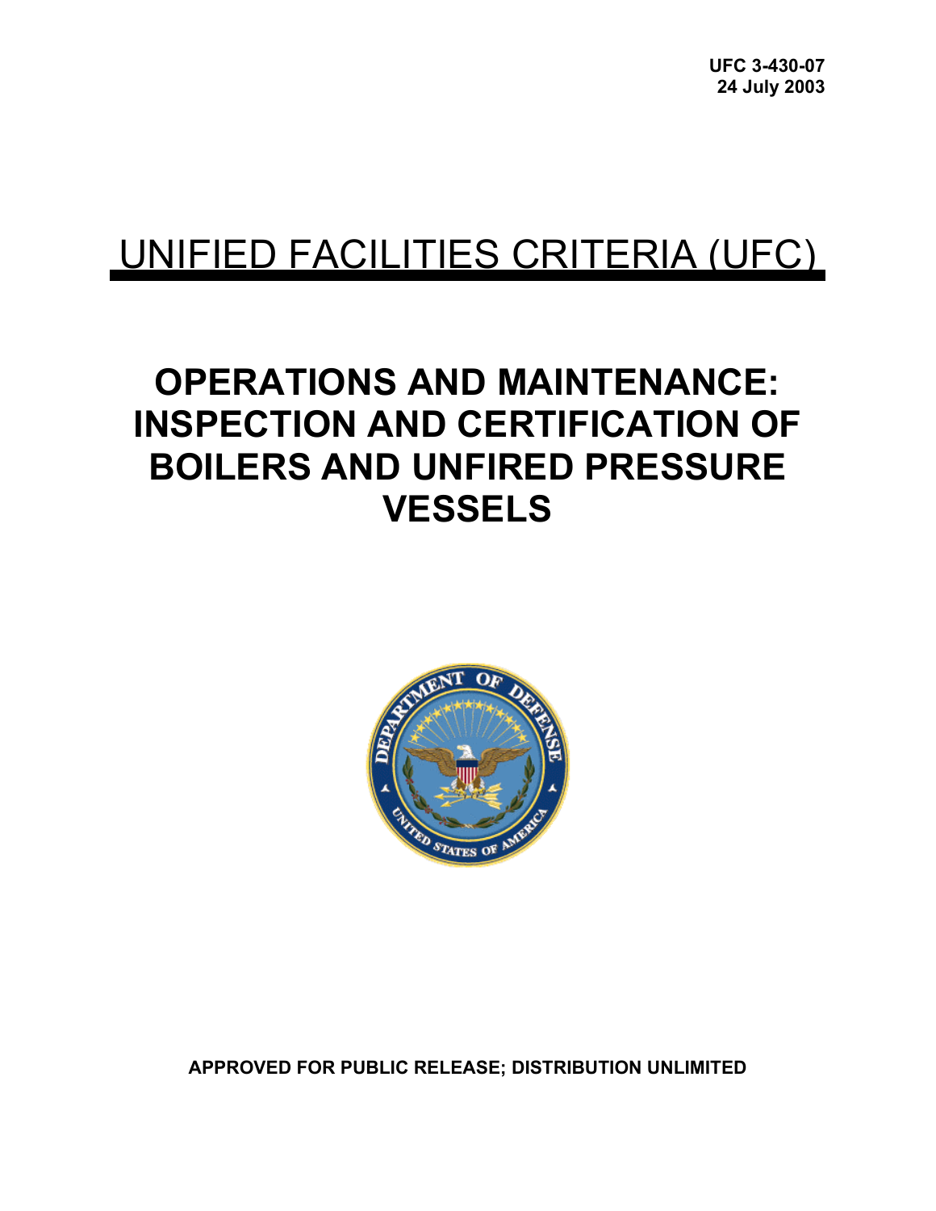UFC 3-430-07
24 July 2003

# UNIFIED FACILITIES CRITERIA (UFC)

# OPERATIONS AND MAINTENANCE: INSPECTION AND CERTIFICATION OF BOILERS AND UNFIRED PRESSURE VESSELS

**APPROVED FOR PUBLIC RELEASE; DISTRIBUTION UNLIMITED**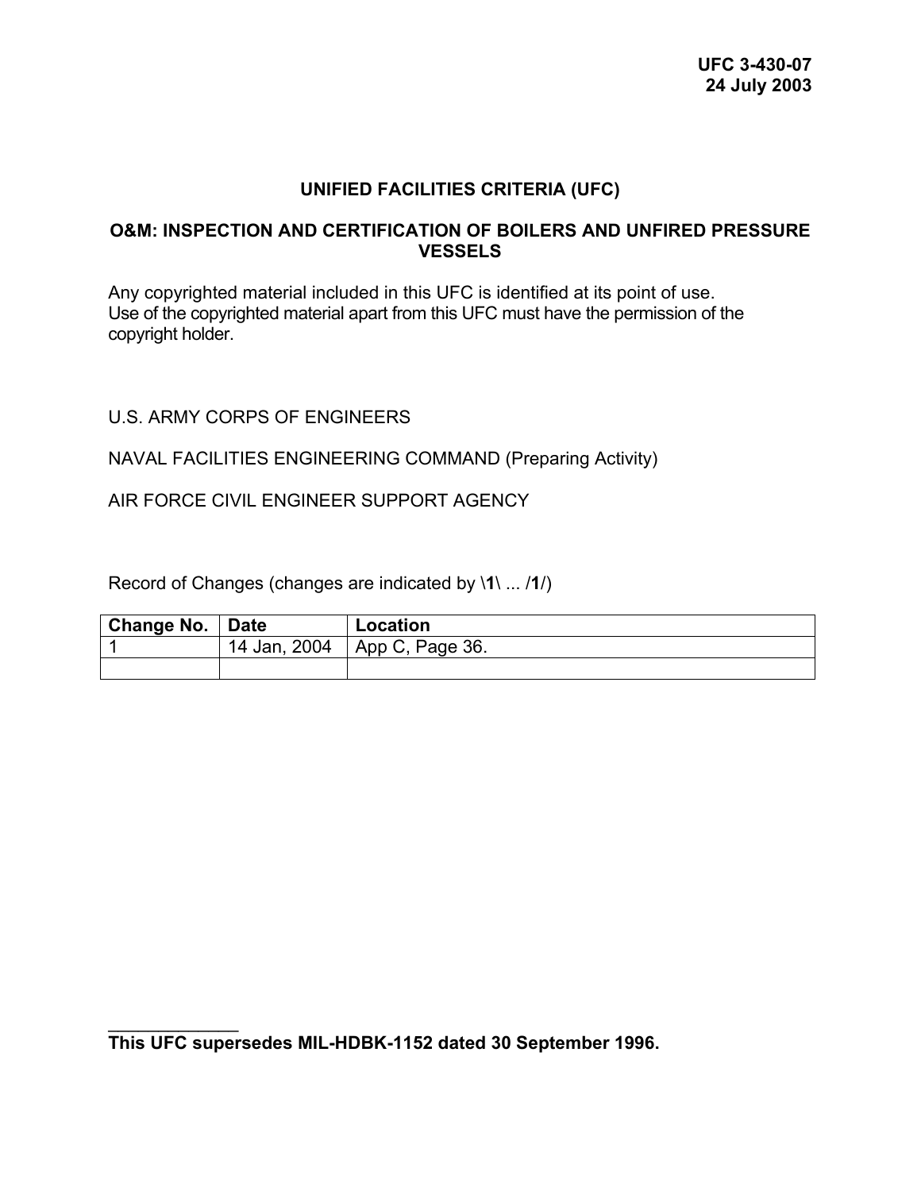**UFC 3-430-07**
**24 July 2003**

# UNIFIED FACILITIES CRITERIA (UFC)

## O&M: INSPECTION AND CERTIFICATION OF BOILERS AND UNFIRED PRESSURE VESSELS

Any copyrighted material included in this UFC is identified at its point of use. Use of the copyrighted material apart from this UFC must have the permission of the copyright holder.

U.S. ARMY CORPS OF ENGINEERS

NAVAL FACILITIES ENGINEERING COMMAND (Preparing Activity)

AIR FORCE CIVIL ENGINEER SUPPORT AGENCY

Record of Changes (changes are indicated by \**1**\ ... /**1**/)

| Change No. | Date | Location |
|---|---|---|
| 1 | 14 Jan, 2004 | App C, Page 36. |
| | | |

______________

**This UFC supersedes MIL-HDBK-1152 dated 30 September 1996.**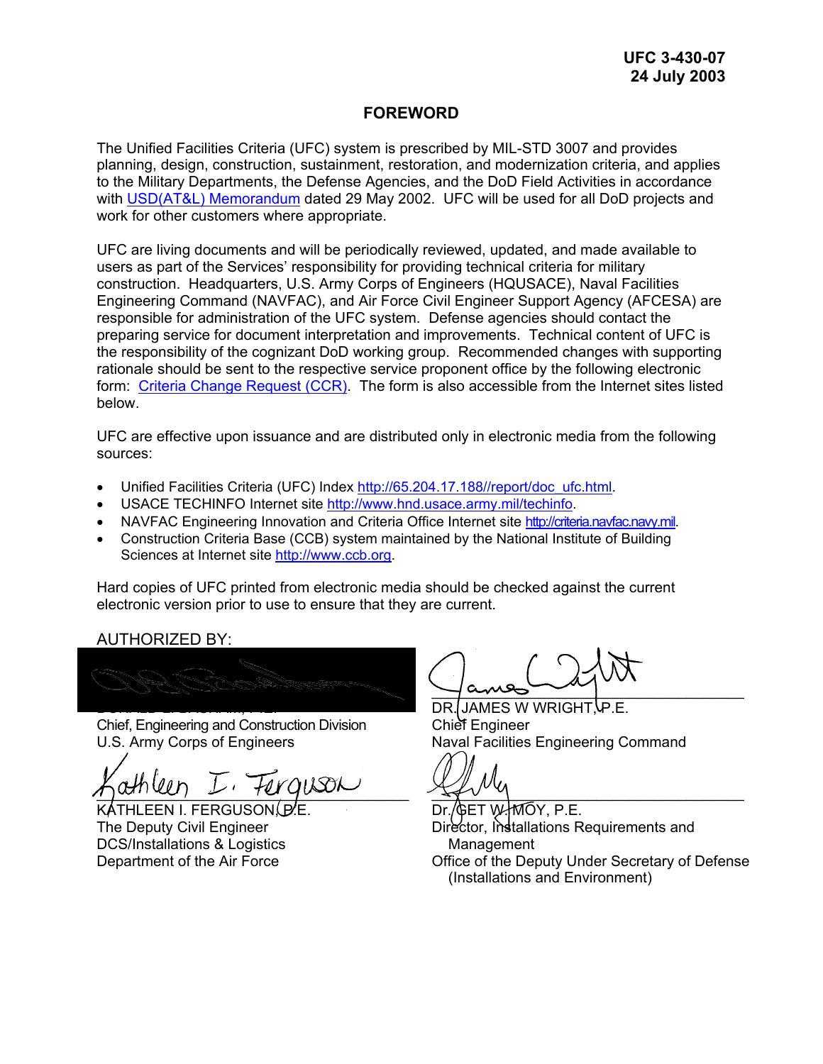UFC 3-430-07
24 July 2003

## FOREWORD

The Unified Facilities Criteria (UFC) system is prescribed by MIL-STD 3007 and provides planning, design, construction, sustainment, restoration, and modernization criteria, and applies to the Military Departments, the Defense Agencies, and the DoD Field Activities in accordance with USD(AT&L) Memorandum dated 29 May 2002. UFC will be used for all DoD projects and work for other customers where appropriate.

UFC are living documents and will be periodically reviewed, updated, and made available to users as part of the Services' responsibility for providing technical criteria for military construction. Headquarters, U.S. Army Corps of Engineers (HQUSACE), Naval Facilities Engineering Command (NAVFAC), and Air Force Civil Engineer Support Agency (AFCESA) are responsible for administration of the UFC system. Defense agencies should contact the preparing service for document interpretation and improvements. Technical content of UFC is the responsibility of the cognizant DoD working group. Recommended changes with supporting rationale should be sent to the respective service proponent office by the following electronic form: Criteria Change Request (CCR). The form is also accessible from the Internet sites listed below.

UFC are effective upon issuance and are distributed only in electronic media from the following sources:

- Unified Facilities Criteria (UFC) Index http://65.204.17.188//report/doc_ufc.html.
- USACE TECHINFO Internet site http://www.hnd.usace.army.mil/techinfo.
- NAVFAC Engineering Innovation and Criteria Office Internet site http://criteria.navfac.navy.mil.
- Construction Criteria Base (CCB) system maintained by the National Institute of Building Sciences at Internet site http://www.ccb.org.

Hard copies of UFC printed from electronic media should be checked against the current electronic version prior to use to ensure that they are current.

AUTHORIZED BY:

Chief, Engineering and Construction Division
U.S. Army Corps of Engineers

DR. JAMES W WRIGHT, P.E.
Chief Engineer
Naval Facilities Engineering Command

KATHLEEN I. FERGUSON, P.E.
The Deputy Civil Engineer
DCS/Installations & Logistics
Department of the Air Force

Dr. GET W. MOY, P.E.
Director, Installations Requirements and Management
Office of the Deputy Under Secretary of Defense (Installations and Environment)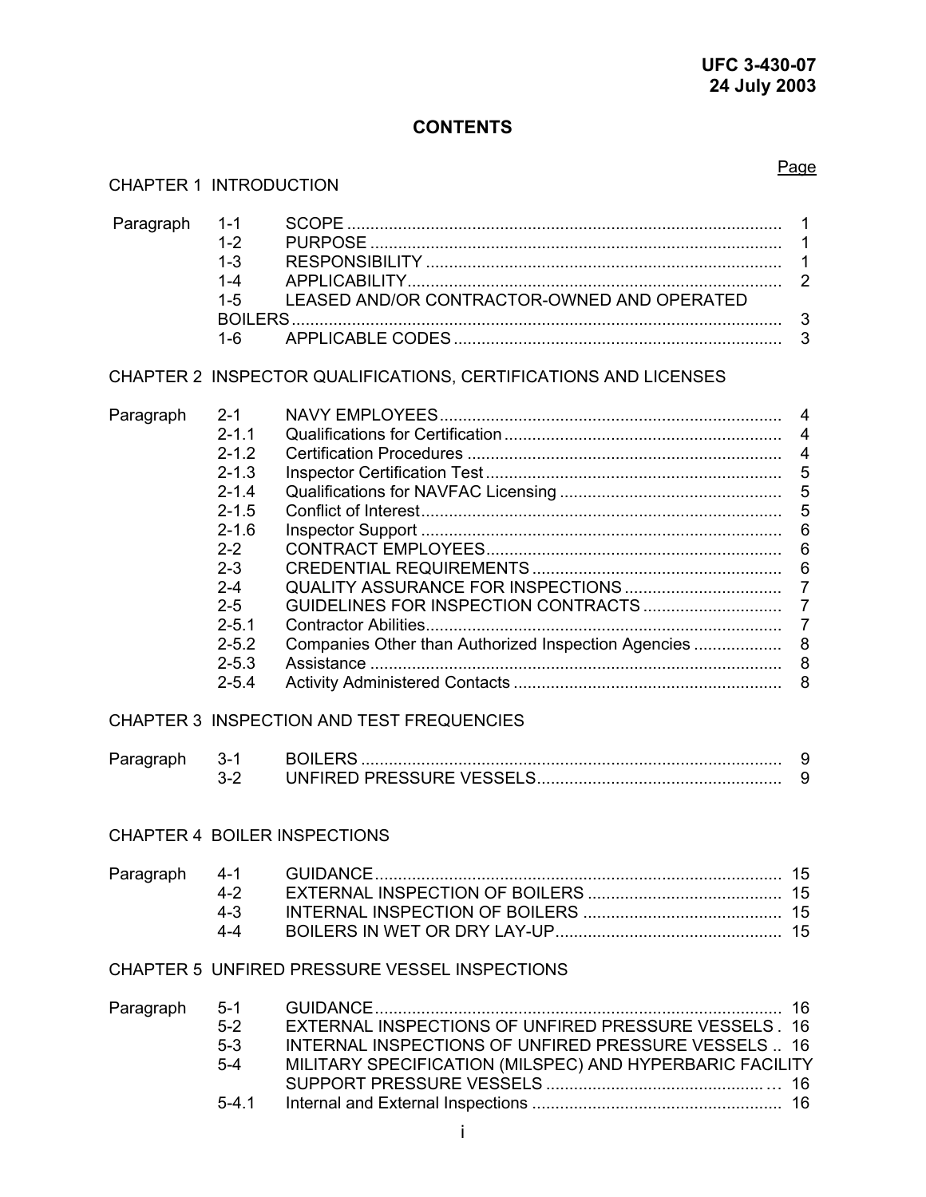# CONTENTS

Page

CHAPTER 1 INTRODUCTION

| | | | Page |
|---|---|---|---|
| Paragraph | 1-1 | SCOPE | 1 |
| | 1-2 | PURPOSE | 1 |
| | 1-3 | RESPONSIBILITY | 1 |
| | 1-4 | APPLICABILITY | 2 |
| | 1-5 | LEASED AND/OR CONTRACTOR-OWNED AND OPERATED BOILERS | 3 |
| | 1-6 | APPLICABLE CODES | 3 |

CHAPTER 2 INSPECTOR QUALIFICATIONS, CERTIFICATIONS AND LICENSES

| | | | Page |
|---|---|---|---|
| Paragraph | 2-1 | NAVY EMPLOYEES | 4 |
| | 2-1.1 | Qualifications for Certification | 4 |
| | 2-1.2 | Certification Procedures | 4 |
| | 2-1.3 | Inspector Certification Test | 5 |
| | 2-1.4 | Qualifications for NAVFAC Licensing | 5 |
| | 2-1.5 | Conflict of Interest | 5 |
| | 2-1.6 | Inspector Support | 6 |
| | 2-2 | CONTRACT EMPLOYEES | 6 |
| | 2-3 | CREDENTIAL REQUIREMENTS | 6 |
| | 2-4 | QUALITY ASSURANCE FOR INSPECTIONS | 7 |
| | 2-5 | GUIDELINES FOR INSPECTION CONTRACTS | 7 |
| | 2-5.1 | Contractor Abilities | 7 |
| | 2-5.2 | Companies Other than Authorized Inspection Agencies | 8 |
| | 2-5.3 | Assistance | 8 |
| | 2-5.4 | Activity Administered Contacts | 8 |

CHAPTER 3 INSPECTION AND TEST FREQUENCIES

| | | | Page |
|---|---|---|---|
| Paragraph | 3-1 | BOILERS | 9 |
| | 3-2 | UNFIRED PRESSURE VESSELS | 9 |

CHAPTER 4 BOILER INSPECTIONS

| | | | Page |
|---|---|---|---|
| Paragraph | 4-1 | GUIDANCE | 15 |
| | 4-2 | EXTERNAL INSPECTION OF BOILERS | 15 |
| | 4-3 | INTERNAL INSPECTION OF BOILERS | 15 |
| | 4-4 | BOILERS IN WET OR DRY LAY-UP | 15 |

CHAPTER 5 UNFIRED PRESSURE VESSEL INSPECTIONS

| | | | Page |
|---|---|---|---|
| Paragraph | 5-1 | GUIDANCE | 16 |
| | 5-2 | EXTERNAL INSPECTIONS OF UNFIRED PRESSURE VESSELS | 16 |
| | 5-3 | INTERNAL INSPECTIONS OF UNFIRED PRESSURE VESSELS | 16 |
| | 5-4 | MILITARY SPECIFICATION (MILSPEC) AND HYPERBARIC FACILITY SUPPORT PRESSURE VESSELS | 16 |
| | 5-4.1 | Internal and External Inspections | 16 |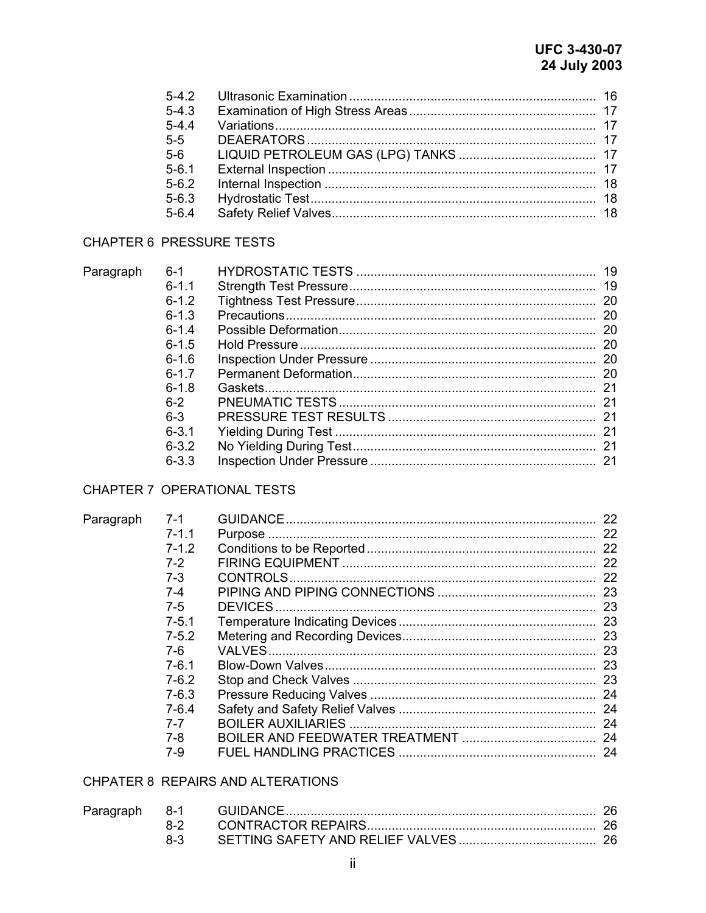| | | | |
|---|---|---|---|
| | 5-4.2 | Ultrasonic Examination | 16 |
| | 5-4.3 | Examination of High Stress Areas | 17 |
| | 5-4.4 | Variations | 17 |
| | 5-5 | DEAERATORS | 17 |
| | 5-6 | LIQUID PETROLEUM GAS (LPG) TANKS | 17 |
| | 5-6.1 | External Inspection | 17 |
| | 5-6.2 | Internal Inspection | 18 |
| | 5-6.3 | Hydrostatic Test | 18 |
| | 5-6.4 | Safety Relief Valves | 18 |

CHAPTER 6 PRESSURE TESTS

| | | | |
|---|---|---|---|
| Paragraph | 6-1 | HYDROSTATIC TESTS | 19 |
| | 6-1.1 | Strength Test Pressure | 19 |
| | 6-1.2 | Tightness Test Pressure | 20 |
| | 6-1.3 | Precautions | 20 |
| | 6-1.4 | Possible Deformation | 20 |
| | 6-1.5 | Hold Pressure | 20 |
| | 6-1.6 | Inspection Under Pressure | 20 |
| | 6-1.7 | Permanent Deformation | 20 |
| | 6-1.8 | Gaskets | 21 |
| | 6-2 | PNEUMATIC TESTS | 21 |
| | 6-3 | PRESSURE TEST RESULTS | 21 |
| | 6-3.1 | Yielding During Test | 21 |
| | 6-3.2 | No Yielding During Test | 21 |
| | 6-3.3 | Inspection Under Pressure | 21 |

CHAPTER 7 OPERATIONAL TESTS

| | | | |
|---|---|---|---|
| Paragraph | 7-1 | GUIDANCE | 22 |
| | 7-1.1 | Purpose | 22 |
| | 7-1.2 | Conditions to be Reported | 22 |
| | 7-2 | FIRING EQUIPMENT | 22 |
| | 7-3 | CONTROLS | 22 |
| | 7-4 | PIPING AND PIPING CONNECTIONS | 23 |
| | 7-5 | DEVICES | 23 |
| | 7-5.1 | Temperature Indicating Devices | 23 |
| | 7-5.2 | Metering and Recording Devices | 23 |
| | 7-6 | VALVES | 23 |
| | 7-6.1 | Blow-Down Valves | 23 |
| | 7-6.2 | Stop and Check Valves | 23 |
| | 7-6.3 | Pressure Reducing Valves | 24 |
| | 7-6.4 | Safety and Safety Relief Valves | 24 |
| | 7-7 | BOILER AUXILIARIES | 24 |
| | 7-8 | BOILER AND FEEDWATER TREATMENT | 24 |
| | 7-9 | FUEL HANDLING PRACTICES | 24 |

CHPATER 8 REPAIRS AND ALTERATIONS

| | | | |
|---|---|---|---|
| Paragraph | 8-1 | GUIDANCE | 26 |
| | 8-2 | CONTRACTOR REPAIRS | 26 |
| | 8-3 | SETTING SAFETY AND RELIEF VALVES | 26 |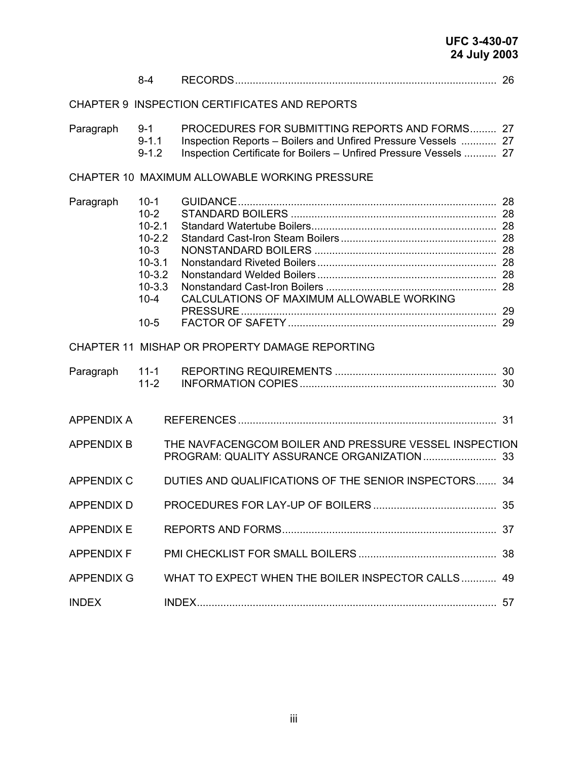| | | | |
|---|---|---|---|
| | 8-4 | RECORDS | 26 |

CHAPTER 9 INSPECTION CERTIFICATES AND REPORTS

| | | | |
|---|---|---|---|
| Paragraph | 9-1 | PROCEDURES FOR SUBMITTING REPORTS AND FORMS | 27 |
| | 9-1.1 | Inspection Reports – Boilers and Unfired Pressure Vessels | 27 |
| | 9-1.2 | Inspection Certificate for Boilers – Unfired Pressure Vessels | 27 |

CHAPTER 10 MAXIMUM ALLOWABLE WORKING PRESSURE

| | | | |
|---|---|---|---|
| Paragraph | 10-1 | GUIDANCE | 28 |
| | 10-2 | STANDARD BOILERS | 28 |
| | 10-2.1 | Standard Watertube Boilers | 28 |
| | 10-2.2 | Standard Cast-Iron Steam Boilers | 28 |
| | 10-3 | NONSTANDARD BOILERS | 28 |
| | 10-3.1 | Nonstandard Riveted Boilers | 28 |
| | 10-3.2 | Nonstandard Welded Boilers | 28 |
| | 10-3.3 | Nonstandard Cast-Iron Boilers | 28 |
| | 10-4 | CALCULATIONS OF MAXIMUM ALLOWABLE WORKING PRESSURE | 29 |
| | 10-5 | FACTOR OF SAFETY | 29 |

CHAPTER 11 MISHAP OR PROPERTY DAMAGE REPORTING

| | | | |
|---|---|---|---|
| Paragraph | 11-1 | REPORTING REQUIREMENTS | 30 |
| | 11-2 | INFORMATION COPIES | 30 |

| | | |
|---|---|---|
| APPENDIX A | REFERENCES | 31 |
| APPENDIX B | THE NAVFACENGCOM BOILER AND PRESSURE VESSEL INSPECTION PROGRAM: QUALITY ASSURANCE ORGANIZATION | 33 |
| APPENDIX C | DUTIES AND QUALIFICATIONS OF THE SENIOR INSPECTORS | 34 |
| APPENDIX D | PROCEDURES FOR LAY-UP OF BOILERS | 35 |
| APPENDIX E | REPORTS AND FORMS | 37 |
| APPENDIX F | PMI CHECKLIST FOR SMALL BOILERS | 38 |
| APPENDIX G | WHAT TO EXPECT WHEN THE BOILER INSPECTOR CALLS | 49 |
| INDEX | INDEX | 57 |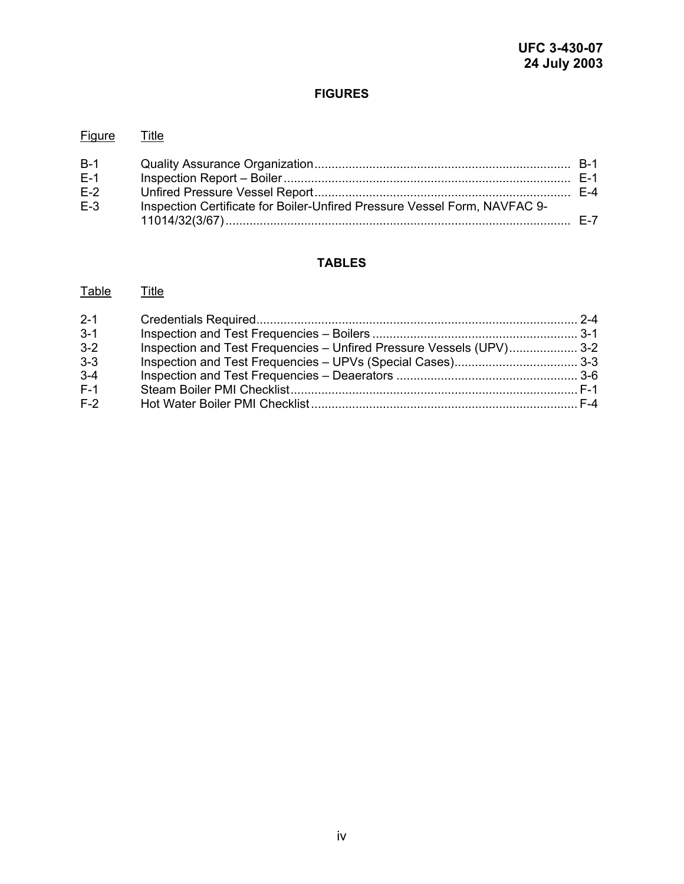## FIGURES

| Figure | Title | |
|---|---|---|
| B-1 | Quality Assurance Organization | B-1 |
| E-1 | Inspection Report – Boiler | E-1 |
| E-2 | Unfired Pressure Vessel Report | E-4 |
| E-3 | Inspection Certificate for Boiler-Unfired Pressure Vessel Form, NAVFAC 9-11014/32(3/67) | E-7 |

## TABLES

| Table | Title | |
|---|---|---|
| 2-1 | Credentials Required | 2-4 |
| 3-1 | Inspection and Test Frequencies – Boilers | 3-1 |
| 3-2 | Inspection and Test Frequencies – Unfired Pressure Vessels (UPV) | 3-2 |
| 3-3 | Inspection and Test Frequencies – UPVs (Special Cases) | 3-3 |
| 3-4 | Inspection and Test Frequencies – Deaerators | 3-6 |
| F-1 | Steam Boiler PMI Checklist | F-1 |
| F-2 | Hot Water Boiler PMI Checklist | F-4 |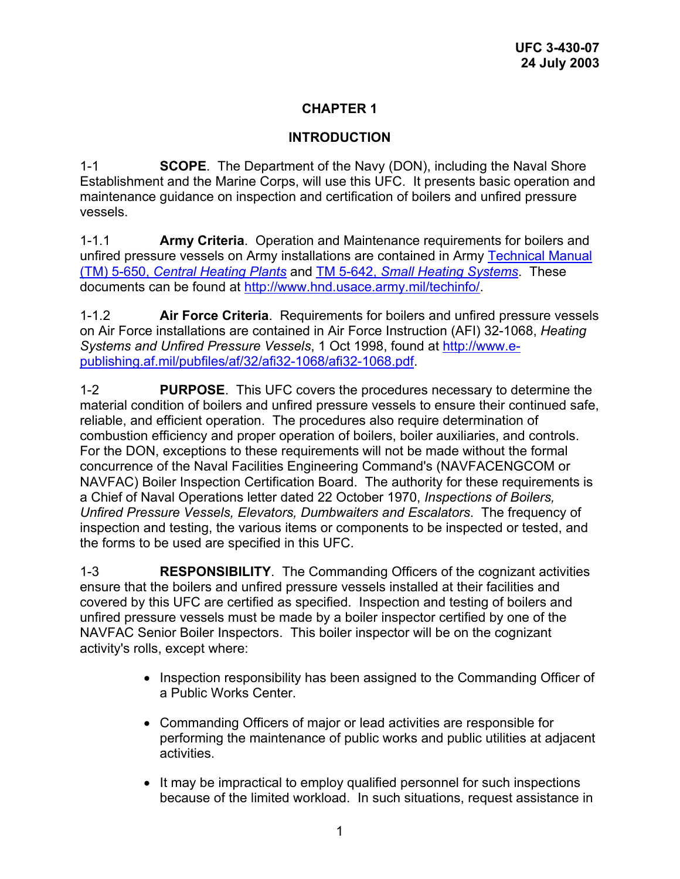# CHAPTER 1

## INTRODUCTION

1-1 **SCOPE**. The Department of the Navy (DON), including the Naval Shore Establishment and the Marine Corps, will use this UFC. It presents basic operation and maintenance guidance on inspection and certification of boilers and unfired pressure vessels.

1-1.1 **Army Criteria**. Operation and Maintenance requirements for boilers and unfired pressure vessels on Army installations are contained in Army [Technical Manual (TM) 5-650, *Central Heating Plants*]() and [TM 5-642, *Small Heating Systems*](). These documents can be found at http://www.hnd.usace.army.mil/techinfo/.

1-1.2 **Air Force Criteria**. Requirements for boilers and unfired pressure vessels on Air Force installations are contained in Air Force Instruction (AFI) 32-1068, *Heating Systems and Unfired Pressure Vessels*, 1 Oct 1998, found at http://www.e-publishing.af.mil/pubfiles/af/32/afi32-1068/afi32-1068.pdf.

1-2 **PURPOSE**. This UFC covers the procedures necessary to determine the material condition of boilers and unfired pressure vessels to ensure their continued safe, reliable, and efficient operation. The procedures also require determination of combustion efficiency and proper operation of boilers, boiler auxiliaries, and controls. For the DON, exceptions to these requirements will not be made without the formal concurrence of the Naval Facilities Engineering Command's (NAVFACENGCOM or NAVFAC) Boiler Inspection Certification Board. The authority for these requirements is a Chief of Naval Operations letter dated 22 October 1970, *Inspections of Boilers, Unfired Pressure Vessels, Elevators, Dumbwaiters and Escalators*. The frequency of inspection and testing, the various items or components to be inspected or tested, and the forms to be used are specified in this UFC.

1-3 **RESPONSIBILITY**. The Commanding Officers of the cognizant activities ensure that the boilers and unfired pressure vessels installed at their facilities and covered by this UFC are certified as specified. Inspection and testing of boilers and unfired pressure vessels must be made by a boiler inspector certified by one of the NAVFAC Senior Boiler Inspectors. This boiler inspector will be on the cognizant activity's rolls, except where:

- Inspection responsibility has been assigned to the Commanding Officer of a Public Works Center.
- Commanding Officers of major or lead activities are responsible for performing the maintenance of public works and public utilities at adjacent activities.
- It may be impractical to employ qualified personnel for such inspections because of the limited workload. In such situations, request assistance in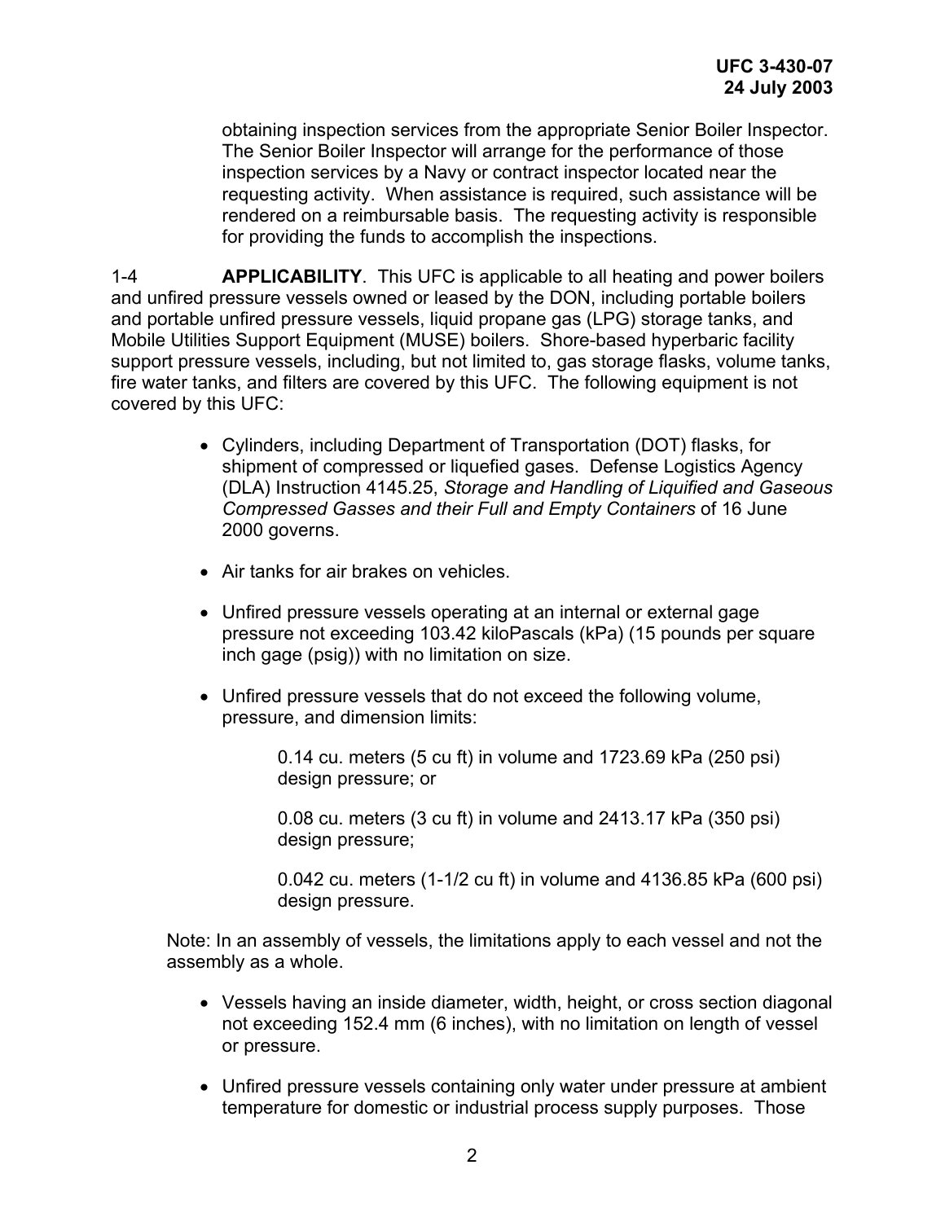obtaining inspection services from the appropriate Senior Boiler Inspector. The Senior Boiler Inspector will arrange for the performance of those inspection services by a Navy or contract inspector located near the requesting activity. When assistance is required, such assistance will be rendered on a reimbursable basis. The requesting activity is responsible for providing the funds to accomplish the inspections.

1-4 **APPLICABILITY**. This UFC is applicable to all heating and power boilers and unfired pressure vessels owned or leased by the DON, including portable boilers and portable unfired pressure vessels, liquid propane gas (LPG) storage tanks, and Mobile Utilities Support Equipment (MUSE) boilers. Shore-based hyperbaric facility support pressure vessels, including, but not limited to, gas storage flasks, volume tanks, fire water tanks, and filters are covered by this UFC. The following equipment is not covered by this UFC:

- Cylinders, including Department of Transportation (DOT) flasks, for shipment of compressed or liquefied gases. Defense Logistics Agency (DLA) Instruction 4145.25, *Storage and Handling of Liquified and Gaseous Compressed Gasses and their Full and Empty Containers* of 16 June 2000 governs.

- Air tanks for air brakes on vehicles.

- Unfired pressure vessels operating at an internal or external gage pressure not exceeding 103.42 kiloPascals (kPa) (15 pounds per square inch gage (psig)) with no limitation on size.

- Unfired pressure vessels that do not exceed the following volume, pressure, and dimension limits:

  0.14 cu. meters (5 cu ft) in volume and 1723.69 kPa (250 psi) design pressure; or

  0.08 cu. meters (3 cu ft) in volume and 2413.17 kPa (350 psi) design pressure;

  0.042 cu. meters (1-1/2 cu ft) in volume and 4136.85 kPa (600 psi) design pressure.

Note: In an assembly of vessels, the limitations apply to each vessel and not the assembly as a whole.

- Vessels having an inside diameter, width, height, or cross section diagonal not exceeding 152.4 mm (6 inches), with no limitation on length of vessel or pressure.

- Unfired pressure vessels containing only water under pressure at ambient temperature for domestic or industrial process supply purposes. Those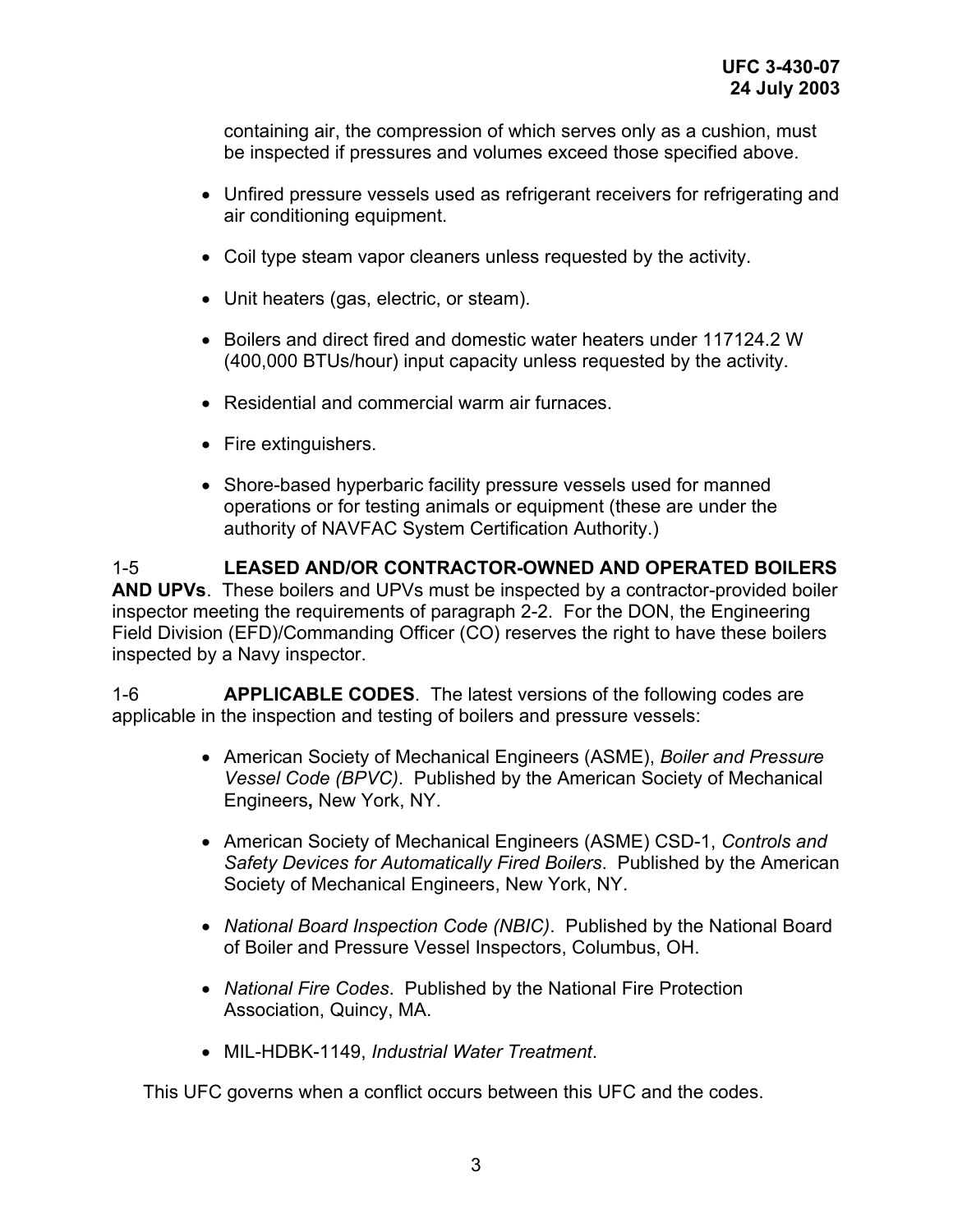containing air, the compression of which serves only as a cushion, must be inspected if pressures and volumes exceed those specified above.

- Unfired pressure vessels used as refrigerant receivers for refrigerating and air conditioning equipment.
- Coil type steam vapor cleaners unless requested by the activity.
- Unit heaters (gas, electric, or steam).
- Boilers and direct fired and domestic water heaters under 117124.2 W (400,000 BTUs/hour) input capacity unless requested by the activity.
- Residential and commercial warm air furnaces.
- Fire extinguishers.
- Shore-based hyperbaric facility pressure vessels used for manned operations or for testing animals or equipment (these are under the authority of NAVFAC System Certification Authority.)

1-5 **LEASED AND/OR CONTRACTOR-OWNED AND OPERATED BOILERS AND UPVs**. These boilers and UPVs must be inspected by a contractor-provided boiler inspector meeting the requirements of paragraph 2-2. For the DON, the Engineering Field Division (EFD)/Commanding Officer (CO) reserves the right to have these boilers inspected by a Navy inspector.

1-6 **APPLICABLE CODES**. The latest versions of the following codes are applicable in the inspection and testing of boilers and pressure vessels:

- American Society of Mechanical Engineers (ASME), *Boiler and Pressure Vessel Code (BPVC)*. Published by the American Society of Mechanical Engineers**,** New York, NY.
- American Society of Mechanical Engineers (ASME) CSD-1, *Controls and Safety Devices for Automatically Fired Boilers*. Published by the American Society of Mechanical Engineers, New York, NY.
- *National Board Inspection Code (NBIC)*. Published by the National Board of Boiler and Pressure Vessel Inspectors, Columbus, OH.
- *National Fire Codes*. Published by the National Fire Protection Association, Quincy, MA.
- MIL-HDBK-1149, *Industrial Water Treatment*.

This UFC governs when a conflict occurs between this UFC and the codes.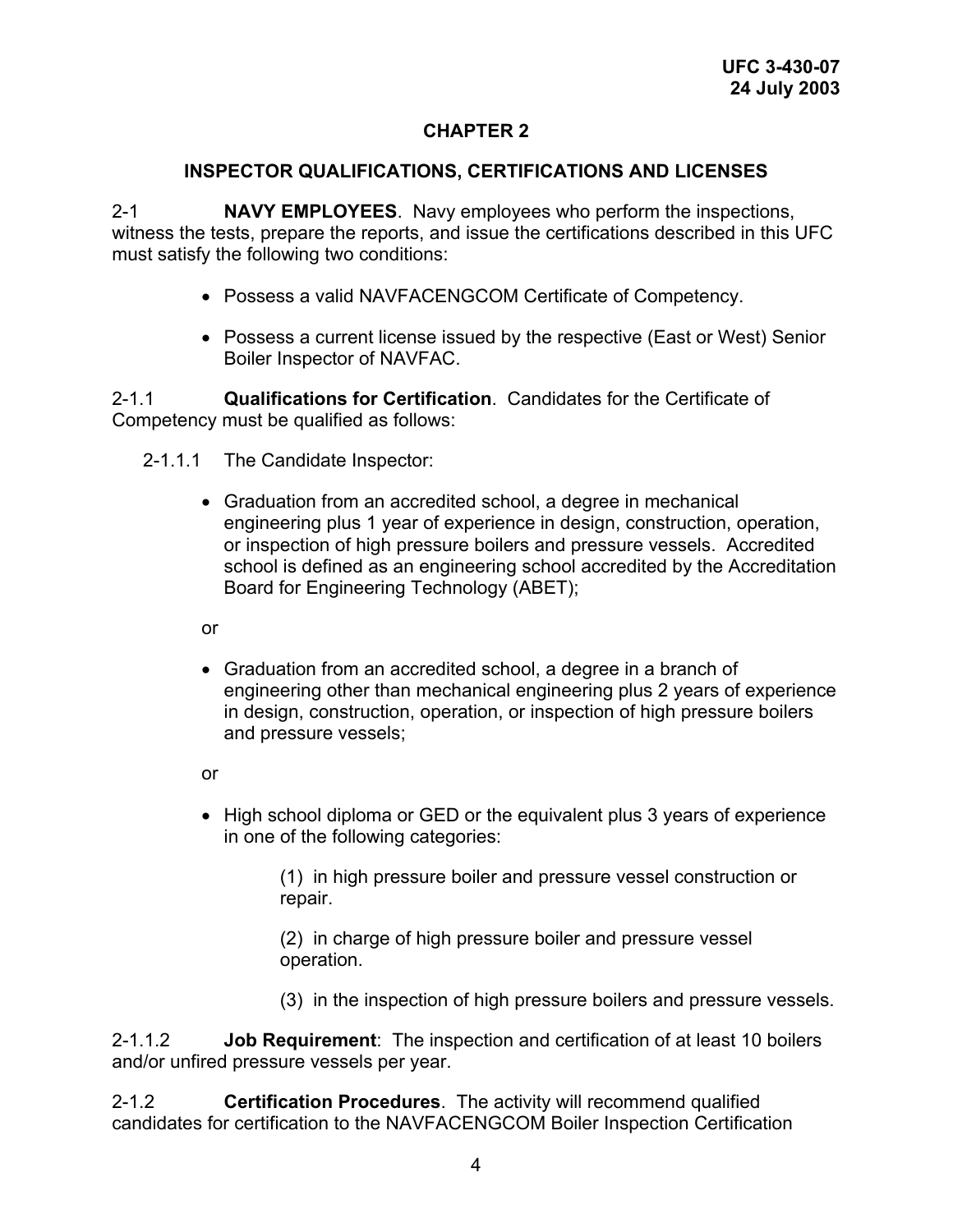# CHAPTER 2

## INSPECTOR QUALIFICATIONS, CERTIFICATIONS AND LICENSES

2-1 **NAVY EMPLOYEES**. Navy employees who perform the inspections, witness the tests, prepare the reports, and issue the certifications described in this UFC must satisfy the following two conditions:

- Possess a valid NAVFACENGCOM Certificate of Competency.
- Possess a current license issued by the respective (East or West) Senior Boiler Inspector of NAVFAC.

2-1.1 **Qualifications for Certification**. Candidates for the Certificate of Competency must be qualified as follows:

2-1.1.1 The Candidate Inspector:

- Graduation from an accredited school, a degree in mechanical engineering plus 1 year of experience in design, construction, operation, or inspection of high pressure boilers and pressure vessels. Accredited school is defined as an engineering school accredited by the Accreditation Board for Engineering Technology (ABET);

or

- Graduation from an accredited school, a degree in a branch of engineering other than mechanical engineering plus 2 years of experience in design, construction, operation, or inspection of high pressure boilers and pressure vessels;

or

- High school diploma or GED or the equivalent plus 3 years of experience in one of the following categories:

  (1) in high pressure boiler and pressure vessel construction or repair.

  (2) in charge of high pressure boiler and pressure vessel operation.

  (3) in the inspection of high pressure boilers and pressure vessels.

2-1.1.2 **Job Requirement**: The inspection and certification of at least 10 boilers and/or unfired pressure vessels per year.

2-1.2 **Certification Procedures**. The activity will recommend qualified candidates for certification to the NAVFACENGCOM Boiler Inspection Certification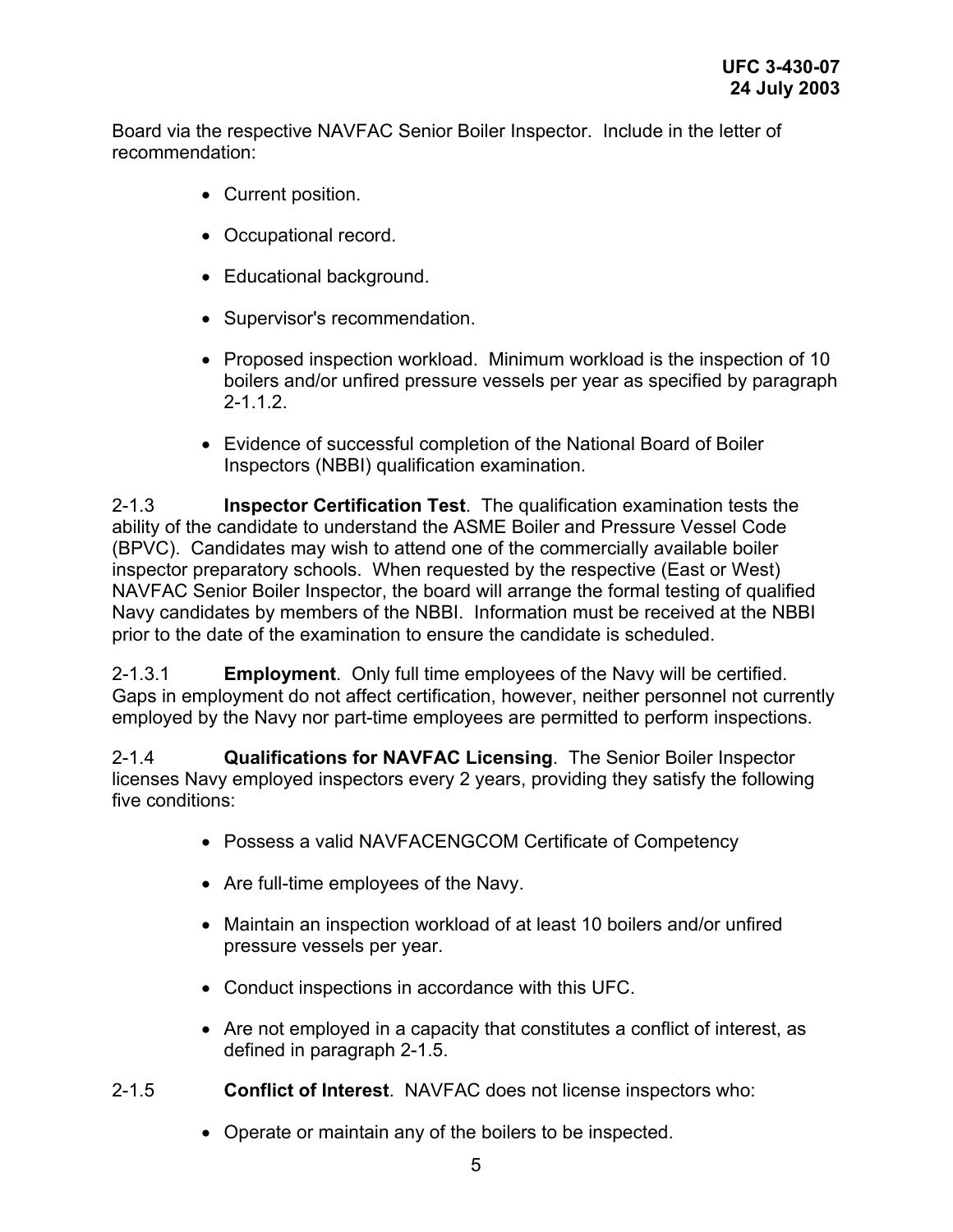Board via the respective NAVFAC Senior Boiler Inspector. Include in the letter of recommendation:

- Current position.
- Occupational record.
- Educational background.
- Supervisor's recommendation.
- Proposed inspection workload. Minimum workload is the inspection of 10 boilers and/or unfired pressure vessels per year as specified by paragraph 2-1.1.2.
- Evidence of successful completion of the National Board of Boiler Inspectors (NBBI) qualification examination.

2-1.3 **Inspector Certification Test**. The qualification examination tests the ability of the candidate to understand the ASME Boiler and Pressure Vessel Code (BPVC). Candidates may wish to attend one of the commercially available boiler inspector preparatory schools. When requested by the respective (East or West) NAVFAC Senior Boiler Inspector, the board will arrange the formal testing of qualified Navy candidates by members of the NBBI. Information must be received at the NBBI prior to the date of the examination to ensure the candidate is scheduled.

2-1.3.1 **Employment**. Only full time employees of the Navy will be certified. Gaps in employment do not affect certification, however, neither personnel not currently employed by the Navy nor part-time employees are permitted to perform inspections.

2-1.4 **Qualifications for NAVFAC Licensing**. The Senior Boiler Inspector licenses Navy employed inspectors every 2 years, providing they satisfy the following five conditions:

- Possess a valid NAVFACENGCOM Certificate of Competency
- Are full-time employees of the Navy.
- Maintain an inspection workload of at least 10 boilers and/or unfired pressure vessels per year.
- Conduct inspections in accordance with this UFC.
- Are not employed in a capacity that constitutes a conflict of interest, as defined in paragraph 2-1.5.

2-1.5 **Conflict of Interest**. NAVFAC does not license inspectors who:

- Operate or maintain any of the boilers to be inspected.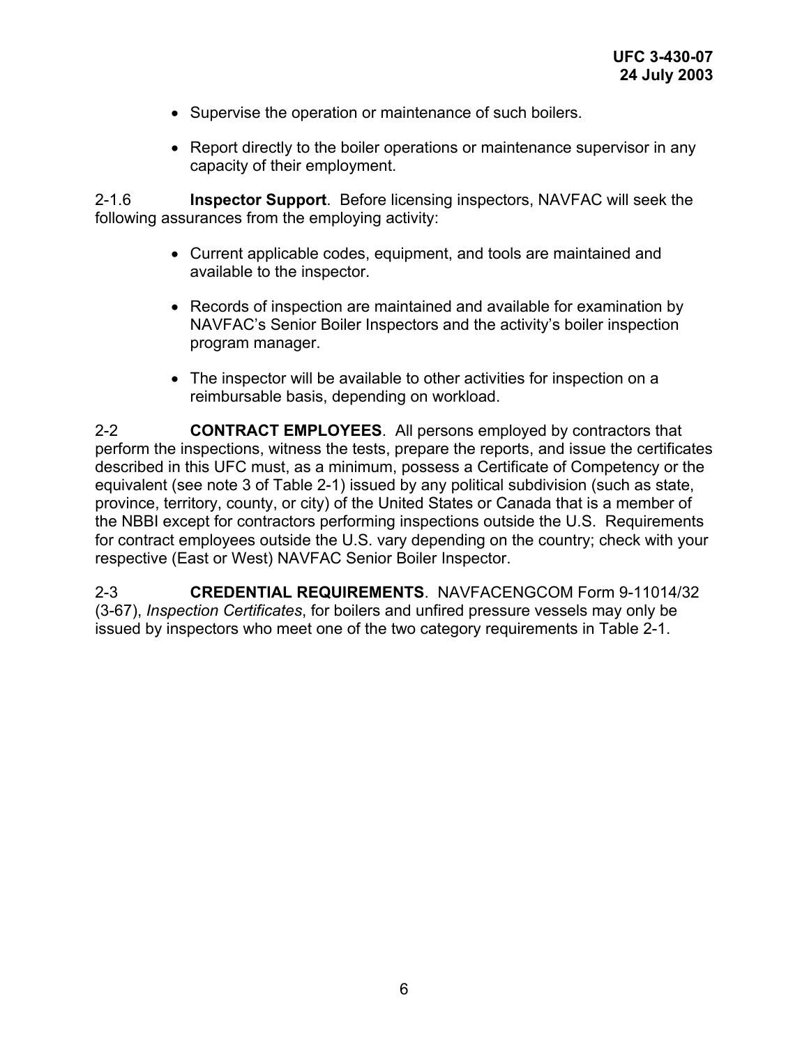- Supervise the operation or maintenance of such boilers.
- Report directly to the boiler operations or maintenance supervisor in any capacity of their employment.

2-1.6 **Inspector Support**. Before licensing inspectors, NAVFAC will seek the following assurances from the employing activity:

- Current applicable codes, equipment, and tools are maintained and available to the inspector.
- Records of inspection are maintained and available for examination by NAVFAC's Senior Boiler Inspectors and the activity's boiler inspection program manager.
- The inspector will be available to other activities for inspection on a reimbursable basis, depending on workload.

2-2 **CONTRACT EMPLOYEES**. All persons employed by contractors that perform the inspections, witness the tests, prepare the reports, and issue the certificates described in this UFC must, as a minimum, possess a Certificate of Competency or the equivalent (see note 3 of Table 2-1) issued by any political subdivision (such as state, province, territory, county, or city) of the United States or Canada that is a member of the NBBI except for contractors performing inspections outside the U.S. Requirements for contract employees outside the U.S. vary depending on the country; check with your respective (East or West) NAVFAC Senior Boiler Inspector.

2-3 **CREDENTIAL REQUIREMENTS**. NAVFACENGCOM Form 9-11014/32 (3-67), *Inspection Certificates*, for boilers and unfired pressure vessels may only be issued by inspectors who meet one of the two category requirements in Table 2-1.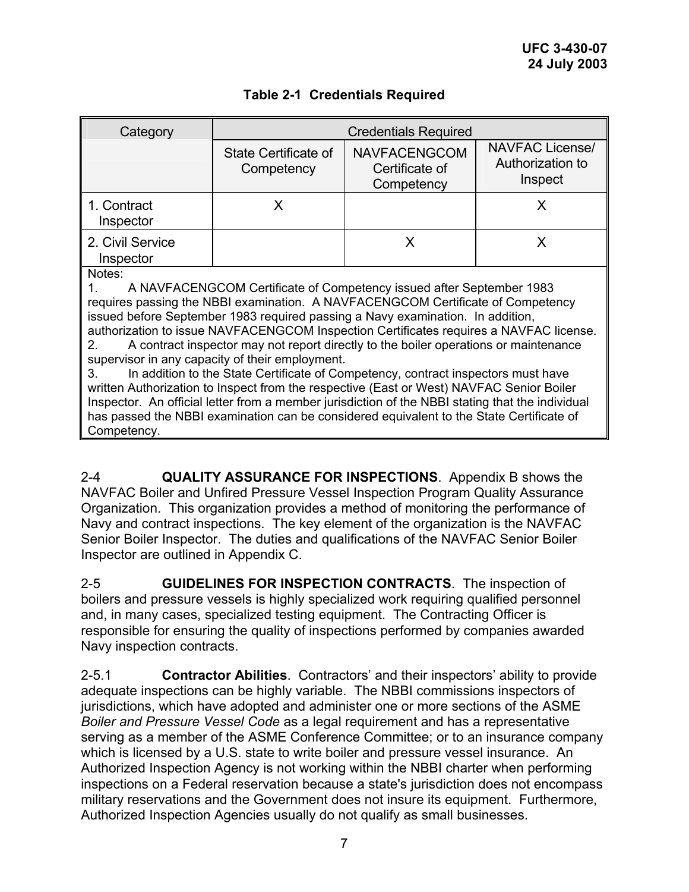**Table 2-1 Credentials Required**

| Category | Credentials Required | | |
|---|---|---|---|
| | State Certificate of Competency | NAVFACENGCOM Certificate of Competency | NAVFAC License/ Authorization to Inspect |
| 1. Contract Inspector | X | | X |
| 2. Civil Service Inspector | | X | X |

Notes:

1. A NAVFACENGCOM Certificate of Competency issued after September 1983 requires passing the NBBI examination. A NAVFACENGCOM Certificate of Competency issued before September 1983 required passing a Navy examination. In addition, authorization to issue NAVFACENGCOM Inspection Certificates requires a NAVFAC license.
2. A contract inspector may not report directly to the boiler operations or maintenance supervisor in any capacity of their employment.
3. In addition to the State Certificate of Competency, contract inspectors must have written Authorization to Inspect from the respective (East or West) NAVFAC Senior Boiler Inspector. An official letter from a member jurisdiction of the NBBI stating that the individual has passed the NBBI examination can be considered equivalent to the State Certificate of Competency.

2-4 **QUALITY ASSURANCE FOR INSPECTIONS**. Appendix B shows the NAVFAC Boiler and Unfired Pressure Vessel Inspection Program Quality Assurance Organization. This organization provides a method of monitoring the performance of Navy and contract inspections. The key element of the organization is the NAVFAC Senior Boiler Inspector. The duties and qualifications of the NAVFAC Senior Boiler Inspector are outlined in Appendix C.

2-5 **GUIDELINES FOR INSPECTION CONTRACTS**. The inspection of boilers and pressure vessels is highly specialized work requiring qualified personnel and, in many cases, specialized testing equipment. The Contracting Officer is responsible for ensuring the quality of inspections performed by companies awarded Navy inspection contracts.

2-5.1 **Contractor Abilities**. Contractors' and their inspectors' ability to provide adequate inspections can be highly variable. The NBBI commissions inspectors of jurisdictions, which have adopted and administer one or more sections of the ASME *Boiler and Pressure Vessel Code* as a legal requirement and has a representative serving as a member of the ASME Conference Committee; or to an insurance company which is licensed by a U.S. state to write boiler and pressure vessel insurance. An Authorized Inspection Agency is not working within the NBBI charter when performing inspections on a Federal reservation because a state's jurisdiction does not encompass military reservations and the Government does not insure its equipment. Furthermore, Authorized Inspection Agencies usually do not qualify as small businesses.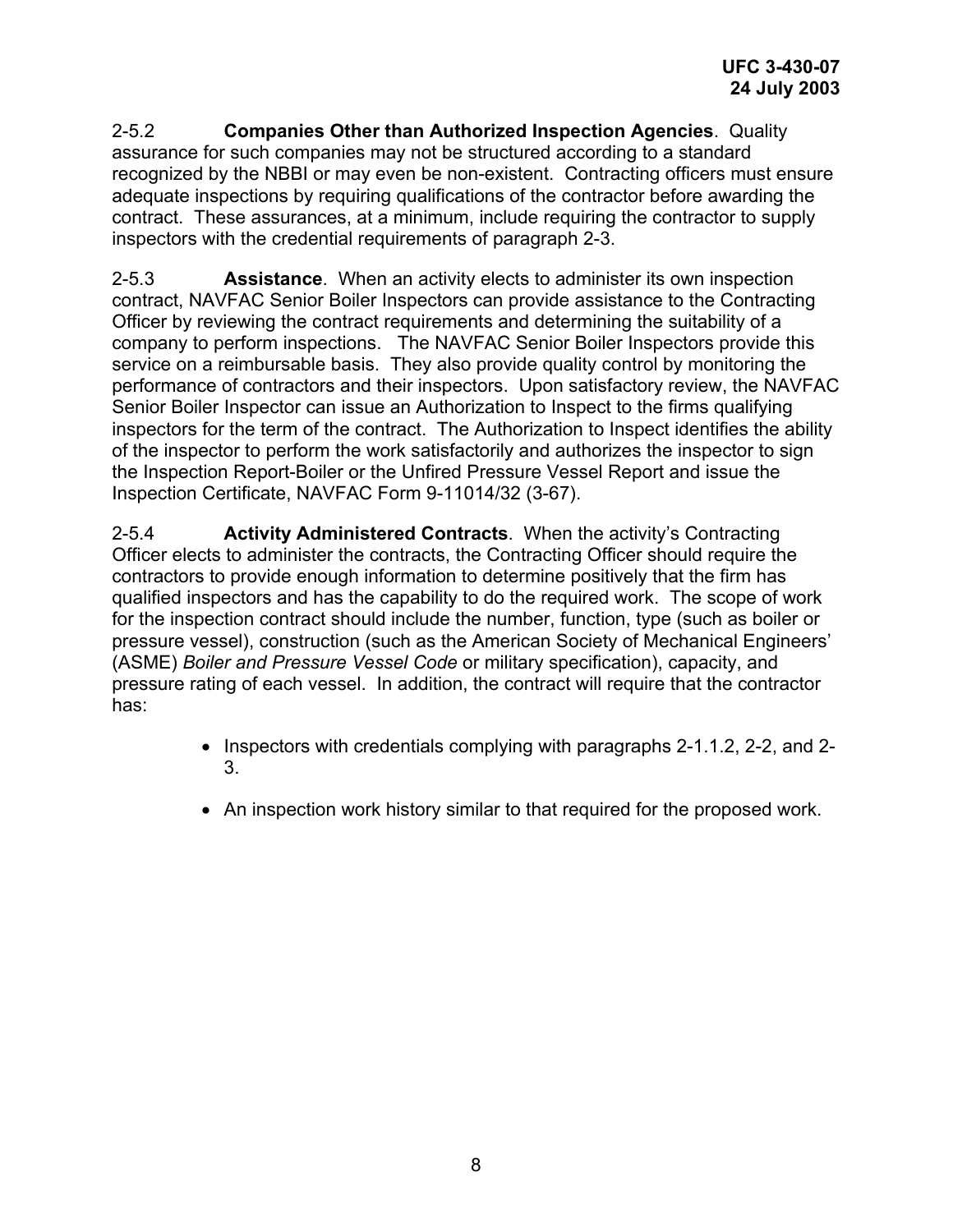2-5.2 **Companies Other than Authorized Inspection Agencies**. Quality assurance for such companies may not be structured according to a standard recognized by the NBBI or may even be non-existent. Contracting officers must ensure adequate inspections by requiring qualifications of the contractor before awarding the contract. These assurances, at a minimum, include requiring the contractor to supply inspectors with the credential requirements of paragraph 2-3.

2-5.3 **Assistance**. When an activity elects to administer its own inspection contract, NAVFAC Senior Boiler Inspectors can provide assistance to the Contracting Officer by reviewing the contract requirements and determining the suitability of a company to perform inspections. The NAVFAC Senior Boiler Inspectors provide this service on a reimbursable basis. They also provide quality control by monitoring the performance of contractors and their inspectors. Upon satisfactory review, the NAVFAC Senior Boiler Inspector can issue an Authorization to Inspect to the firms qualifying inspectors for the term of the contract. The Authorization to Inspect identifies the ability of the inspector to perform the work satisfactorily and authorizes the inspector to sign the Inspection Report-Boiler or the Unfired Pressure Vessel Report and issue the Inspection Certificate, NAVFAC Form 9-11014/32 (3-67).

2-5.4 **Activity Administered Contracts**. When the activity's Contracting Officer elects to administer the contracts, the Contracting Officer should require the contractors to provide enough information to determine positively that the firm has qualified inspectors and has the capability to do the required work. The scope of work for the inspection contract should include the number, function, type (such as boiler or pressure vessel), construction (such as the American Society of Mechanical Engineers' (ASME) *Boiler and Pressure Vessel Code* or military specification), capacity, and pressure rating of each vessel. In addition, the contract will require that the contractor has:

- Inspectors with credentials complying with paragraphs 2-1.1.2, 2-2, and 2-3.
- An inspection work history similar to that required for the proposed work.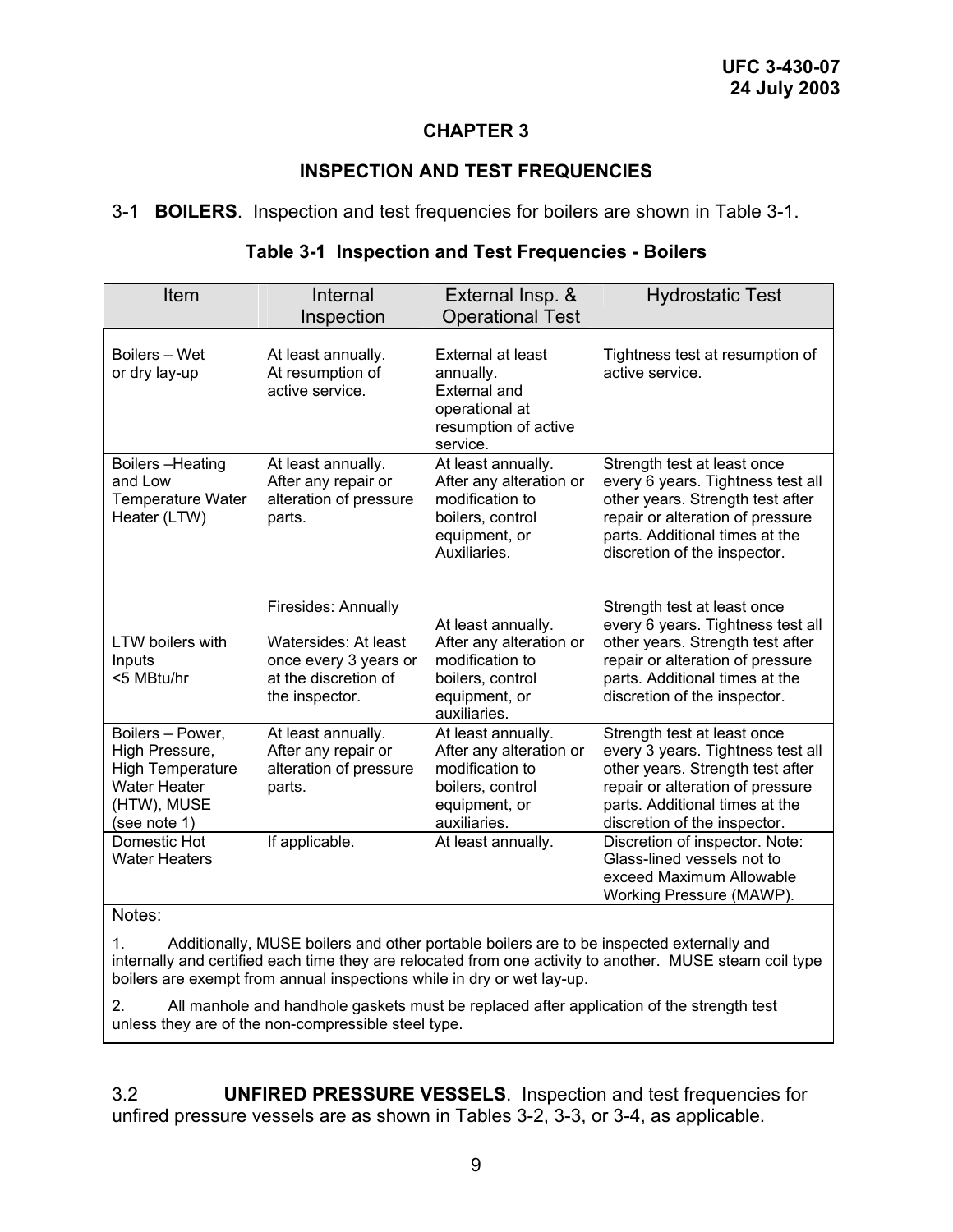# CHAPTER 3

## INSPECTION AND TEST FREQUENCIES

3-1 **BOILERS**. Inspection and test frequencies for boilers are shown in Table 3-1.

**Table 3-1 Inspection and Test Frequencies - Boilers**

| Item | Internal Inspection | External Insp. & Operational Test | Hydrostatic Test |
|---|---|---|---|
| Boilers – Wet or dry lay-up | At least annually. At resumption of active service. | External at least annually. External and operational at resumption of active service. | Tightness test at resumption of active service. |
| Boilers –Heating and Low Temperature Water Heater (LTW) | At least annually. After any repair or alteration of pressure parts. | At least annually. After any alteration or modification to boilers, control equipment, or Auxiliaries. | Strength test at least once every 6 years. Tightness test all other years. Strength test after repair or alteration of pressure parts. Additional times at the discretion of the inspector. |
| LTW boilers with Inputs <5 MBtu/hr | Firesides: Annually<br><br>Watersides: At least once every 3 years or at the discretion of the inspector. | At least annually. After any alteration or modification to boilers, control equipment, or auxiliaries. | Strength test at least once every 6 years. Tightness test all other years. Strength test after repair or alteration of pressure parts. Additional times at the discretion of the inspector. |
| Boilers – Power, High Pressure, High Temperature Water Heater (HTW), MUSE (see note 1) | At least annually. After any repair or alteration of pressure parts. | At least annually. After any alteration or modification to boilers, control equipment, or auxiliaries. | Strength test at least once every 3 years. Tightness test all other years. Strength test after repair or alteration of pressure parts. Additional times at the discretion of the inspector. |
| Domestic Hot Water Heaters | If applicable. | At least annually. | Discretion of inspector. Note: Glass-lined vessels not to exceed Maximum Allowable Working Pressure (MAWP). |

Notes:

1. Additionally, MUSE boilers and other portable boilers are to be inspected externally and internally and certified each time they are relocated from one activity to another. MUSE steam coil type boilers are exempt from annual inspections while in dry or wet lay-up.

2. All manhole and handhole gaskets must be replaced after application of the strength test unless they are of the non-compressible steel type.

3.2 **UNFIRED PRESSURE VESSELS**. Inspection and test frequencies for unfired pressure vessels are as shown in Tables 3-2, 3-3, or 3-4, as applicable.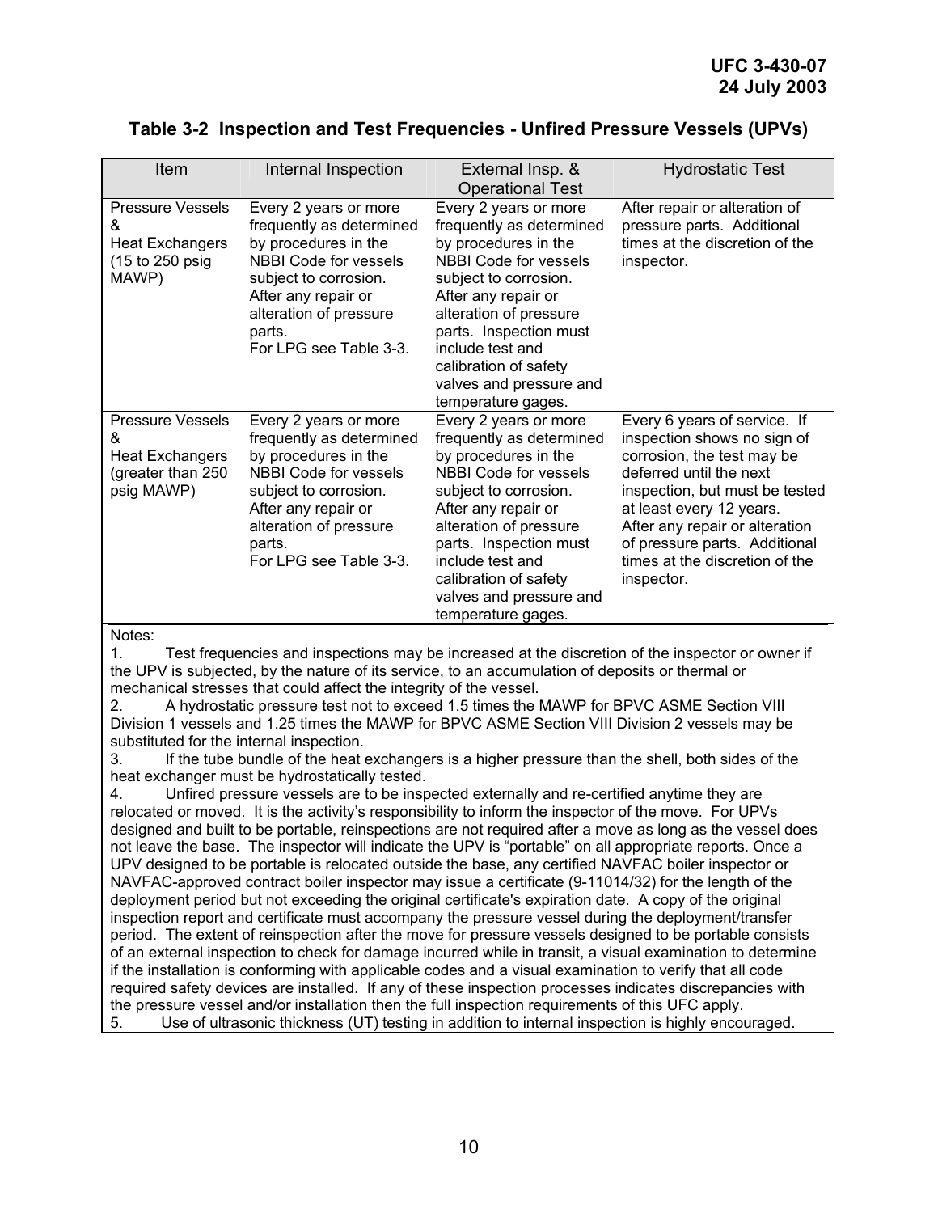### Table 3-2 Inspection and Test Frequencies - Unfired Pressure Vessels (UPVs)

| Item | Internal Inspection | External Insp. & Operational Test | Hydrostatic Test |
|---|---|---|---|
| Pressure Vessels & Heat Exchangers (15 to 250 psig MAWP) | Every 2 years or more frequently as determined by procedures in the NBBI Code for vessels subject to corrosion. After any repair or alteration of pressure parts. For LPG see Table 3-3. | Every 2 years or more frequently as determined by procedures in the NBBI Code for vessels subject to corrosion. After any repair or alteration of pressure parts. Inspection must include test and calibration of safety valves and pressure and temperature gages. | After repair or alteration of pressure parts. Additional times at the discretion of the inspector. |
| Pressure Vessels & Heat Exchangers (greater than 250 psig MAWP) | Every 2 years or more frequently as determined by procedures in the NBBI Code for vessels subject to corrosion. After any repair or alteration of pressure parts. For LPG see Table 3-3. | Every 2 years or more frequently as determined by procedures in the NBBI Code for vessels subject to corrosion. After any repair or alteration of pressure parts. Inspection must include test and calibration of safety valves and pressure and temperature gages. | Every 6 years of service. If inspection shows no sign of corrosion, the test may be deferred until the next inspection, but must be tested at least every 12 years. After any repair or alteration of pressure parts. Additional times at the discretion of the inspector. |

Notes:

1. Test frequencies and inspections may be increased at the discretion of the inspector or owner if the UPV is subjected, by the nature of its service, to an accumulation of deposits or thermal or mechanical stresses that could affect the integrity of the vessel.
2. A hydrostatic pressure test not to exceed 1.5 times the MAWP for BPVC ASME Section VIII Division 1 vessels and 1.25 times the MAWP for BPVC ASME Section VIII Division 2 vessels may be substituted for the internal inspection.
3. If the tube bundle of the heat exchangers is a higher pressure than the shell, both sides of the heat exchanger must be hydrostatically tested.
4. Unfired pressure vessels are to be inspected externally and re-certified anytime they are relocated or moved. It is the activity's responsibility to inform the inspector of the move. For UPVs designed and built to be portable, reinspections are not required after a move as long as the vessel does not leave the base. The inspector will indicate the UPV is "portable" on all appropriate reports. Once a UPV designed to be portable is relocated outside the base, any certified NAVFAC boiler inspector or NAVFAC-approved contract boiler inspector may issue a certificate (9-11014/32) for the length of the deployment period but not exceeding the original certificate's expiration date. A copy of the original inspection report and certificate must accompany the pressure vessel during the deployment/transfer period. The extent of reinspection after the move for pressure vessels designed to be portable consists of an external inspection to check for damage incurred while in transit, a visual examination to determine if the installation is conforming with applicable codes and a visual examination to verify that all code required safety devices are installed. If any of these inspection processes indicates discrepancies with the pressure vessel and/or installation then the full inspection requirements of this UFC apply.
5. Use of ultrasonic thickness (UT) testing in addition to internal inspection is highly encouraged.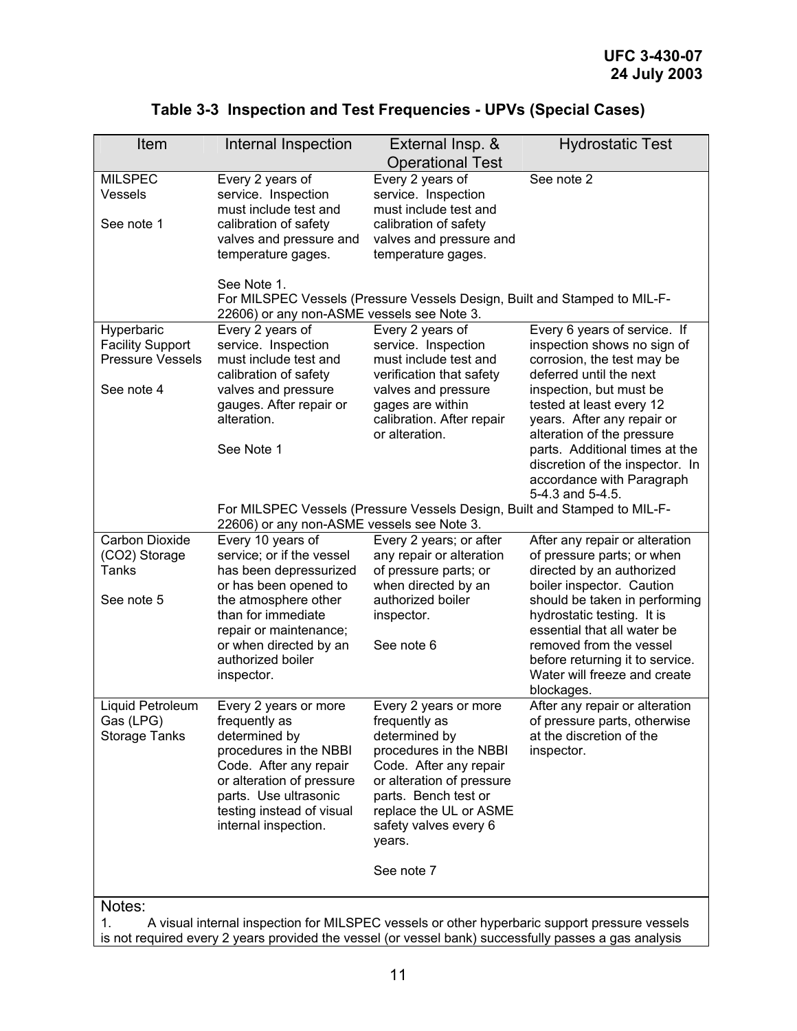## Table 3-3 Inspection and Test Frequencies - UPVs (Special Cases)

| Item | Internal Inspection | External Insp. & Operational Test | Hydrostatic Test |
|---|---|---|---|
| MILSPEC Vessels<br><br>See note 1 | Every 2 years of service. Inspection must include test and calibration of safety valves and pressure and temperature gages.<br><br>See Note 1.<br>For MILSPEC Vessels (Pressure Vessels Design, Built and Stamped to MIL-F-22606) or any non-ASME vessels see Note 3. | Every 2 years of service. Inspection must include test and calibration of safety valves and pressure and temperature gages. | See note 2 |
| Hyperbaric Facility Support Pressure Vessels<br><br>See note 4 | Every 2 years of service. Inspection must include test and calibration of safety valves and pressure gauges. After repair or alteration.<br><br>See Note 1<br><br>For MILSPEC Vessels (Pressure Vessels Design, Built and Stamped to MIL-F-22606) or any non-ASME vessels see Note 3. | Every 2 years of service. Inspection must include test and verification that safety valves and pressure gages are within calibration. After repair or alteration. | Every 6 years of service. If inspection shows no sign of corrosion, the test may be deferred until the next inspection, but must be tested at least every 12 years. After any repair or alteration of the pressure parts. Additional times at the discretion of the inspector. In accordance with Paragraph 5-4.3 and 5-4.5. |
| Carbon Dioxide ($CO_2$) Storage Tanks<br><br>See note 5 | Every 10 years of service; or if the vessel has been depressurized or has been opened to the atmosphere other than for immediate repair or maintenance; or when directed by an authorized boiler inspector. | Every 2 years; or after any repair or alteration of pressure parts; or when directed by an authorized boiler inspector.<br><br>See note 6 | After any repair or alteration of pressure parts; or when directed by an authorized boiler inspector. Caution should be taken in performing hydrostatic testing. It is essential that all water be removed from the vessel before returning it to service. Water will freeze and create blockages. |
| Liquid Petroleum Gas (LPG) Storage Tanks | Every 2 years or more frequently as determined by procedures in the NBBI Code. After any repair or alteration of pressure parts. Use ultrasonic testing instead of visual internal inspection. | Every 2 years or more frequently as determined by procedures in the NBBI Code. After any repair or alteration of pressure parts. Bench test or replace the UL or ASME safety valves every 6 years.<br><br>See note 7 | After any repair or alteration of pressure parts, otherwise at the discretion of the inspector. |

Notes:

1. A visual internal inspection for MILSPEC vessels or other hyperbaric support pressure vessels is not required every 2 years provided the vessel (or vessel bank) successfully passes a gas analysis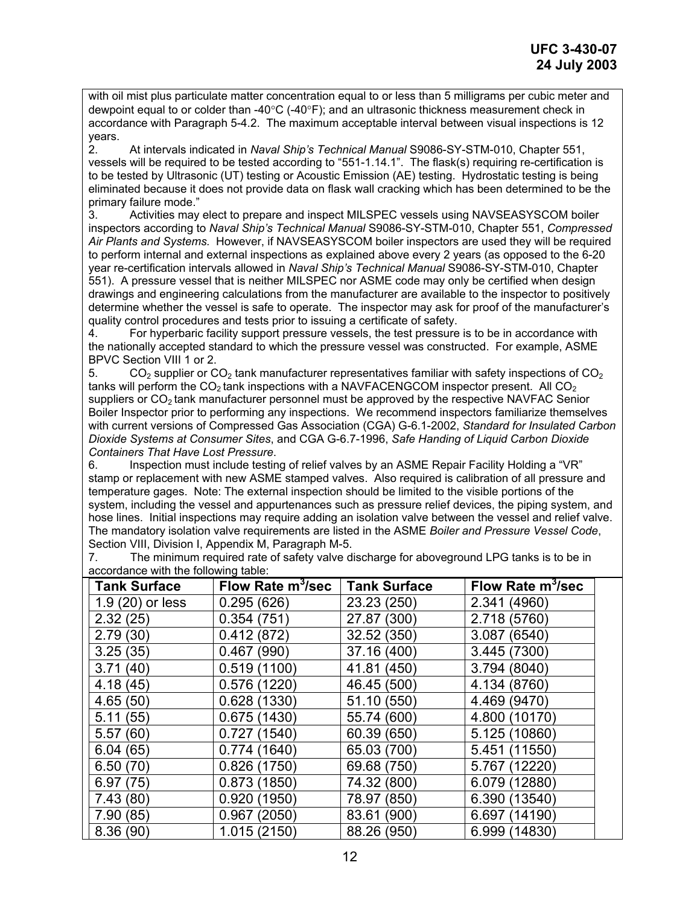with oil mist plus particulate matter concentration equal to or less than 5 milligrams per cubic meter and dewpoint equal to or colder than -40°C (-40°F); and an ultrasonic thickness measurement check in accordance with Paragraph 5-4.2. The maximum acceptable interval between visual inspections is 12 years.

2. At intervals indicated in *Naval Ship's Technical Manual* S9086-SY-STM-010, Chapter 551, vessels will be required to be tested according to "551-1.14.1". The flask(s) requiring re-certification is to be tested by Ultrasonic (UT) testing or Acoustic Emission (AE) testing. Hydrostatic testing is being eliminated because it does not provide data on flask wall cracking which has been determined to be the primary failure mode."

3. Activities may elect to prepare and inspect MILSPEC vessels using NAVSEASYSCOM boiler inspectors according to *Naval Ship's Technical Manual* S9086-SY-STM-010, Chapter 551, *Compressed Air Plants and Systems.* However, if NAVSEASYSCOM boiler inspectors are used they will be required to perform internal and external inspections as explained above every 2 years (as opposed to the 6-20 year re-certification intervals allowed in *Naval Ship's Technical Manual* S9086-SY-STM-010, Chapter 551). A pressure vessel that is neither MILSPEC nor ASME code may only be certified when design drawings and engineering calculations from the manufacturer are available to the inspector to positively determine whether the vessel is safe to operate. The inspector may ask for proof of the manufacturer's quality control procedures and tests prior to issuing a certificate of safety.

4. For hyperbaric facility support pressure vessels, the test pressure is to be in accordance with the nationally accepted standard to which the pressure vessel was constructed. For example, ASME BPVC Section VIII 1 or 2.

5. $CO_2$ supplier or $CO_2$ tank manufacturer representatives familiar with safety inspections of $CO_2$ tanks will perform the $CO_2$ tank inspections with a NAVFACENGCOM inspector present. All $CO_2$ suppliers or $CO_2$ tank manufacturer personnel must be approved by the respective NAVFAC Senior Boiler Inspector prior to performing any inspections. We recommend inspectors familiarize themselves with current versions of Compressed Gas Association (CGA) G-6.1-2002, *Standard for Insulated Carbon Dioxide Systems at Consumer Sites*, and CGA G-6.7-1996, *Safe Handing of Liquid Carbon Dioxide Containers That Have Lost Pressure.*

6. Inspection must include testing of relief valves by an ASME Repair Facility Holding a "VR" stamp or replacement with new ASME stamped valves. Also required is calibration of all pressure and temperature gages. Note: The external inspection should be limited to the visible portions of the system, including the vessel and appurtenances such as pressure relief devices, the piping system, and hose lines. Initial inspections may require adding an isolation valve between the vessel and relief valve. The mandatory isolation valve requirements are listed in the ASME *Boiler and Pressure Vessel Code*, Section VIII, Division I, Appendix M, Paragraph M-5.

7. The minimum required rate of safety valve discharge for aboveground LPG tanks is to be in accordance with the following table:

| Tank Surface | Flow Rate $m^3$/sec | Tank Surface | Flow Rate $m^3$/sec |
|---|---|---|---|
| 1.9 (20) or less | 0.295 (626) | 23.23 (250) | 2.341 (4960) |
| 2.32 (25) | 0.354 (751) | 27.87 (300) | 2.718 (5760) |
| 2.79 (30) | 0.412 (872) | 32.52 (350) | 3.087 (6540) |
| 3.25 (35) | 0.467 (990) | 37.16 (400) | 3.445 (7300) |
| 3.71 (40) | 0.519 (1100) | 41.81 (450) | 3.794 (8040) |
| 4.18 (45) | 0.576 (1220) | 46.45 (500) | 4.134 (8760) |
| 4.65 (50) | 0.628 (1330) | 51.10 (550) | 4.469 (9470) |
| 5.11 (55) | 0.675 (1430) | 55.74 (600) | 4.800 (10170) |
| 5.57 (60) | 0.727 (1540) | 60.39 (650) | 5.125 (10860) |
| 6.04 (65) | 0.774 (1640) | 65.03 (700) | 5.451 (11550) |
| 6.50 (70) | 0.826 (1750) | 69.68 (750) | 5.767 (12220) |
| 6.97 (75) | 0.873 (1850) | 74.32 (800) | 6.079 (12880) |
| 7.43 (80) | 0.920 (1950) | 78.97 (850) | 6.390 (13540) |
| 7.90 (85) | 0.967 (2050) | 83.61 (900) | 6.697 (14190) |
| 8.36 (90) | 1.015 (2150) | 88.26 (950) | 6.999 (14830) |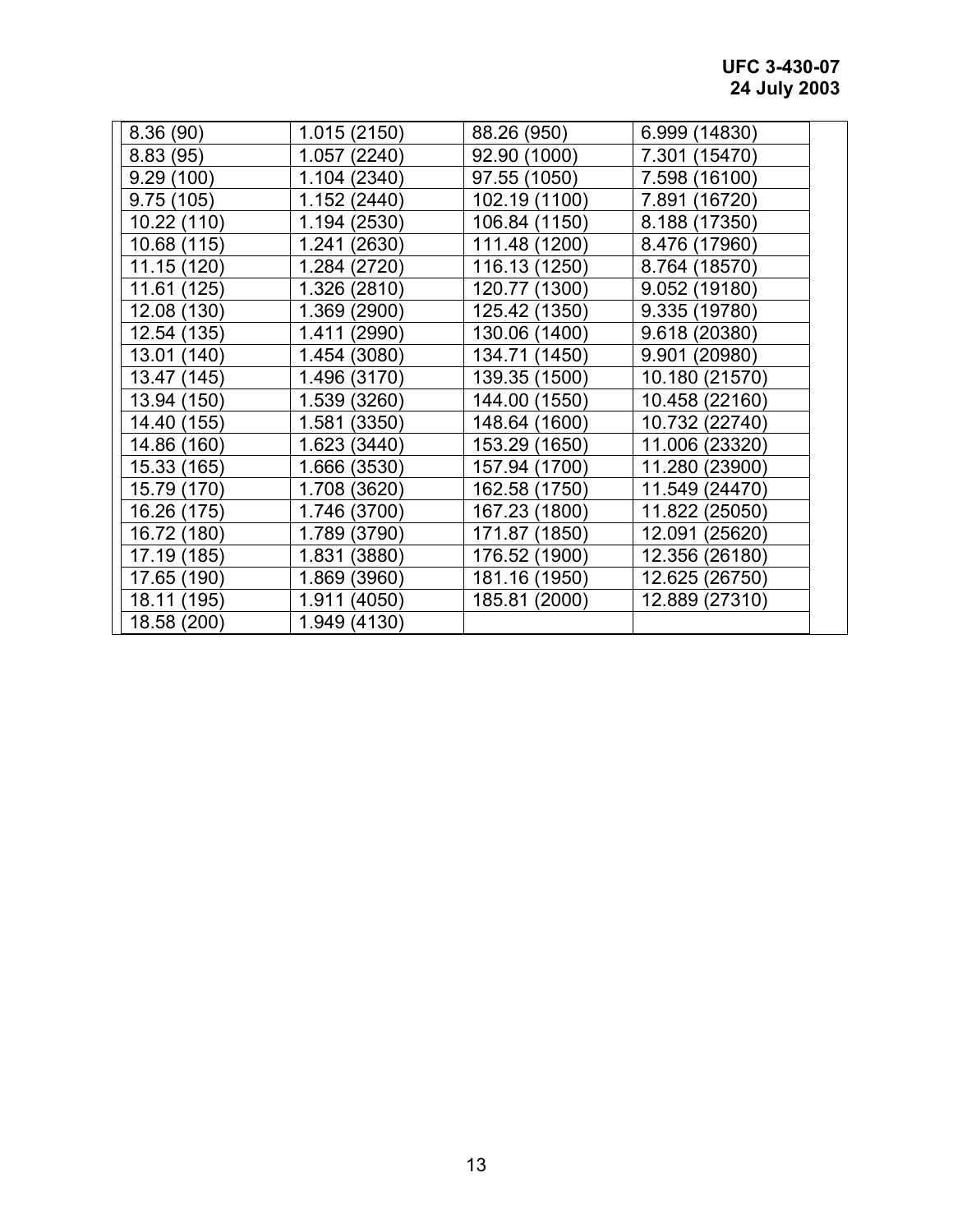| | | | |
|---|---|---|---|
| 8.36 (90) | 1.015 (2150) | 88.26 (950) | 6.999 (14830) |
| 8.83 (95) | 1.057 (2240) | 92.90 (1000) | 7.301 (15470) |
| 9.29 (100) | 1.104 (2340) | 97.55 (1050) | 7.598 (16100) |
| 9.75 (105) | 1.152 (2440) | 102.19 (1100) | 7.891 (16720) |
| 10.22 (110) | 1.194 (2530) | 106.84 (1150) | 8.188 (17350) |
| 10.68 (115) | 1.241 (2630) | 111.48 (1200) | 8.476 (17960) |
| 11.15 (120) | 1.284 (2720) | 116.13 (1250) | 8.764 (18570) |
| 11.61 (125) | 1.326 (2810) | 120.77 (1300) | 9.052 (19180) |
| 12.08 (130) | 1.369 (2900) | 125.42 (1350) | 9.335 (19780) |
| 12.54 (135) | 1.411 (2990) | 130.06 (1400) | 9.618 (20380) |
| 13.01 (140) | 1.454 (3080) | 134.71 (1450) | 9.901 (20980) |
| 13.47 (145) | 1.496 (3170) | 139.35 (1500) | 10.180 (21570) |
| 13.94 (150) | 1.539 (3260) | 144.00 (1550) | 10.458 (22160) |
| 14.40 (155) | 1.581 (3350) | 148.64 (1600) | 10.732 (22740) |
| 14.86 (160) | 1.623 (3440) | 153.29 (1650) | 11.006 (23320) |
| 15.33 (165) | 1.666 (3530) | 157.94 (1700) | 11.280 (23900) |
| 15.79 (170) | 1.708 (3620) | 162.58 (1750) | 11.549 (24470) |
| 16.26 (175) | 1.746 (3700) | 167.23 (1800) | 11.822 (25050) |
| 16.72 (180) | 1.789 (3790) | 171.87 (1850) | 12.091 (25620) |
| 17.19 (185) | 1.831 (3880) | 176.52 (1900) | 12.356 (26180) |
| 17.65 (190) | 1.869 (3960) | 181.16 (1950) | 12.625 (26750) |
| 18.11 (195) | 1.911 (4050) | 185.81 (2000) | 12.889 (27310) |
| 18.58 (200) | 1.949 (4130) | | |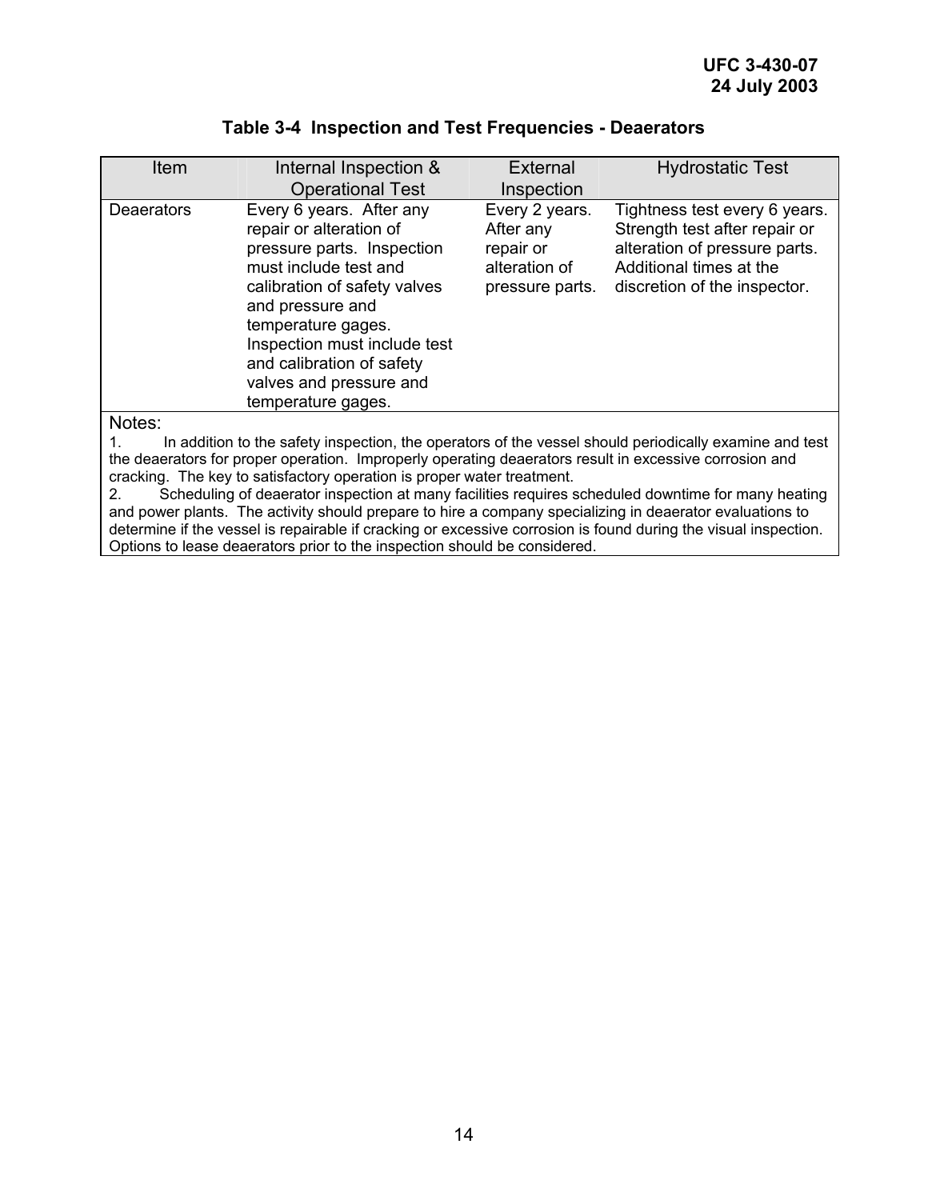**Table 3-4 Inspection and Test Frequencies - Deaerators**

| Item | Internal Inspection & Operational Test | External Inspection | Hydrostatic Test |
|---|---|---|---|
| Deaerators | Every 6 years. After any repair or alteration of pressure parts. Inspection must include test and calibration of safety valves and pressure and temperature gages. Inspection must include test and calibration of safety valves and pressure and temperature gages. | Every 2 years. After any repair or alteration of pressure parts. | Tightness test every 6 years. Strength test after repair or alteration of pressure parts. Additional times at the discretion of the inspector. |

Notes:

1. In addition to the safety inspection, the operators of the vessel should periodically examine and test the deaerators for proper operation. Improperly operating deaerators result in excessive corrosion and cracking. The key to satisfactory operation is proper water treatment.
2. Scheduling of deaerator inspection at many facilities requires scheduled downtime for many heating and power plants. The activity should prepare to hire a company specializing in deaerator evaluations to determine if the vessel is repairable if cracking or excessive corrosion is found during the visual inspection. Options to lease deaerators prior to the inspection should be considered.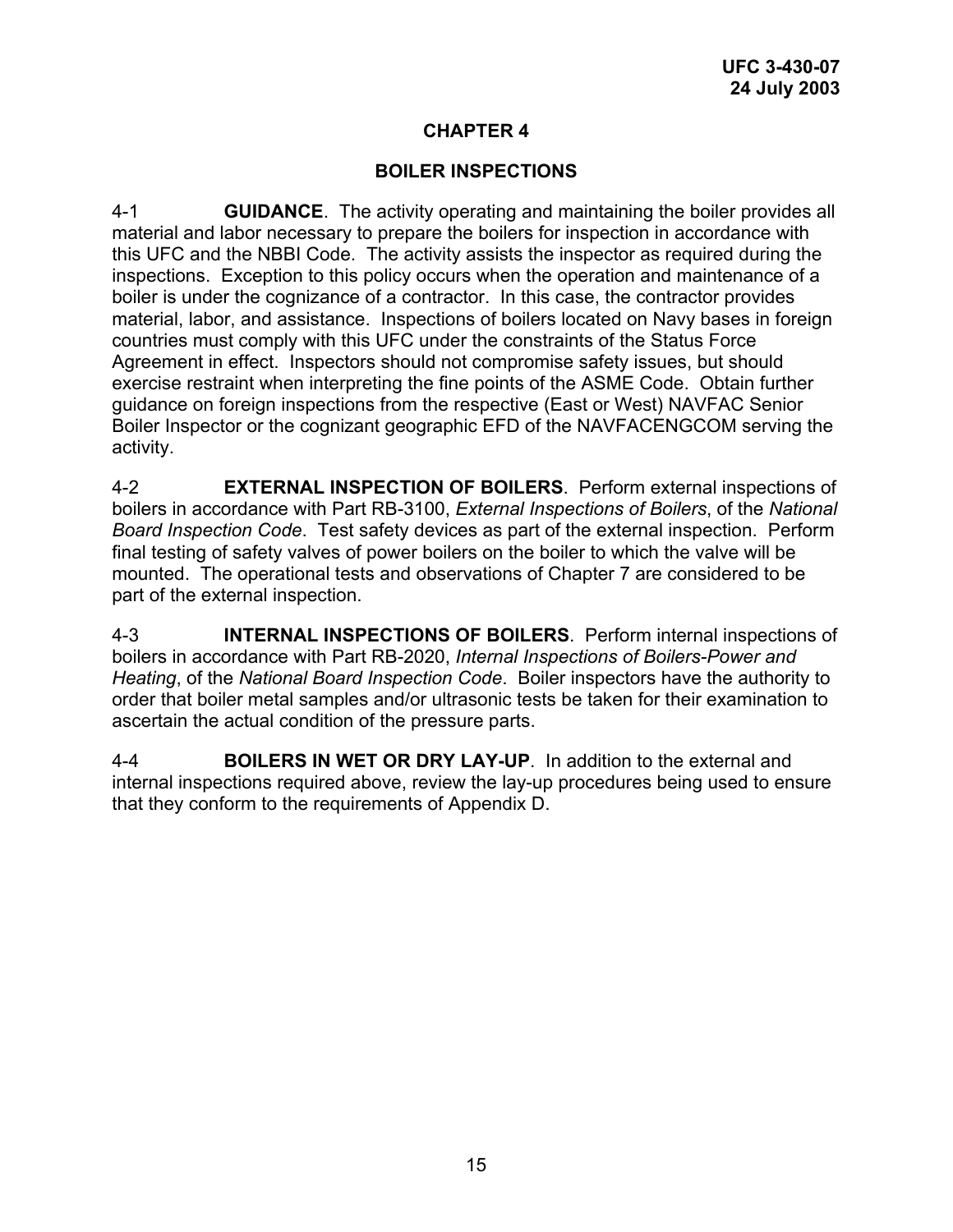# CHAPTER 4

## BOILER INSPECTIONS

4-1 **GUIDANCE**. The activity operating and maintaining the boiler provides all material and labor necessary to prepare the boilers for inspection in accordance with this UFC and the NBBI Code. The activity assists the inspector as required during the inspections. Exception to this policy occurs when the operation and maintenance of a boiler is under the cognizance of a contractor. In this case, the contractor provides material, labor, and assistance. Inspections of boilers located on Navy bases in foreign countries must comply with this UFC under the constraints of the Status Force Agreement in effect. Inspectors should not compromise safety issues, but should exercise restraint when interpreting the fine points of the ASME Code. Obtain further guidance on foreign inspections from the respective (East or West) NAVFAC Senior Boiler Inspector or the cognizant geographic EFD of the NAVFACENGCOM serving the activity.

4-2 **EXTERNAL INSPECTION OF BOILERS**. Perform external inspections of boilers in accordance with Part RB-3100, *External Inspections of Boilers*, of the *National Board Inspection Code*. Test safety devices as part of the external inspection. Perform final testing of safety valves of power boilers on the boiler to which the valve will be mounted. The operational tests and observations of Chapter 7 are considered to be part of the external inspection.

4-3 **INTERNAL INSPECTIONS OF BOILERS**. Perform internal inspections of boilers in accordance with Part RB-2020, *Internal Inspections of Boilers-Power and Heating*, of the *National Board Inspection Code*. Boiler inspectors have the authority to order that boiler metal samples and/or ultrasonic tests be taken for their examination to ascertain the actual condition of the pressure parts.

4-4 **BOILERS IN WET OR DRY LAY-UP**. In addition to the external and internal inspections required above, review the lay-up procedures being used to ensure that they conform to the requirements of Appendix D.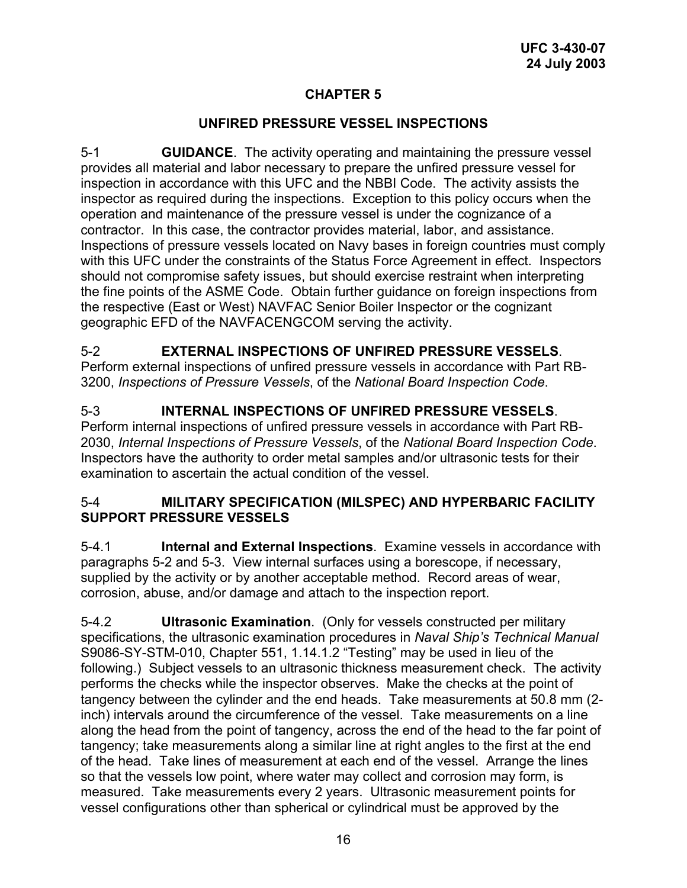# CHAPTER 5

## UNFIRED PRESSURE VESSEL INSPECTIONS

5-1 **GUIDANCE**. The activity operating and maintaining the pressure vessel provides all material and labor necessary to prepare the unfired pressure vessel for inspection in accordance with this UFC and the NBBI Code. The activity assists the inspector as required during the inspections. Exception to this policy occurs when the operation and maintenance of the pressure vessel is under the cognizance of a contractor. In this case, the contractor provides material, labor, and assistance. Inspections of pressure vessels located on Navy bases in foreign countries must comply with this UFC under the constraints of the Status Force Agreement in effect. Inspectors should not compromise safety issues, but should exercise restraint when interpreting the fine points of the ASME Code. Obtain further guidance on foreign inspections from the respective (East or West) NAVFAC Senior Boiler Inspector or the cognizant geographic EFD of the NAVFACENGCOM serving the activity.

5-2 **EXTERNAL INSPECTIONS OF UNFIRED PRESSURE VESSELS**. Perform external inspections of unfired pressure vessels in accordance with Part RB-3200, *Inspections of Pressure Vessels*, of the *National Board Inspection Code*.

5-3 **INTERNAL INSPECTIONS OF UNFIRED PRESSURE VESSELS**. Perform internal inspections of unfired pressure vessels in accordance with Part RB-2030, *Internal Inspections of Pressure Vessels*, of the *National Board Inspection Code*. Inspectors have the authority to order metal samples and/or ultrasonic tests for their examination to ascertain the actual condition of the vessel.

5-4 **MILITARY SPECIFICATION (MILSPEC) AND HYPERBARIC FACILITY SUPPORT PRESSURE VESSELS**

5-4.1 **Internal and External Inspections**. Examine vessels in accordance with paragraphs 5-2 and 5-3. View internal surfaces using a borescope, if necessary, supplied by the activity or by another acceptable method. Record areas of wear, corrosion, abuse, and/or damage and attach to the inspection report.

5-4.2 **Ultrasonic Examination**. (Only for vessels constructed per military specifications, the ultrasonic examination procedures in *Naval Ship's Technical Manual* S9086-SY-STM-010, Chapter 551, 1.14.1.2 "Testing" may be used in lieu of the following.) Subject vessels to an ultrasonic thickness measurement check. The activity performs the checks while the inspector observes. Make the checks at the point of tangency between the cylinder and the end heads. Take measurements at 50.8 mm (2-inch) intervals around the circumference of the vessel. Take measurements on a line along the head from the point of tangency, across the end of the head to the far point of tangency; take measurements along a similar line at right angles to the first at the end of the head. Take lines of measurement at each end of the vessel. Arrange the lines so that the vessels low point, where water may collect and corrosion may form, is measured. Take measurements every 2 years. Ultrasonic measurement points for vessel configurations other than spherical or cylindrical must be approved by the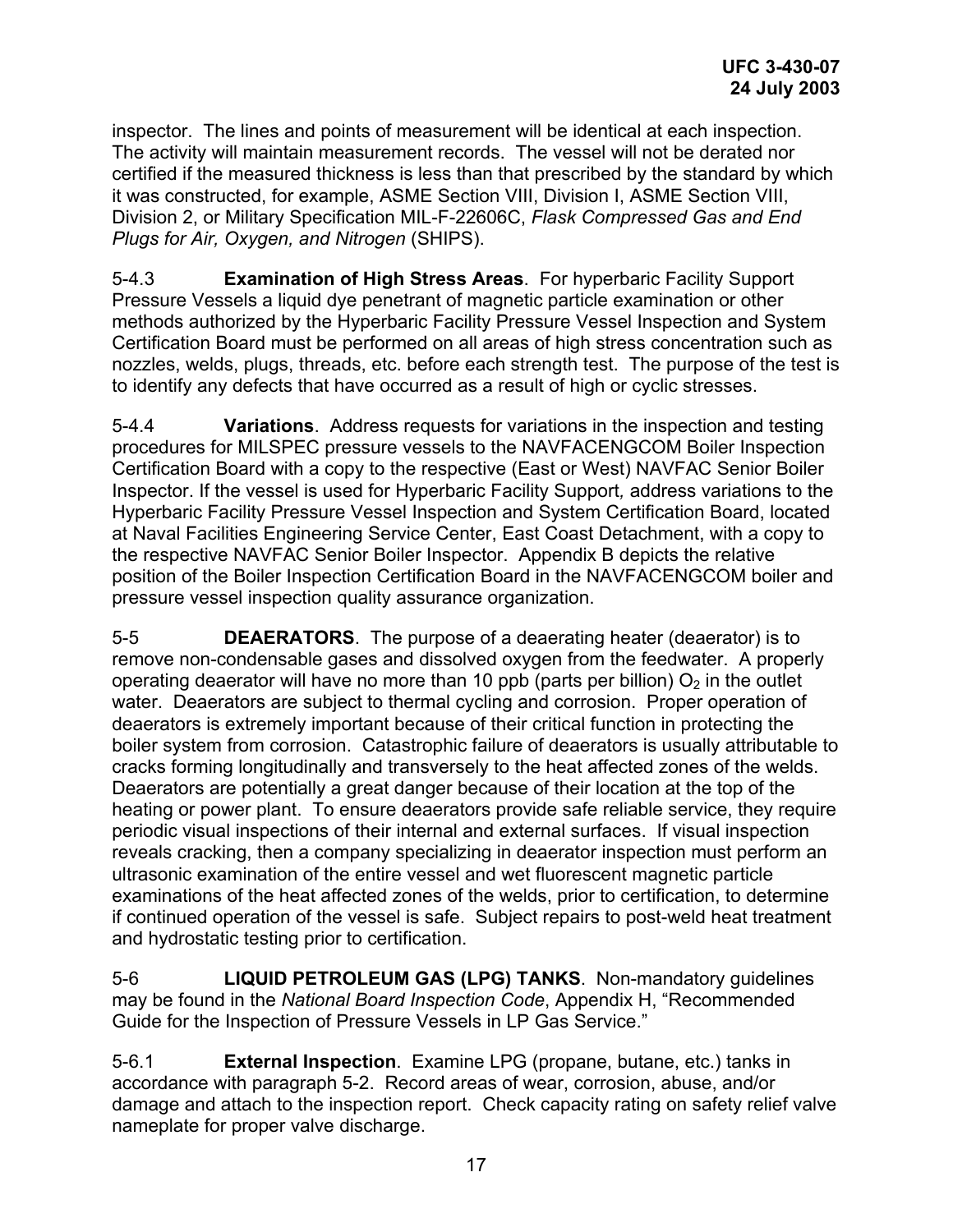inspector. The lines and points of measurement will be identical at each inspection. The activity will maintain measurement records. The vessel will not be derated nor certified if the measured thickness is less than that prescribed by the standard by which it was constructed, for example, ASME Section VIII, Division I, ASME Section VIII, Division 2, or Military Specification MIL-F-22606C, *Flask Compressed Gas and End Plugs for Air, Oxygen, and Nitrogen* (SHIPS).

5-4.3 **Examination of High Stress Areas**. For hyperbaric Facility Support Pressure Vessels a liquid dye penetrant of magnetic particle examination or other methods authorized by the Hyperbaric Facility Pressure Vessel Inspection and System Certification Board must be performed on all areas of high stress concentration such as nozzles, welds, plugs, threads, etc. before each strength test. The purpose of the test is to identify any defects that have occurred as a result of high or cyclic stresses.

5-4.4 **Variations**. Address requests for variations in the inspection and testing procedures for MILSPEC pressure vessels to the NAVFACENGCOM Boiler Inspection Certification Board with a copy to the respective (East or West) NAVFAC Senior Boiler Inspector. If the vessel is used for Hyperbaric Facility Support*,* address variations to the Hyperbaric Facility Pressure Vessel Inspection and System Certification Board, located at Naval Facilities Engineering Service Center, East Coast Detachment, with a copy to the respective NAVFAC Senior Boiler Inspector. Appendix B depicts the relative position of the Boiler Inspection Certification Board in the NAVFACENGCOM boiler and pressure vessel inspection quality assurance organization.

5-5 **DEAERATORS**. The purpose of a deaerating heater (deaerator) is to remove non-condensable gases and dissolved oxygen from the feedwater. A properly operating deaerator will have no more than 10 ppb (parts per billion) $O_2$ in the outlet water. Deaerators are subject to thermal cycling and corrosion. Proper operation of deaerators is extremely important because of their critical function in protecting the boiler system from corrosion. Catastrophic failure of deaerators is usually attributable to cracks forming longitudinally and transversely to the heat affected zones of the welds. Deaerators are potentially a great danger because of their location at the top of the heating or power plant. To ensure deaerators provide safe reliable service, they require periodic visual inspections of their internal and external surfaces. If visual inspection reveals cracking, then a company specializing in deaerator inspection must perform an ultrasonic examination of the entire vessel and wet fluorescent magnetic particle examinations of the heat affected zones of the welds, prior to certification, to determine if continued operation of the vessel is safe. Subject repairs to post-weld heat treatment and hydrostatic testing prior to certification.

5-6 **LIQUID PETROLEUM GAS (LPG) TANKS**. Non-mandatory guidelines may be found in the *National Board Inspection Code*, Appendix H, "Recommended Guide for the Inspection of Pressure Vessels in LP Gas Service."

5-6.1 **External Inspection**. Examine LPG (propane, butane, etc.) tanks in accordance with paragraph 5-2. Record areas of wear, corrosion, abuse, and/or damage and attach to the inspection report. Check capacity rating on safety relief valve nameplate for proper valve discharge.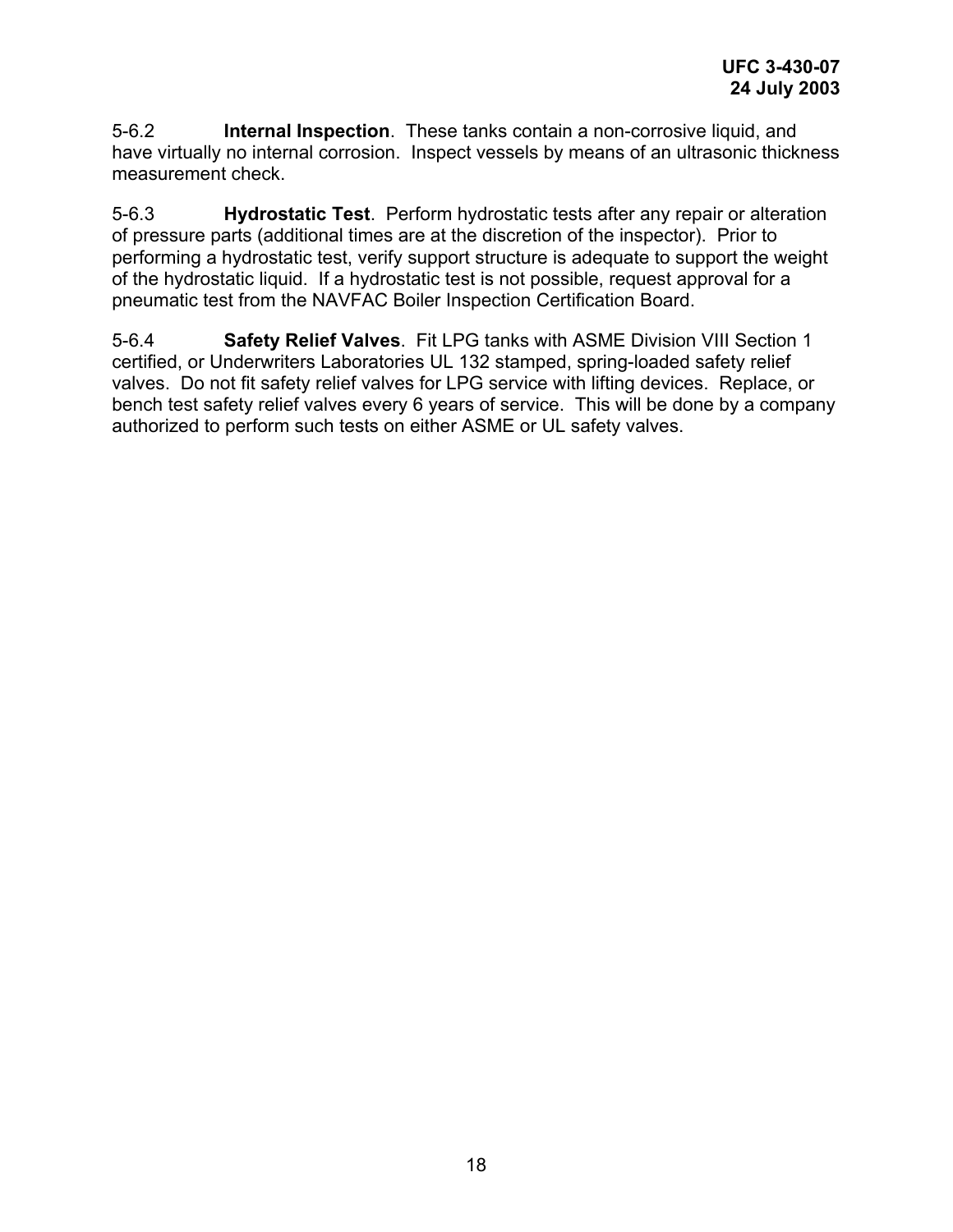5-6.2 **Internal Inspection**. These tanks contain a non-corrosive liquid, and have virtually no internal corrosion. Inspect vessels by means of an ultrasonic thickness measurement check.

5-6.3 **Hydrostatic Test**. Perform hydrostatic tests after any repair or alteration of pressure parts (additional times are at the discretion of the inspector). Prior to performing a hydrostatic test, verify support structure is adequate to support the weight of the hydrostatic liquid. If a hydrostatic test is not possible, request approval for a pneumatic test from the NAVFAC Boiler Inspection Certification Board.

5-6.4 **Safety Relief Valves**. Fit LPG tanks with ASME Division VIII Section 1 certified, or Underwriters Laboratories UL 132 stamped, spring-loaded safety relief valves. Do not fit safety relief valves for LPG service with lifting devices. Replace, or bench test safety relief valves every 6 years of service. This will be done by a company authorized to perform such tests on either ASME or UL safety valves.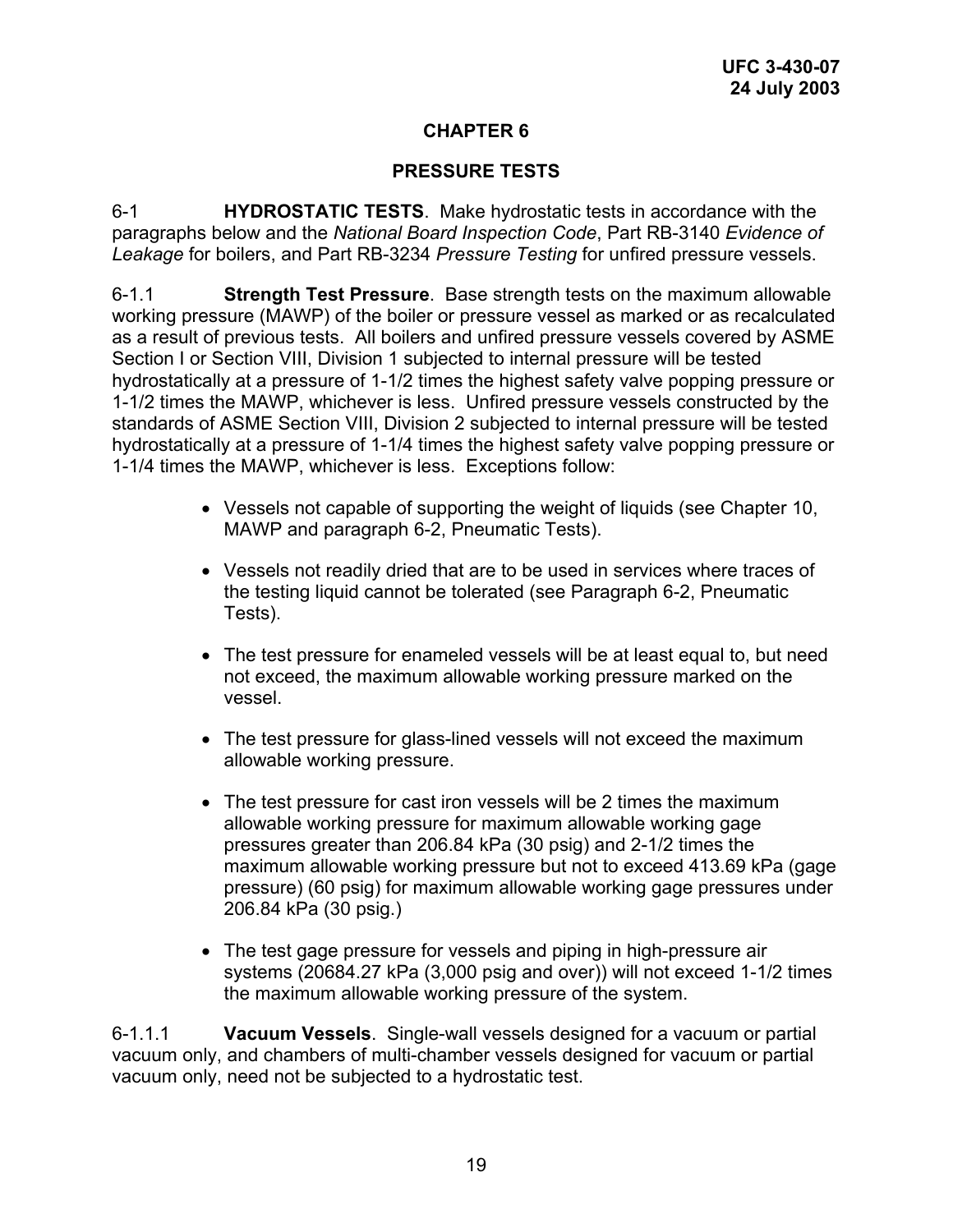# CHAPTER 6

# PRESSURE TESTS

6-1 **HYDROSTATIC TESTS**. Make hydrostatic tests in accordance with the paragraphs below and the *National Board Inspection Code*, Part RB-3140 *Evidence of Leakage* for boilers, and Part RB-3234 *Pressure Testing* for unfired pressure vessels.

6-1.1 **Strength Test Pressure**. Base strength tests on the maximum allowable working pressure (MAWP) of the boiler or pressure vessel as marked or as recalculated as a result of previous tests. All boilers and unfired pressure vessels covered by ASME Section I or Section VIII, Division 1 subjected to internal pressure will be tested hydrostatically at a pressure of 1-1/2 times the highest safety valve popping pressure or 1-1/2 times the MAWP, whichever is less. Unfired pressure vessels constructed by the standards of ASME Section VIII, Division 2 subjected to internal pressure will be tested hydrostatically at a pressure of 1-1/4 times the highest safety valve popping pressure or 1-1/4 times the MAWP, whichever is less. Exceptions follow:

- Vessels not capable of supporting the weight of liquids (see Chapter 10, MAWP and paragraph 6-2, Pneumatic Tests).
- Vessels not readily dried that are to be used in services where traces of the testing liquid cannot be tolerated (see Paragraph 6-2, Pneumatic Tests).
- The test pressure for enameled vessels will be at least equal to, but need not exceed, the maximum allowable working pressure marked on the vessel.
- The test pressure for glass-lined vessels will not exceed the maximum allowable working pressure.
- The test pressure for cast iron vessels will be 2 times the maximum allowable working pressure for maximum allowable working gage pressures greater than 206.84 kPa (30 psig) and 2-1/2 times the maximum allowable working pressure but not to exceed 413.69 kPa (gage pressure) (60 psig) for maximum allowable working gage pressures under 206.84 kPa (30 psig.)
- The test gage pressure for vessels and piping in high-pressure air systems (20684.27 kPa (3,000 psig and over)) will not exceed 1-1/2 times the maximum allowable working pressure of the system.

6-1.1.1 **Vacuum Vessels**. Single-wall vessels designed for a vacuum or partial vacuum only, and chambers of multi-chamber vessels designed for vacuum or partial vacuum only, need not be subjected to a hydrostatic test.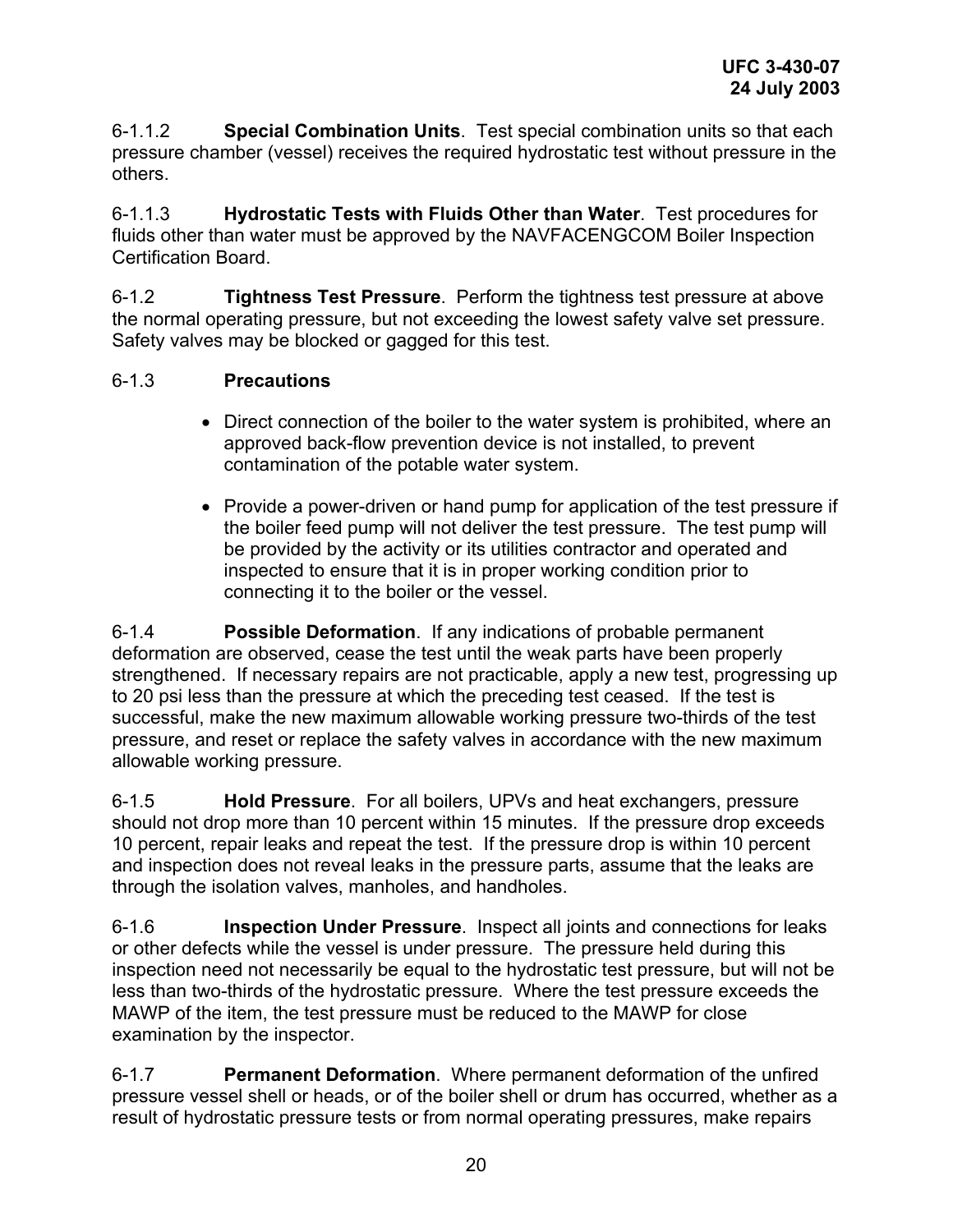6-1.1.2 **Special Combination Units**. Test special combination units so that each pressure chamber (vessel) receives the required hydrostatic test without pressure in the others.

6-1.1.3 **Hydrostatic Tests with Fluids Other than Water**. Test procedures for fluids other than water must be approved by the NAVFACENGCOM Boiler Inspection Certification Board.

6-1.2 **Tightness Test Pressure**. Perform the tightness test pressure at above the normal operating pressure, but not exceeding the lowest safety valve set pressure. Safety valves may be blocked or gagged for this test.

6-1.3 **Precautions**

- Direct connection of the boiler to the water system is prohibited, where an approved back-flow prevention device is not installed, to prevent contamination of the potable water system.
- Provide a power-driven or hand pump for application of the test pressure if the boiler feed pump will not deliver the test pressure. The test pump will be provided by the activity or its utilities contractor and operated and inspected to ensure that it is in proper working condition prior to connecting it to the boiler or the vessel.

6-1.4 **Possible Deformation**. If any indications of probable permanent deformation are observed, cease the test until the weak parts have been properly strengthened. If necessary repairs are not practicable, apply a new test, progressing up to 20 psi less than the pressure at which the preceding test ceased. If the test is successful, make the new maximum allowable working pressure two-thirds of the test pressure, and reset or replace the safety valves in accordance with the new maximum allowable working pressure.

6-1.5 **Hold Pressure**. For all boilers, UPVs and heat exchangers, pressure should not drop more than 10 percent within 15 minutes. If the pressure drop exceeds 10 percent, repair leaks and repeat the test. If the pressure drop is within 10 percent and inspection does not reveal leaks in the pressure parts, assume that the leaks are through the isolation valves, manholes, and handholes.

6-1.6 **Inspection Under Pressure**. Inspect all joints and connections for leaks or other defects while the vessel is under pressure. The pressure held during this inspection need not necessarily be equal to the hydrostatic test pressure, but will not be less than two-thirds of the hydrostatic pressure. Where the test pressure exceeds the MAWP of the item, the test pressure must be reduced to the MAWP for close examination by the inspector.

6-1.7 **Permanent Deformation**. Where permanent deformation of the unfired pressure vessel shell or heads, or of the boiler shell or drum has occurred, whether as a result of hydrostatic pressure tests or from normal operating pressures, make repairs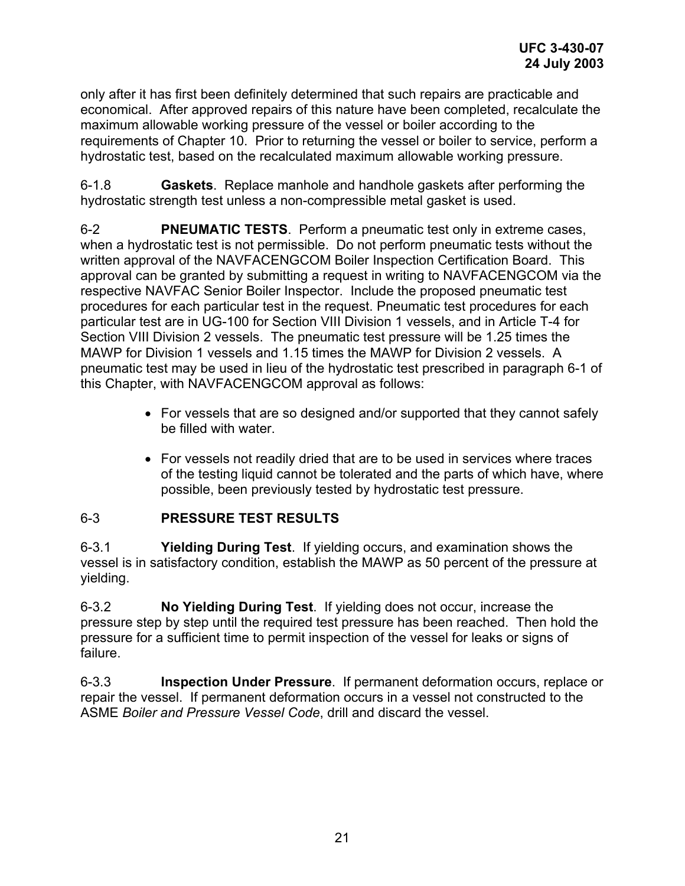only after it has first been definitely determined that such repairs are practicable and economical. After approved repairs of this nature have been completed, recalculate the maximum allowable working pressure of the vessel or boiler according to the requirements of Chapter 10. Prior to returning the vessel or boiler to service, perform a hydrostatic test, based on the recalculated maximum allowable working pressure.

6-1.8 **Gaskets**. Replace manhole and handhole gaskets after performing the hydrostatic strength test unless a non-compressible metal gasket is used.

## 6-2 PNEUMATIC TESTS

**PNEUMATIC TESTS**. Perform a pneumatic test only in extreme cases, when a hydrostatic test is not permissible. Do not perform pneumatic tests without the written approval of the NAVFACENGCOM Boiler Inspection Certification Board. This approval can be granted by submitting a request in writing to NAVFACENGCOM via the respective NAVFAC Senior Boiler Inspector. Include the proposed pneumatic test procedures for each particular test in the request. Pneumatic test procedures for each particular test are in UG-100 for Section VIII Division 1 vessels, and in Article T-4 for Section VIII Division 2 vessels. The pneumatic test pressure will be 1.25 times the MAWP for Division 1 vessels and 1.15 times the MAWP for Division 2 vessels. A pneumatic test may be used in lieu of the hydrostatic test prescribed in paragraph 6-1 of this Chapter, with NAVFACENGCOM approval as follows:

- For vessels that are so designed and/or supported that they cannot safely be filled with water.
- For vessels not readily dried that are to be used in services where traces of the testing liquid cannot be tolerated and the parts of which have, where possible, been previously tested by hydrostatic test pressure.

## 6-3 PRESSURE TEST RESULTS

6-3.1 **Yielding During Test**. If yielding occurs, and examination shows the vessel is in satisfactory condition, establish the MAWP as 50 percent of the pressure at yielding.

6-3.2 **No Yielding During Test**. If yielding does not occur, increase the pressure step by step until the required test pressure has been reached. Then hold the pressure for a sufficient time to permit inspection of the vessel for leaks or signs of failure.

6-3.3 **Inspection Under Pressure**. If permanent deformation occurs, replace or repair the vessel. If permanent deformation occurs in a vessel not constructed to the ASME *Boiler and Pressure Vessel Code*, drill and discard the vessel.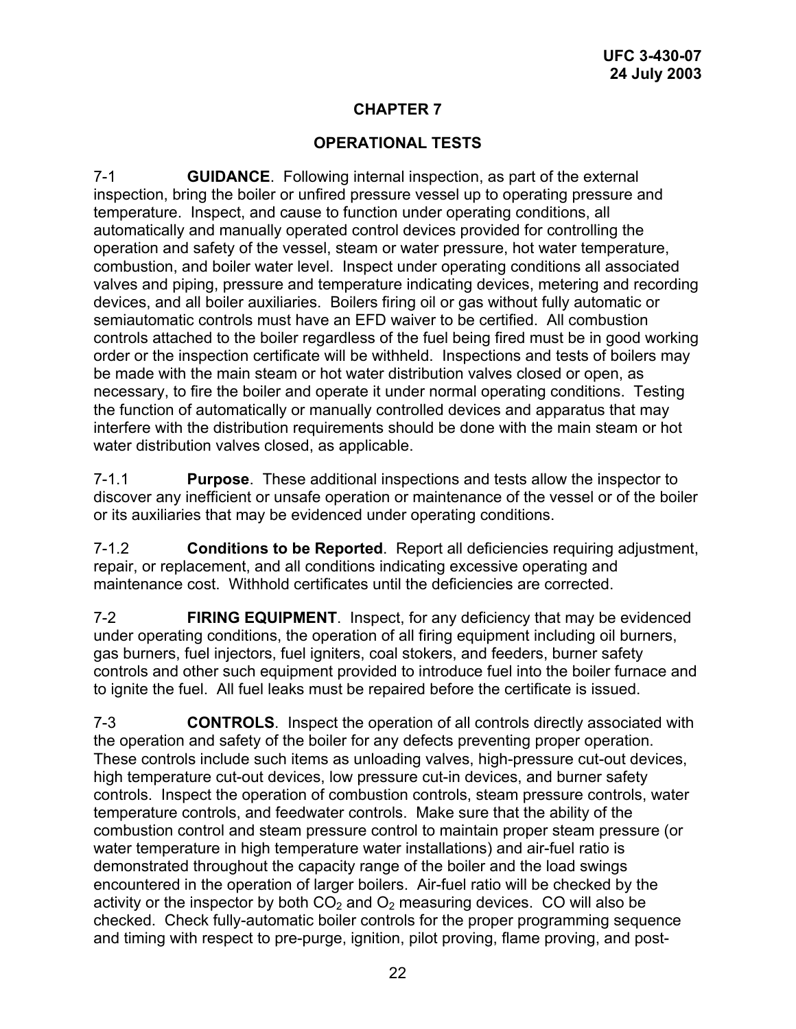# CHAPTER 7

## OPERATIONAL TESTS

7-1 **GUIDANCE**. Following internal inspection, as part of the external inspection, bring the boiler or unfired pressure vessel up to operating pressure and temperature. Inspect, and cause to function under operating conditions, all automatically and manually operated control devices provided for controlling the operation and safety of the vessel, steam or water pressure, hot water temperature, combustion, and boiler water level. Inspect under operating conditions all associated valves and piping, pressure and temperature indicating devices, metering and recording devices, and all boiler auxiliaries. Boilers firing oil or gas without fully automatic or semiautomatic controls must have an EFD waiver to be certified. All combustion controls attached to the boiler regardless of the fuel being fired must be in good working order or the inspection certificate will be withheld. Inspections and tests of boilers may be made with the main steam or hot water distribution valves closed or open, as necessary, to fire the boiler and operate it under normal operating conditions. Testing the function of automatically or manually controlled devices and apparatus that may interfere with the distribution requirements should be done with the main steam or hot water distribution valves closed, as applicable.

7-1.1 **Purpose**. These additional inspections and tests allow the inspector to discover any inefficient or unsafe operation or maintenance of the vessel or of the boiler or its auxiliaries that may be evidenced under operating conditions.

7-1.2 **Conditions to be Reported**. Report all deficiencies requiring adjustment, repair, or replacement, and all conditions indicating excessive operating and maintenance cost. Withhold certificates until the deficiencies are corrected.

7-2 **FIRING EQUIPMENT**. Inspect, for any deficiency that may be evidenced under operating conditions, the operation of all firing equipment including oil burners, gas burners, fuel injectors, fuel igniters, coal stokers, and feeders, burner safety controls and other such equipment provided to introduce fuel into the boiler furnace and to ignite the fuel. All fuel leaks must be repaired before the certificate is issued.

7-3 **CONTROLS**. Inspect the operation of all controls directly associated with the operation and safety of the boiler for any defects preventing proper operation. These controls include such items as unloading valves, high-pressure cut-out devices, high temperature cut-out devices, low pressure cut-in devices, and burner safety controls. Inspect the operation of combustion controls, steam pressure controls, water temperature controls, and feedwater controls. Make sure that the ability of the combustion control and steam pressure control to maintain proper steam pressure (or water temperature in high temperature water installations) and air-fuel ratio is demonstrated throughout the capacity range of the boiler and the load swings encountered in the operation of larger boilers. Air-fuel ratio will be checked by the activity or the inspector by both $CO_2$ and $O_2$ measuring devices. CO will also be checked. Check fully-automatic boiler controls for the proper programming sequence and timing with respect to pre-purge, ignition, pilot proving, flame proving, and post-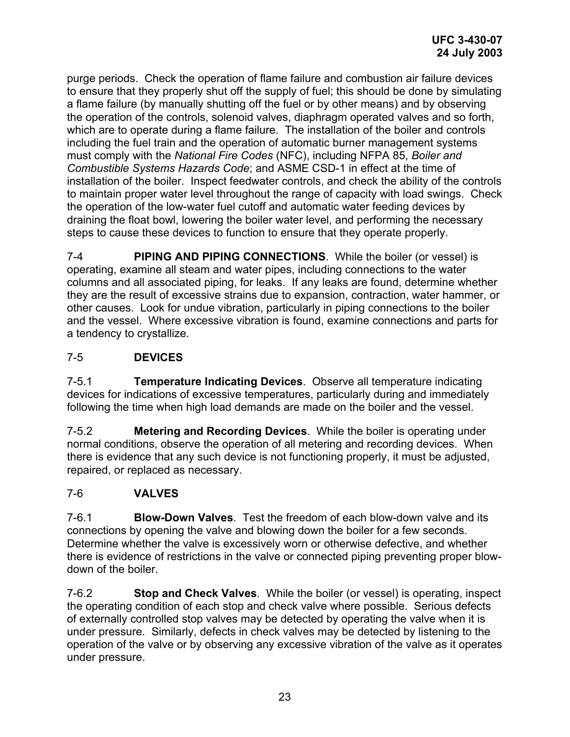purge periods. Check the operation of flame failure and combustion air failure devices to ensure that they properly shut off the supply of fuel; this should be done by simulating a flame failure (by manually shutting off the fuel or by other means) and by observing the operation of the controls, solenoid valves, diaphragm operated valves and so forth, which are to operate during a flame failure. The installation of the boiler and controls including the fuel train and the operation of automatic burner management systems must comply with the *National Fire Codes* (NFC), including NFPA 85, *Boiler and Combustible Systems Hazards Code*; and ASME CSD-1 in effect at the time of installation of the boiler. Inspect feedwater controls, and check the ability of the controls to maintain proper water level throughout the range of capacity with load swings. Check the operation of the low-water fuel cutoff and automatic water feeding devices by draining the float bowl, lowering the boiler water level, and performing the necessary steps to cause these devices to function to ensure that they operate properly.

7-4 **PIPING AND PIPING CONNECTIONS**. While the boiler (or vessel) is operating, examine all steam and water pipes, including connections to the water columns and all associated piping, for leaks. If any leaks are found, determine whether they are the result of excessive strains due to expansion, contraction, water hammer, or other causes. Look for undue vibration, particularly in piping connections to the boiler and the vessel. Where excessive vibration is found, examine connections and parts for a tendency to crystallize.

## 7-5 DEVICES

7-5.1 **Temperature Indicating Devices**. Observe all temperature indicating devices for indications of excessive temperatures, particularly during and immediately following the time when high load demands are made on the boiler and the vessel.

7-5.2 **Metering and Recording Devices**. While the boiler is operating under normal conditions, observe the operation of all metering and recording devices. When there is evidence that any such device is not functioning properly, it must be adjusted, repaired, or replaced as necessary.

## 7-6 VALVES

7-6.1 **Blow-Down Valves**. Test the freedom of each blow-down valve and its connections by opening the valve and blowing down the boiler for a few seconds. Determine whether the valve is excessively worn or otherwise defective, and whether there is evidence of restrictions in the valve or connected piping preventing proper blow-down of the boiler.

7-6.2 **Stop and Check Valves**. While the boiler (or vessel) is operating, inspect the operating condition of each stop and check valve where possible. Serious defects of externally controlled stop valves may be detected by operating the valve when it is under pressure. Similarly, defects in check valves may be detected by listening to the operation of the valve or by observing any excessive vibration of the valve as it operates under pressure.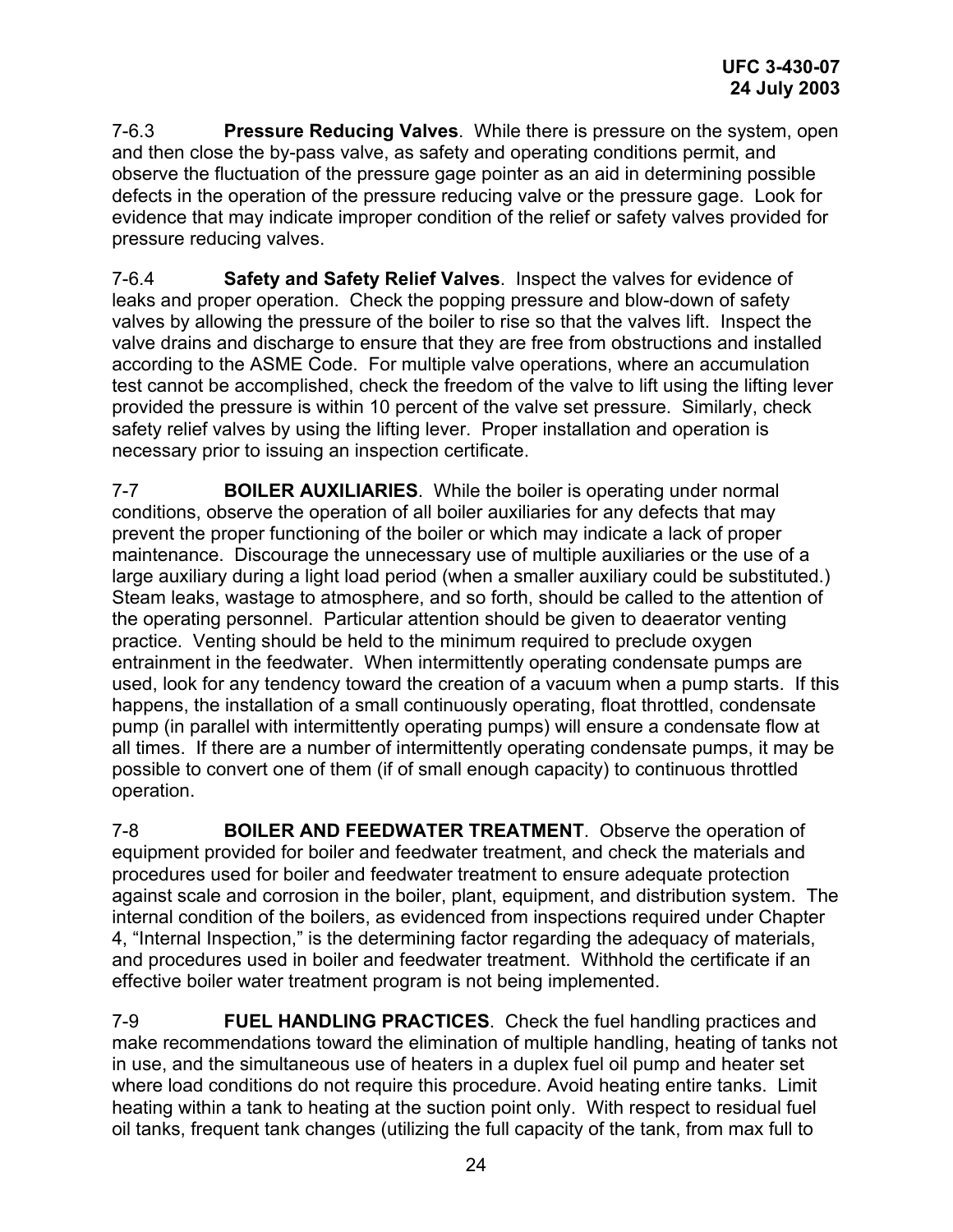7-6.3 **Pressure Reducing Valves**. While there is pressure on the system, open and then close the by-pass valve, as safety and operating conditions permit, and observe the fluctuation of the pressure gage pointer as an aid in determining possible defects in the operation of the pressure reducing valve or the pressure gage. Look for evidence that may indicate improper condition of the relief or safety valves provided for pressure reducing valves.

7-6.4 **Safety and Safety Relief Valves**. Inspect the valves for evidence of leaks and proper operation. Check the popping pressure and blow-down of safety valves by allowing the pressure of the boiler to rise so that the valves lift. Inspect the valve drains and discharge to ensure that they are free from obstructions and installed according to the ASME Code. For multiple valve operations, where an accumulation test cannot be accomplished, check the freedom of the valve to lift using the lifting lever provided the pressure is within 10 percent of the valve set pressure. Similarly, check safety relief valves by using the lifting lever. Proper installation and operation is necessary prior to issuing an inspection certificate.

7-7 **BOILER AUXILIARIES**. While the boiler is operating under normal conditions, observe the operation of all boiler auxiliaries for any defects that may prevent the proper functioning of the boiler or which may indicate a lack of proper maintenance. Discourage the unnecessary use of multiple auxiliaries or the use of a large auxiliary during a light load period (when a smaller auxiliary could be substituted.) Steam leaks, wastage to atmosphere, and so forth, should be called to the attention of the operating personnel. Particular attention should be given to deaerator venting practice. Venting should be held to the minimum required to preclude oxygen entrainment in the feedwater. When intermittently operating condensate pumps are used, look for any tendency toward the creation of a vacuum when a pump starts. If this happens, the installation of a small continuously operating, float throttled, condensate pump (in parallel with intermittently operating pumps) will ensure a condensate flow at all times. If there are a number of intermittently operating condensate pumps, it may be possible to convert one of them (if of small enough capacity) to continuous throttled operation.

7-8 **BOILER AND FEEDWATER TREATMENT**. Observe the operation of equipment provided for boiler and feedwater treatment, and check the materials and procedures used for boiler and feedwater treatment to ensure adequate protection against scale and corrosion in the boiler, plant, equipment, and distribution system. The internal condition of the boilers, as evidenced from inspections required under Chapter 4, "Internal Inspection," is the determining factor regarding the adequacy of materials, and procedures used in boiler and feedwater treatment. Withhold the certificate if an effective boiler water treatment program is not being implemented.

7-9 **FUEL HANDLING PRACTICES**. Check the fuel handling practices and make recommendations toward the elimination of multiple handling, heating of tanks not in use, and the simultaneous use of heaters in a duplex fuel oil pump and heater set where load conditions do not require this procedure. Avoid heating entire tanks. Limit heating within a tank to heating at the suction point only. With respect to residual fuel oil tanks, frequent tank changes (utilizing the full capacity of the tank, from max full to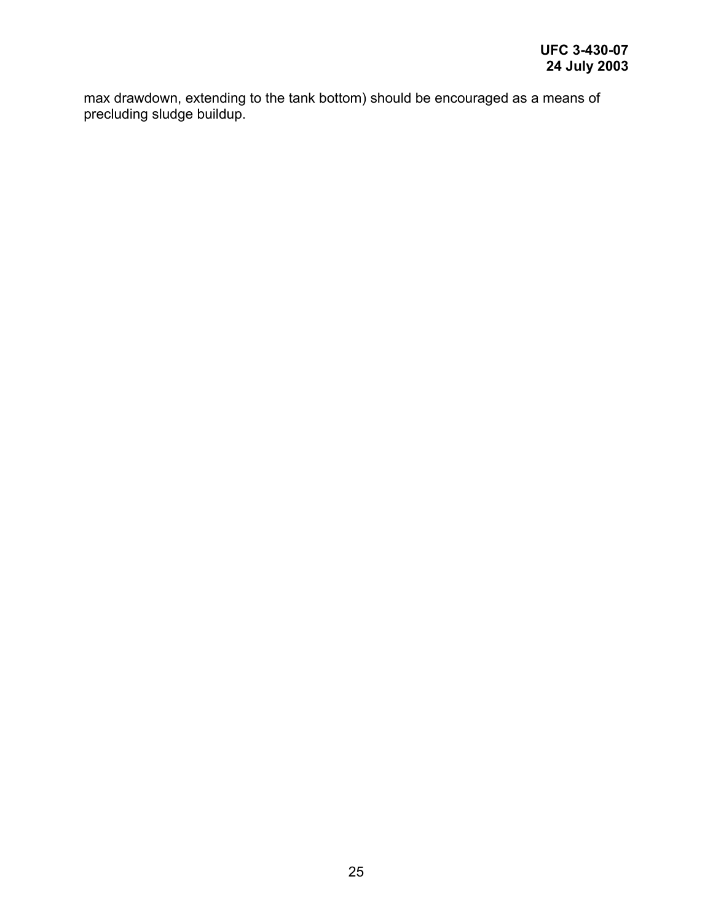max drawdown, extending to the tank bottom) should be encouraged as a means of precluding sludge buildup.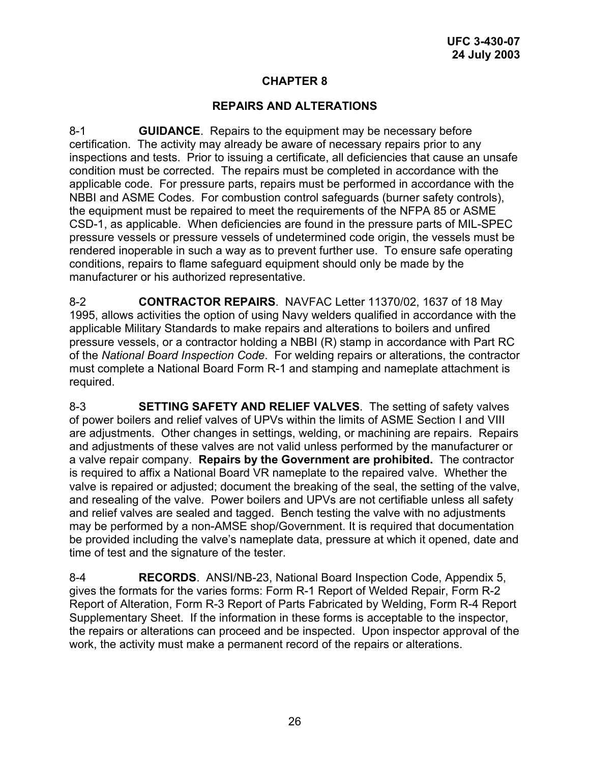# CHAPTER 8

## REPAIRS AND ALTERATIONS

8-1 **GUIDANCE**. Repairs to the equipment may be necessary before certification. The activity may already be aware of necessary repairs prior to any inspections and tests. Prior to issuing a certificate, all deficiencies that cause an unsafe condition must be corrected. The repairs must be completed in accordance with the applicable code. For pressure parts, repairs must be performed in accordance with the NBBI and ASME Codes. For combustion control safeguards (burner safety controls), the equipment must be repaired to meet the requirements of the NFPA 85 or ASME CSD-1, as applicable. When deficiencies are found in the pressure parts of MIL-SPEC pressure vessels or pressure vessels of undetermined code origin, the vessels must be rendered inoperable in such a way as to prevent further use. To ensure safe operating conditions, repairs to flame safeguard equipment should only be made by the manufacturer or his authorized representative.

8-2 **CONTRACTOR REPAIRS**. NAVFAC Letter 11370/02, 1637 of 18 May 1995, allows activities the option of using Navy welders qualified in accordance with the applicable Military Standards to make repairs and alterations to boilers and unfired pressure vessels, or a contractor holding a NBBI (R) stamp in accordance with Part RC of the *National Board Inspection Code*. For welding repairs or alterations, the contractor must complete a National Board Form R-1 and stamping and nameplate attachment is required.

8-3 **SETTING SAFETY AND RELIEF VALVES**. The setting of safety valves of power boilers and relief valves of UPVs within the limits of ASME Section I and VIII are adjustments. Other changes in settings, welding, or machining are repairs. Repairs and adjustments of these valves are not valid unless performed by the manufacturer or a valve repair company. **Repairs by the Government are prohibited.** The contractor is required to affix a National Board VR nameplate to the repaired valve. Whether the valve is repaired or adjusted; document the breaking of the seal, the setting of the valve, and resealing of the valve. Power boilers and UPVs are not certifiable unless all safety and relief valves are sealed and tagged. Bench testing the valve with no adjustments may be performed by a non-AMSE shop/Government. It is required that documentation be provided including the valve's nameplate data, pressure at which it opened, date and time of test and the signature of the tester.

8-4 **RECORDS**. ANSI/NB-23, National Board Inspection Code, Appendix 5, gives the formats for the varies forms: Form R-1 Report of Welded Repair, Form R-2 Report of Alteration, Form R-3 Report of Parts Fabricated by Welding, Form R-4 Report Supplementary Sheet. If the information in these forms is acceptable to the inspector, the repairs or alterations can proceed and be inspected. Upon inspector approval of the work, the activity must make a permanent record of the repairs or alterations.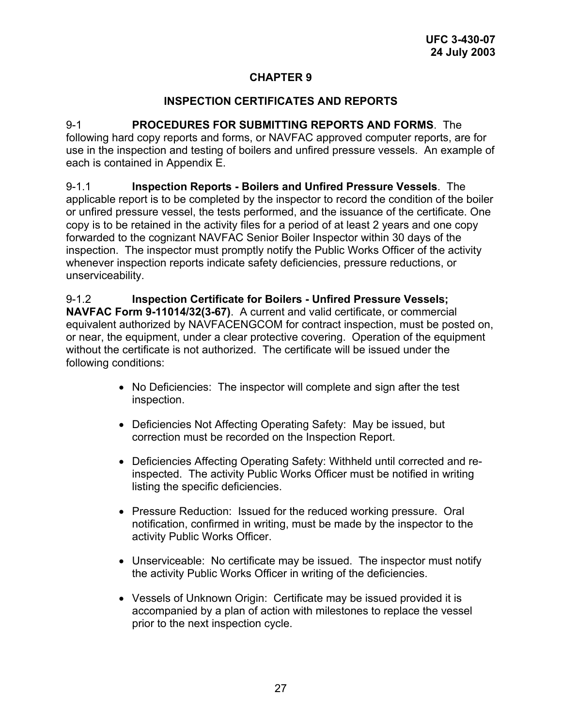# CHAPTER 9

## INSPECTION CERTIFICATES AND REPORTS

9-1 **PROCEDURES FOR SUBMITTING REPORTS AND FORMS**. The following hard copy reports and forms, or NAVFAC approved computer reports, are for use in the inspection and testing of boilers and unfired pressure vessels. An example of each is contained in Appendix E.

9-1.1 **Inspection Reports - Boilers and Unfired Pressure Vessels**. The applicable report is to be completed by the inspector to record the condition of the boiler or unfired pressure vessel, the tests performed, and the issuance of the certificate. One copy is to be retained in the activity files for a period of at least 2 years and one copy forwarded to the cognizant NAVFAC Senior Boiler Inspector within 30 days of the inspection. The inspector must promptly notify the Public Works Officer of the activity whenever inspection reports indicate safety deficiencies, pressure reductions, or unserviceability.

9-1.2 **Inspection Certificate for Boilers - Unfired Pressure Vessels; NAVFAC Form 9-11014/32(3-67)**. A current and valid certificate, or commercial equivalent authorized by NAVFACENGCOM for contract inspection, must be posted on, or near, the equipment, under a clear protective covering. Operation of the equipment without the certificate is not authorized. The certificate will be issued under the following conditions:

- No Deficiencies: The inspector will complete and sign after the test inspection.
- Deficiencies Not Affecting Operating Safety: May be issued, but correction must be recorded on the Inspection Report.
- Deficiencies Affecting Operating Safety: Withheld until corrected and re-inspected. The activity Public Works Officer must be notified in writing listing the specific deficiencies.
- Pressure Reduction: Issued for the reduced working pressure. Oral notification, confirmed in writing, must be made by the inspector to the activity Public Works Officer.
- Unserviceable: No certificate may be issued. The inspector must notify the activity Public Works Officer in writing of the deficiencies.
- Vessels of Unknown Origin: Certificate may be issued provided it is accompanied by a plan of action with milestones to replace the vessel prior to the next inspection cycle.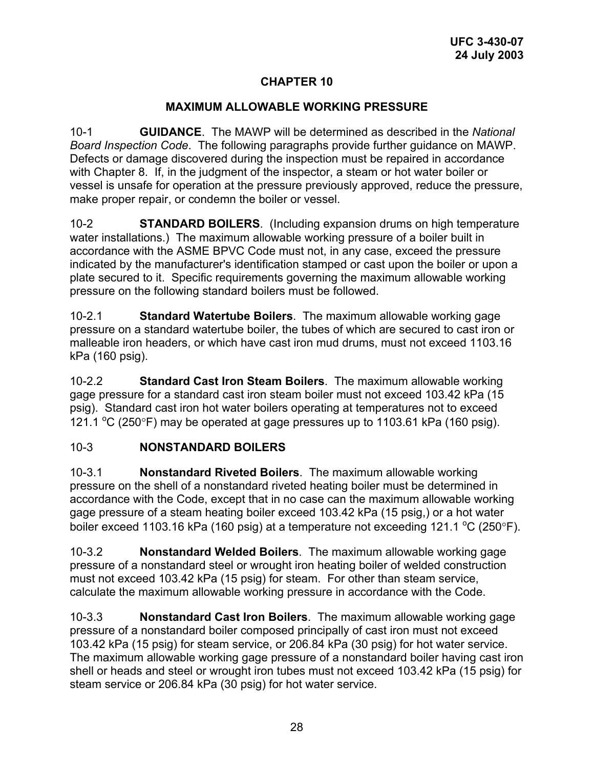# CHAPTER 10

## MAXIMUM ALLOWABLE WORKING PRESSURE

10-1 **GUIDANCE**. The MAWP will be determined as described in the *National Board Inspection Code*. The following paragraphs provide further guidance on MAWP. Defects or damage discovered during the inspection must be repaired in accordance with Chapter 8. If, in the judgment of the inspector, a steam or hot water boiler or vessel is unsafe for operation at the pressure previously approved, reduce the pressure, make proper repair, or condemn the boiler or vessel.

10-2 **STANDARD BOILERS**. (Including expansion drums on high temperature water installations.) The maximum allowable working pressure of a boiler built in accordance with the ASME BPVC Code must not, in any case, exceed the pressure indicated by the manufacturer's identification stamped or cast upon the boiler or upon a plate secured to it. Specific requirements governing the maximum allowable working pressure on the following standard boilers must be followed.

10-2.1 **Standard Watertube Boilers**. The maximum allowable working gage pressure on a standard watertube boiler, the tubes of which are secured to cast iron or malleable iron headers, or which have cast iron mud drums, must not exceed 1103.16 kPa (160 psig).

10-2.2 **Standard Cast Iron Steam Boilers**. The maximum allowable working gage pressure for a standard cast iron steam boiler must not exceed 103.42 kPa (15 psig). Standard cast iron hot water boilers operating at temperatures not to exceed 121.1 °C (250°F) may be operated at gage pressures up to 1103.61 kPa (160 psig).

10-3 **NONSTANDARD BOILERS**

10-3.1 **Nonstandard Riveted Boilers**. The maximum allowable working pressure on the shell of a nonstandard riveted heating boiler must be determined in accordance with the Code, except that in no case can the maximum allowable working gage pressure of a steam heating boiler exceed 103.42 kPa (15 psig,) or a hot water boiler exceed 1103.16 kPa (160 psig) at a temperature not exceeding 121.1 °C (250°F).

10-3.2 **Nonstandard Welded Boilers**. The maximum allowable working gage pressure of a nonstandard steel or wrought iron heating boiler of welded construction must not exceed 103.42 kPa (15 psig) for steam. For other than steam service, calculate the maximum allowable working pressure in accordance with the Code.

10-3.3 **Nonstandard Cast Iron Boilers**. The maximum allowable working gage pressure of a nonstandard boiler composed principally of cast iron must not exceed 103.42 kPa (15 psig) for steam service, or 206.84 kPa (30 psig) for hot water service. The maximum allowable working gage pressure of a nonstandard boiler having cast iron shell or heads and steel or wrought iron tubes must not exceed 103.42 kPa (15 psig) for steam service or 206.84 kPa (30 psig) for hot water service.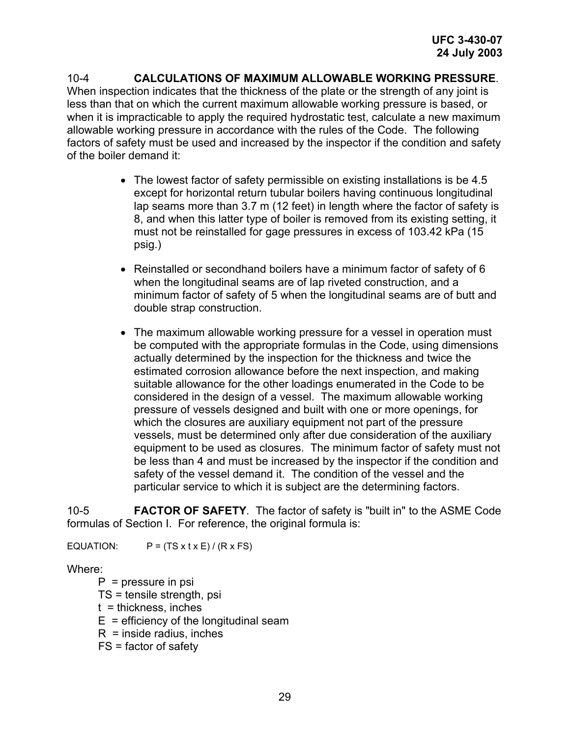10-4 **CALCULATIONS OF MAXIMUM ALLOWABLE WORKING PRESSURE**. When inspection indicates that the thickness of the plate or the strength of any joint is less than that on which the current maximum allowable working pressure is based, or when it is impracticable to apply the required hydrostatic test, calculate a new maximum allowable working pressure in accordance with the rules of the Code. The following factors of safety must be used and increased by the inspector if the condition and safety of the boiler demand it:

- The lowest factor of safety permissible on existing installations is be 4.5 except for horizontal return tubular boilers having continuous longitudinal lap seams more than 3.7 m (12 feet) in length where the factor of safety is 8, and when this latter type of boiler is removed from its existing setting, it must not be reinstalled for gage pressures in excess of 103.42 kPa (15 psig.)

- Reinstalled or secondhand boilers have a minimum factor of safety of 6 when the longitudinal seams are of lap riveted construction, and a minimum factor of safety of 5 when the longitudinal seams are of butt and double strap construction.

- The maximum allowable working pressure for a vessel in operation must be computed with the appropriate formulas in the Code, using dimensions actually determined by the inspection for the thickness and twice the estimated corrosion allowance before the next inspection, and making suitable allowance for the other loadings enumerated in the Code to be considered in the design of a vessel. The maximum allowable working pressure of vessels designed and built with one or more openings, for which the closures are auxiliary equipment not part of the pressure vessels, must be determined only after due consideration of the auxiliary equipment to be used as closures. The minimum factor of safety must not be less than 4 and must be increased by the inspector if the condition and safety of the vessel demand it. The condition of the vessel and the particular service to which it is subject are the determining factors.

10-5 **FACTOR OF SAFETY**. The factor of safety is "built in" to the ASME Code formulas of Section I. For reference, the original formula is:

EQUATION: $P = (TS \times t \times E) / (R \times FS)$

Where:

$P$ = pressure in psi
$TS$ = tensile strength, psi
$t$ = thickness, inches
$E$ = efficiency of the longitudinal seam
$R$ = inside radius, inches
$FS$ = factor of safety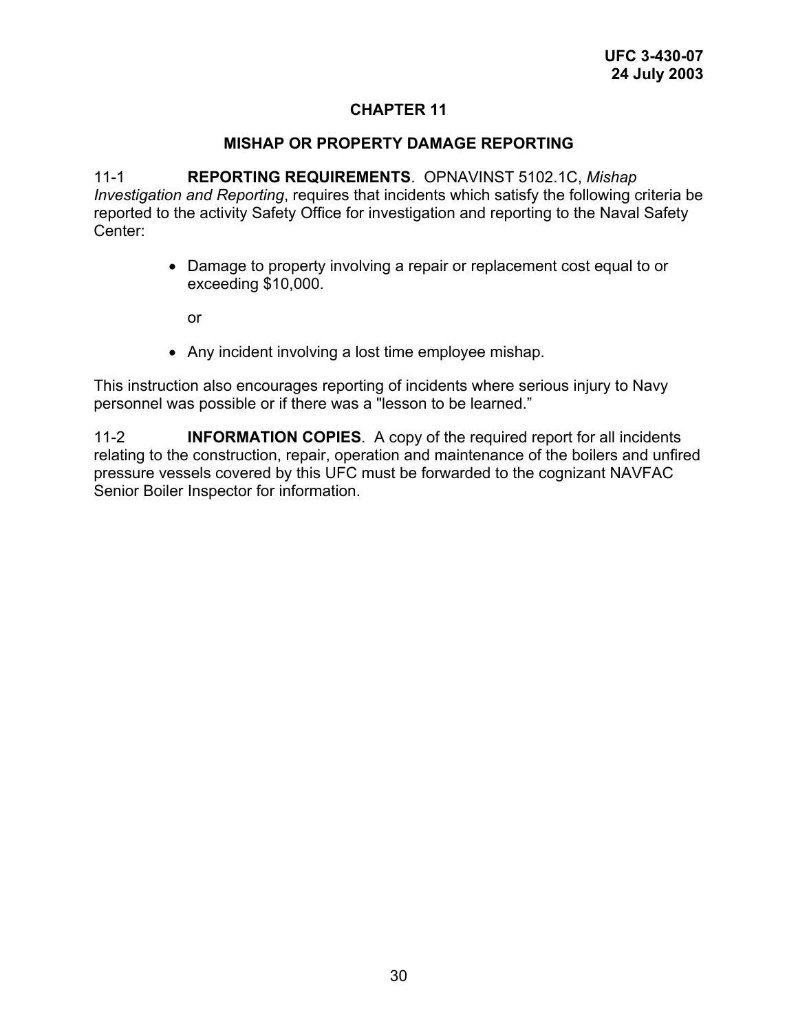# CHAPTER 11

## MISHAP OR PROPERTY DAMAGE REPORTING

11-1 **REPORTING REQUIREMENTS**. OPNAVINST 5102.1C, *Mishap Investigation and Reporting*, requires that incidents which satisfy the following criteria be reported to the activity Safety Office for investigation and reporting to the Naval Safety Center:

- Damage to property involving a repair or replacement cost equal to or exceeding $10,000.

  or

- Any incident involving a lost time employee mishap.

This instruction also encourages reporting of incidents where serious injury to Navy personnel was possible or if there was a "lesson to be learned."

11-2 **INFORMATION COPIES**. A copy of the required report for all incidents relating to the construction, repair, operation and maintenance of the boilers and unfired pressure vessels covered by this UFC must be forwarded to the cognizant NAVFAC Senior Boiler Inspector for information.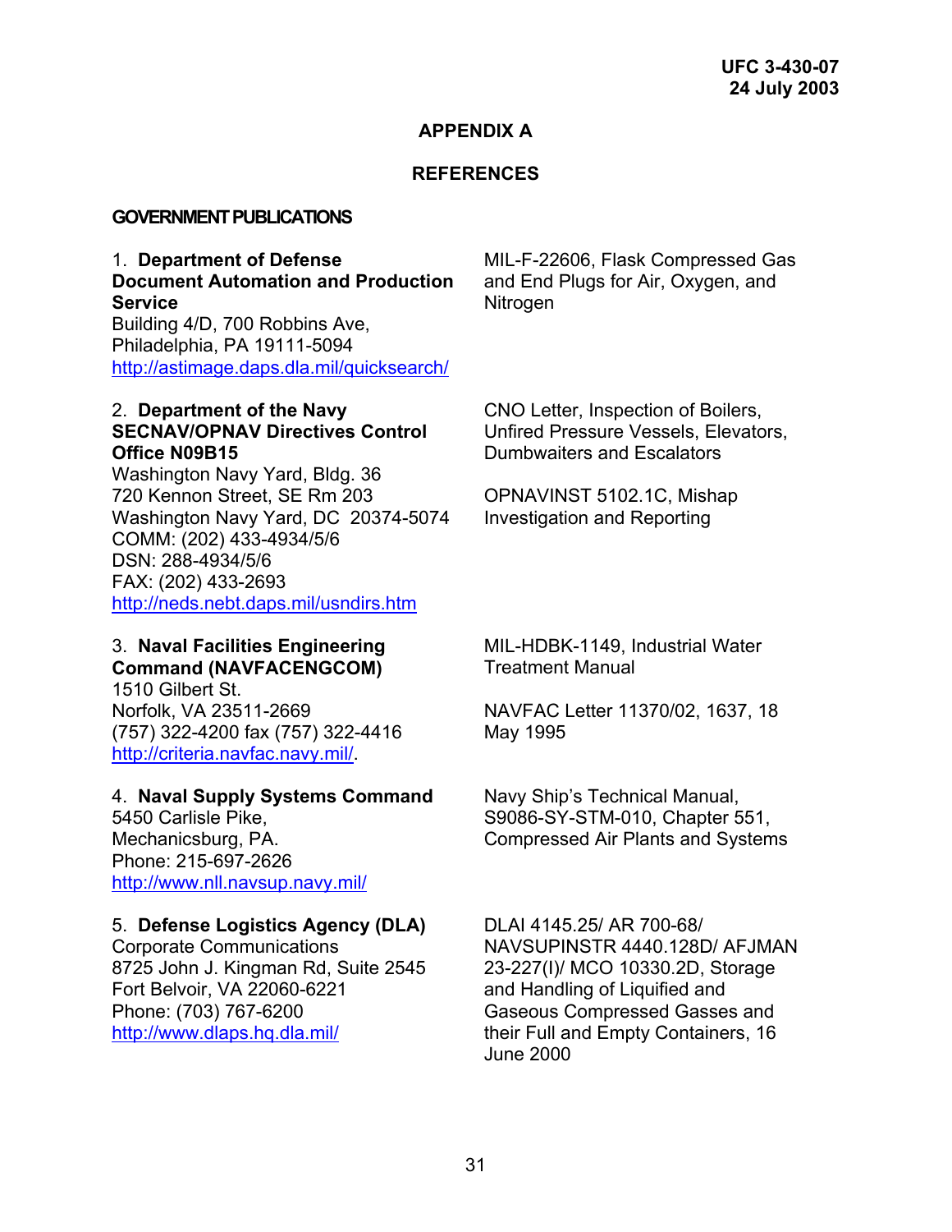# APPENDIX A

## REFERENCES

### GOVERNMENT PUBLICATIONS

1. **Department of Defense Document Automation and Production Service**
Building 4/D, 700 Robbins Ave,
Philadelphia, PA 19111-5094
http://astimage.daps.dla.mil/quicksearch/

MIL-F-22606, Flask Compressed Gas and End Plugs for Air, Oxygen, and Nitrogen

2. **Department of the Navy SECNAV/OPNAV Directives Control Office N09B15**
Washington Navy Yard, Bldg. 36
720 Kennon Street, SE Rm 203
Washington Navy Yard, DC 20374-5074
COMM: (202) 433-4934/5/6
DSN: 288-4934/5/6
FAX: (202) 433-2693
http://neds.nebt.daps.mil/usndirs.htm

CNO Letter, Inspection of Boilers, Unfired Pressure Vessels, Elevators, Dumbwaiters and Escalators

OPNAVINST 5102.1C, Mishap Investigation and Reporting

3. **Naval Facilities Engineering Command (NAVFACENGCOM)**
1510 Gilbert St.
Norfolk, VA 23511-2669
(757) 322-4200 fax (757) 322-4416
http://criteria.navfac.navy.mil/.

MIL-HDBK-1149, Industrial Water Treatment Manual

NAVFAC Letter 11370/02, 1637, 18 May 1995

4. **Naval Supply Systems Command**
5450 Carlisle Pike,
Mechanicsburg, PA.
Phone: 215-697-2626
http://www.nll.navsup.navy.mil/

Navy Ship's Technical Manual, S9086-SY-STM-010, Chapter 551, Compressed Air Plants and Systems

5. **Defense Logistics Agency (DLA)**
Corporate Communications
8725 John J. Kingman Rd, Suite 2545
Fort Belvoir, VA 22060-6221
Phone: (703) 767-6200
http://www.dlaps.hq.dla.mil/

DLAI 4145.25/ AR 700-68/ NAVSUPINSTR 4440.128D/ AFJMAN 23-227(I)/ MCO 10330.2D, Storage and Handling of Liquified and Gaseous Compressed Gasses and their Full and Empty Containers, 16 June 2000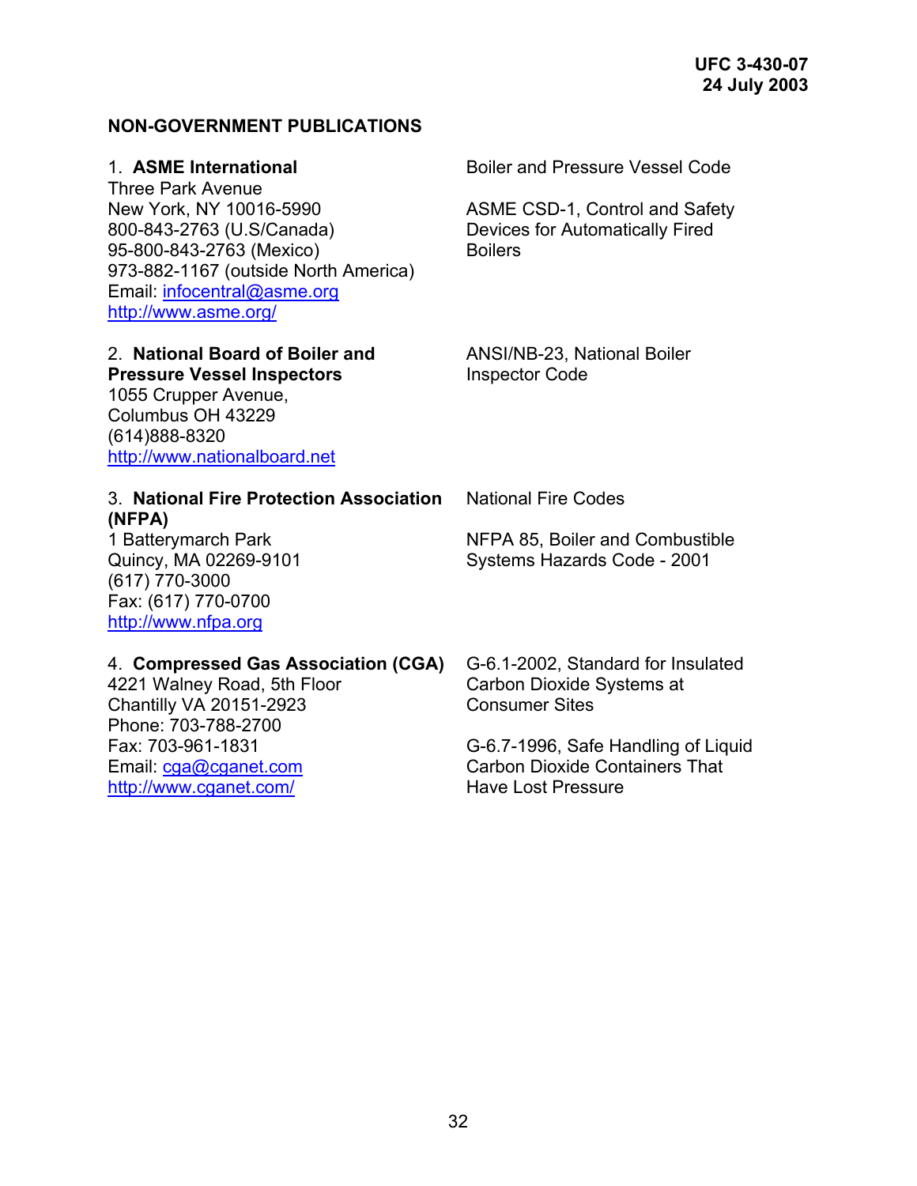## NON-GOVERNMENT PUBLICATIONS

1. **ASME International**
Three Park Avenue
New York, NY 10016-5990
800-843-2763 (U.S/Canada)
95-800-843-2763 (Mexico)
973-882-1167 (outside North America)
Email: infocentral@asme.org
http://www.asme.org/

Boiler and Pressure Vessel Code

ASME CSD-1, Control and Safety Devices for Automatically Fired Boilers

2. **National Board of Boiler and Pressure Vessel Inspectors**
1055 Crupper Avenue,
Columbus OH 43229
(614)888-8320
http://www.nationalboard.net

ANSI/NB-23, National Boiler Inspector Code

3. **National Fire Protection Association (NFPA)**
1 Batterymarch Park
Quincy, MA 02269-9101
(617) 770-3000
Fax: (617) 770-0700
http://www.nfpa.org

National Fire Codes

NFPA 85, Boiler and Combustible Systems Hazards Code - 2001

4. **Compressed Gas Association (CGA)**
4221 Walney Road, 5th Floor
Chantilly VA 20151-2923
Phone: 703-788-2700
Fax: 703-961-1831
Email: cga@cganet.com
http://www.cganet.com/

G-6.1-2002, Standard for Insulated Carbon Dioxide Systems at Consumer Sites

G-6.7-1996, Safe Handling of Liquid Carbon Dioxide Containers That Have Lost Pressure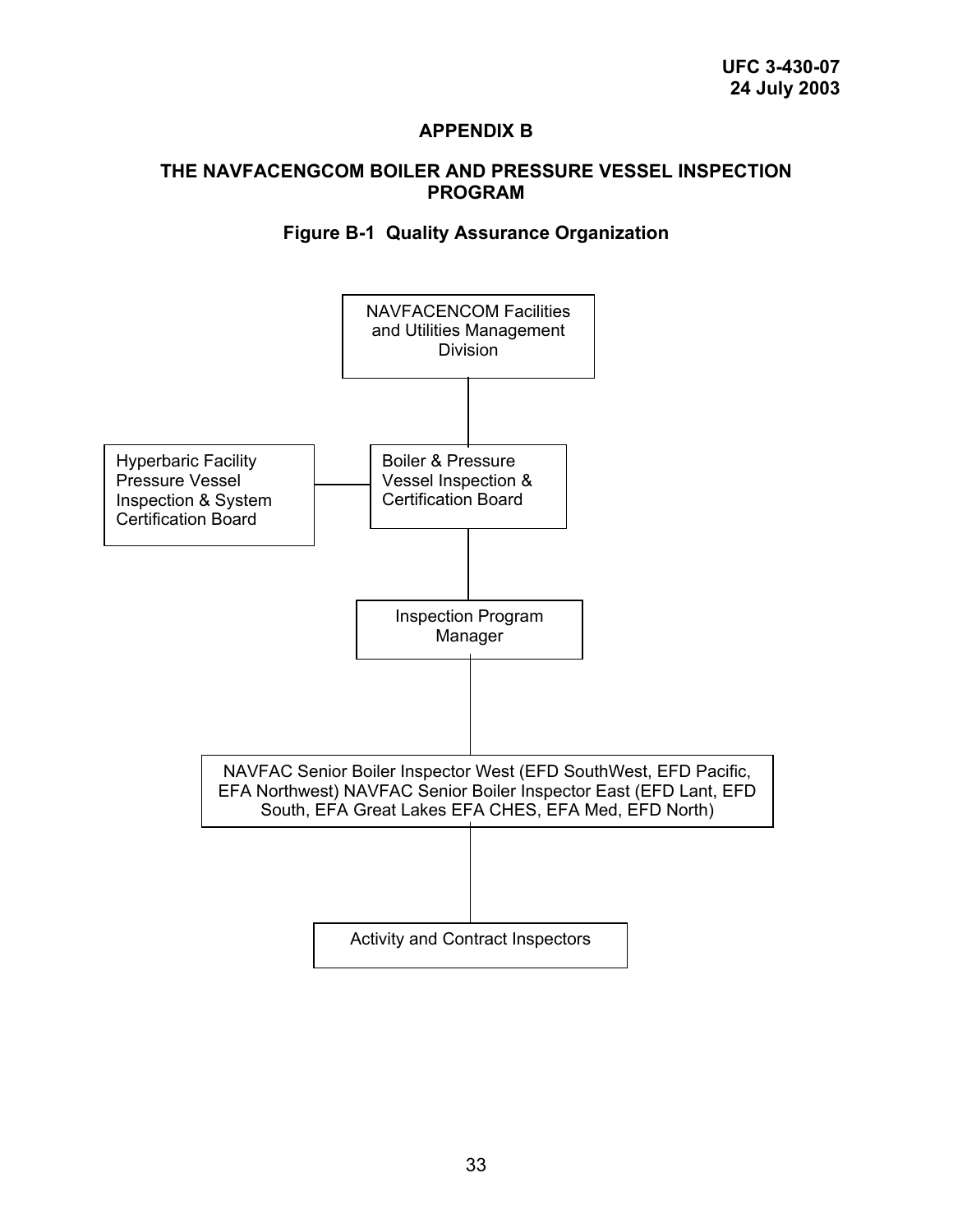# APPENDIX B

## THE NAVFACENGCOM BOILER AND PRESSURE VESSEL INSPECTION PROGRAM

### Figure B-1 Quality Assurance Organization

NAVFACENCOM Facilities and Utilities Management Division

Hyperbaric Facility Pressure Vessel Inspection & System Certification Board

Boiler & Pressure Vessel Inspection & Certification Board

Inspection Program Manager

NAVFAC Senior Boiler Inspector West (EFD SouthWest, EFD Pacific, EFA Northwest) NAVFAC Senior Boiler Inspector East (EFD Lant, EFD South, EFA Great Lakes EFA CHES, EFA Med, EFD North)

Activity and Contract Inspectors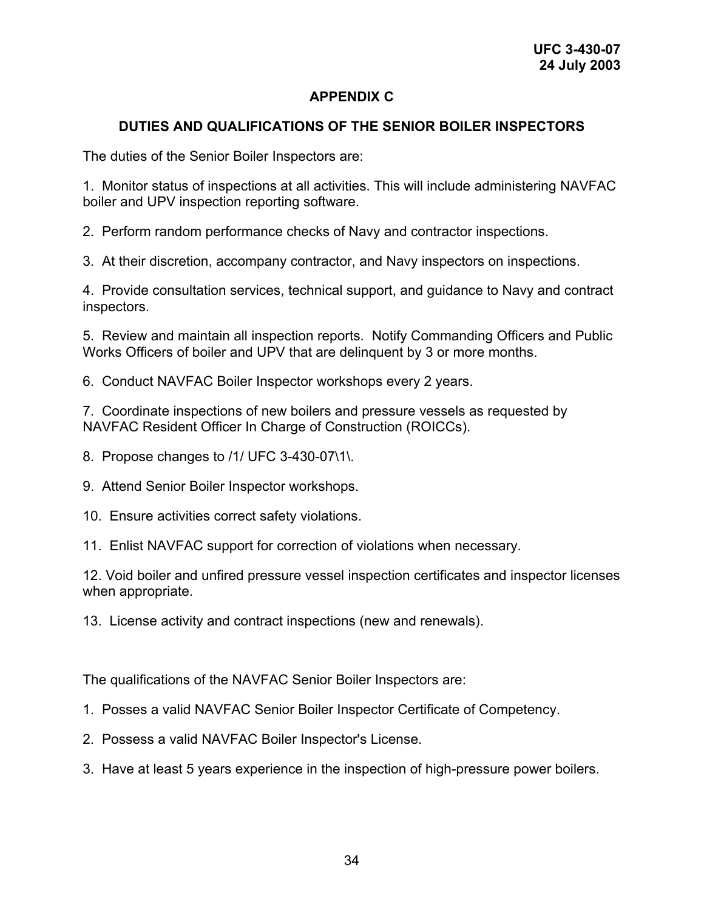# APPENDIX C

## DUTIES AND QUALIFICATIONS OF THE SENIOR BOILER INSPECTORS

The duties of the Senior Boiler Inspectors are:

1. Monitor status of inspections at all activities. This will include administering NAVFAC boiler and UPV inspection reporting software.

2. Perform random performance checks of Navy and contractor inspections.

3. At their discretion, accompany contractor, and Navy inspectors on inspections.

4. Provide consultation services, technical support, and guidance to Navy and contract inspectors.

5. Review and maintain all inspection reports. Notify Commanding Officers and Public Works Officers of boiler and UPV that are delinquent by 3 or more months.

6. Conduct NAVFAC Boiler Inspector workshops every 2 years.

7. Coordinate inspections of new boilers and pressure vessels as requested by NAVFAC Resident Officer In Charge of Construction (ROICCs).

8. Propose changes to /1/ UFC 3-430-07\1\.

9. Attend Senior Boiler Inspector workshops.

10. Ensure activities correct safety violations.

11. Enlist NAVFAC support for correction of violations when necessary.

12. Void boiler and unfired pressure vessel inspection certificates and inspector licenses when appropriate.

13. License activity and contract inspections (new and renewals).

The qualifications of the NAVFAC Senior Boiler Inspectors are:

1. Posses a valid NAVFAC Senior Boiler Inspector Certificate of Competency.

2. Possess a valid NAVFAC Boiler Inspector's License.

3. Have at least 5 years experience in the inspection of high-pressure power boilers.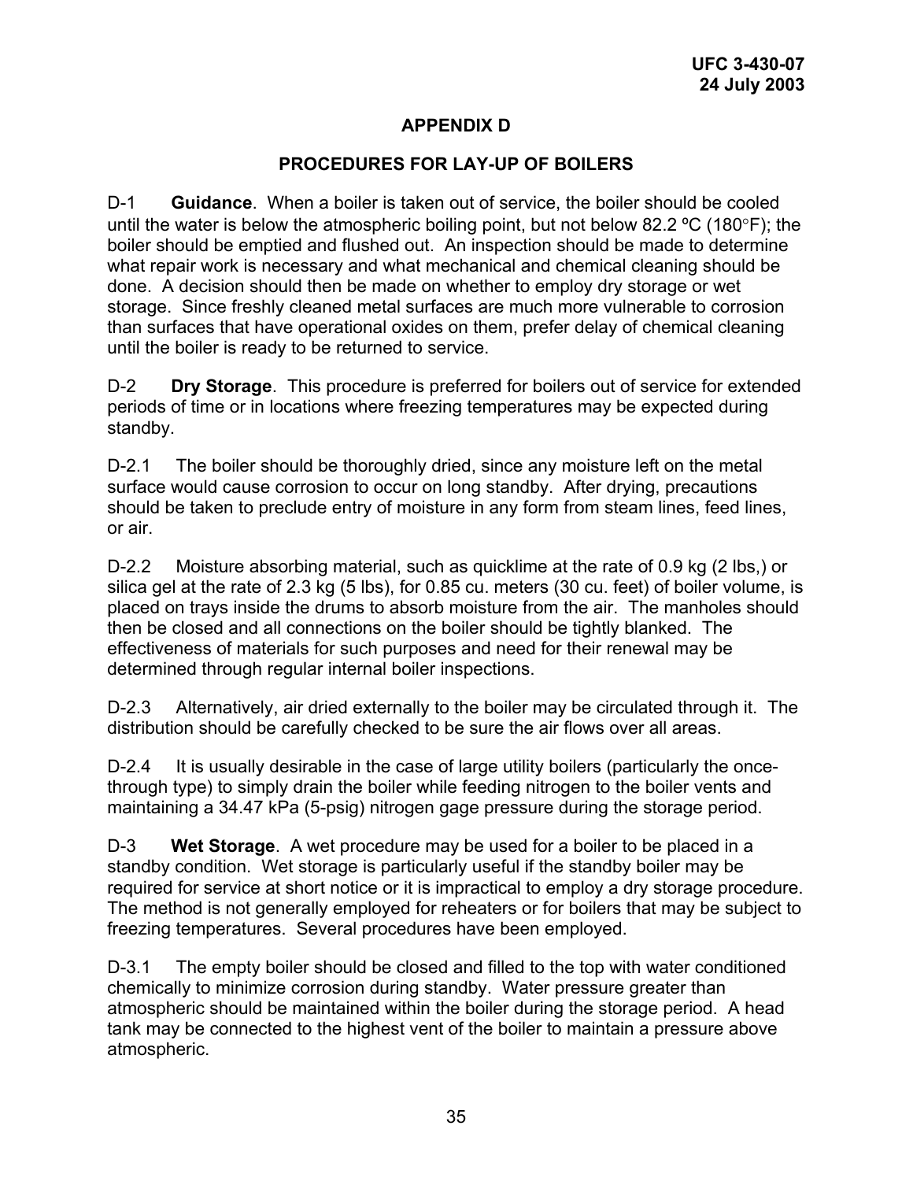## APPENDIX D

## PROCEDURES FOR LAY-UP OF BOILERS

D-1 **Guidance**. When a boiler is taken out of service, the boiler should be cooled until the water is below the atmospheric boiling point, but not below 82.2 ºC (180°F); the boiler should be emptied and flushed out. An inspection should be made to determine what repair work is necessary and what mechanical and chemical cleaning should be done. A decision should then be made on whether to employ dry storage or wet storage. Since freshly cleaned metal surfaces are much more vulnerable to corrosion than surfaces that have operational oxides on them, prefer delay of chemical cleaning until the boiler is ready to be returned to service.

D-2 **Dry Storage**. This procedure is preferred for boilers out of service for extended periods of time or in locations where freezing temperatures may be expected during standby.

D-2.1 The boiler should be thoroughly dried, since any moisture left on the metal surface would cause corrosion to occur on long standby. After drying, precautions should be taken to preclude entry of moisture in any form from steam lines, feed lines, or air.

D-2.2 Moisture absorbing material, such as quicklime at the rate of 0.9 kg (2 lbs,) or silica gel at the rate of 2.3 kg (5 lbs), for 0.85 cu. meters (30 cu. feet) of boiler volume, is placed on trays inside the drums to absorb moisture from the air. The manholes should then be closed and all connections on the boiler should be tightly blanked. The effectiveness of materials for such purposes and need for their renewal may be determined through regular internal boiler inspections.

D-2.3 Alternatively, air dried externally to the boiler may be circulated through it. The distribution should be carefully checked to be sure the air flows over all areas.

D-2.4 It is usually desirable in the case of large utility boilers (particularly the once-through type) to simply drain the boiler while feeding nitrogen to the boiler vents and maintaining a 34.47 kPa (5-psig) nitrogen gage pressure during the storage period.

D-3 **Wet Storage**. A wet procedure may be used for a boiler to be placed in a standby condition. Wet storage is particularly useful if the standby boiler may be required for service at short notice or it is impractical to employ a dry storage procedure. The method is not generally employed for reheaters or for boilers that may be subject to freezing temperatures. Several procedures have been employed.

D-3.1 The empty boiler should be closed and filled to the top with water conditioned chemically to minimize corrosion during standby. Water pressure greater than atmospheric should be maintained within the boiler during the storage period. A head tank may be connected to the highest vent of the boiler to maintain a pressure above atmospheric.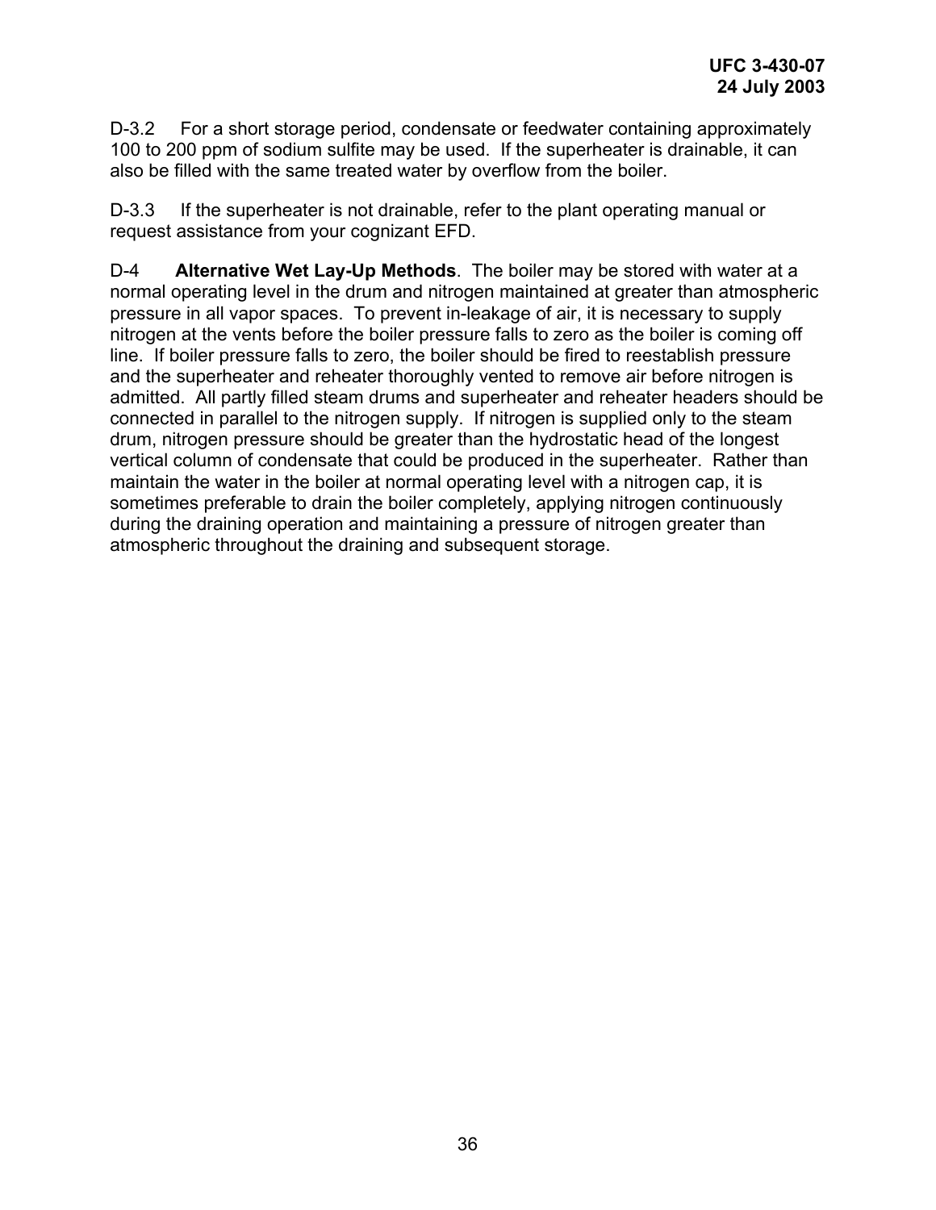D-3.2 For a short storage period, condensate or feedwater containing approximately 100 to 200 ppm of sodium sulfite may be used. If the superheater is drainable, it can also be filled with the same treated water by overflow from the boiler.

D-3.3 If the superheater is not drainable, refer to the plant operating manual or request assistance from your cognizant EFD.

D-4 **Alternative Wet Lay-Up Methods**. The boiler may be stored with water at a normal operating level in the drum and nitrogen maintained at greater than atmospheric pressure in all vapor spaces. To prevent in-leakage of air, it is necessary to supply nitrogen at the vents before the boiler pressure falls to zero as the boiler is coming off line. If boiler pressure falls to zero, the boiler should be fired to reestablish pressure and the superheater and reheater thoroughly vented to remove air before nitrogen is admitted. All partly filled steam drums and superheater and reheater headers should be connected in parallel to the nitrogen supply. If nitrogen is supplied only to the steam drum, nitrogen pressure should be greater than the hydrostatic head of the longest vertical column of condensate that could be produced in the superheater. Rather than maintain the water in the boiler at normal operating level with a nitrogen cap, it is sometimes preferable to drain the boiler completely, applying nitrogen continuously during the draining operation and maintaining a pressure of nitrogen greater than atmospheric throughout the draining and subsequent storage.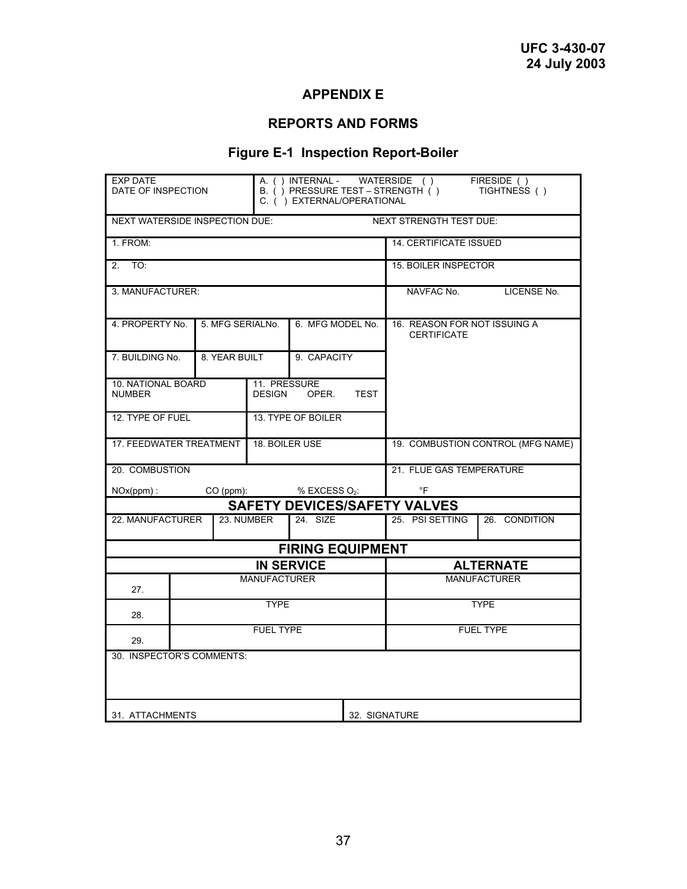# APPENDIX E

## REPORTS AND FORMS

### Figure E-1 Inspection Report-Boiler

| EXP DATE<br>DATE OF INSPECTION | | | A. ( ) INTERNAL - WATERSIDE ( ) FIRESIDE ( )<br>B. ( ) PRESSURE TEST – STRENGTH ( ) TIGHTNESS ( )<br>C. ( ) EXTERNAL/OPERATIONAL | |
|---|---|---|---|---|
| NEXT WATERSIDE INSPECTION DUE: | | | NEXT STRENGTH TEST DUE: | |
| 1. FROM: | | | 14. CERTIFICATE ISSUED | |
| 2. TO: | | | 15. BOILER INSPECTOR | |
| 3. MANUFACTURER: | | | NAVFAC No. | LICENSE No. |
| 4. PROPERTY No. | 5. MFG SERIALNo. | 6. MFG MODEL No. | 16. REASON FOR NOT ISSUING A CERTIFICATE | |
| 7. BUILDING No. | 8. YEAR BUILT | 9. CAPACITY | | |
| 10. NATIONAL BOARD NUMBER | 11. PRESSURE<br>DESIGN OPER. TEST | | | |
| 12. TYPE OF FUEL | 13. TYPE OF BOILER | | | |
| 17. FEEDWATER TREATMENT | 18. BOILER USE | | 19. COMBUSTION CONTROL (MFG NAME) | |
| 20. COMBUSTION<br>NOx(ppm) : CO (ppm): % EXCESS $O_2$: | | | 21. FLUE GAS TEMPERATURE<br>°F | |
| **SAFETY DEVICES/SAFETY VALVES** | | | | |
| 22. MANUFACTURER | 23. NUMBER | 24. SIZE | 25. PSI SETTING | 26. CONDITION |
| **FIRING EQUIPMENT** | | | | |
| | **IN SERVICE** | | **ALTERNATE** | |
| 27. | MANUFACTURER | | MANUFACTURER | |
| 28. | TYPE | | TYPE | |
| 29. | FUEL TYPE | | FUEL TYPE | |
| 30. INSPECTOR'S COMMENTS: | | | | |
| 31. ATTACHMENTS | | | 32. SIGNATURE | |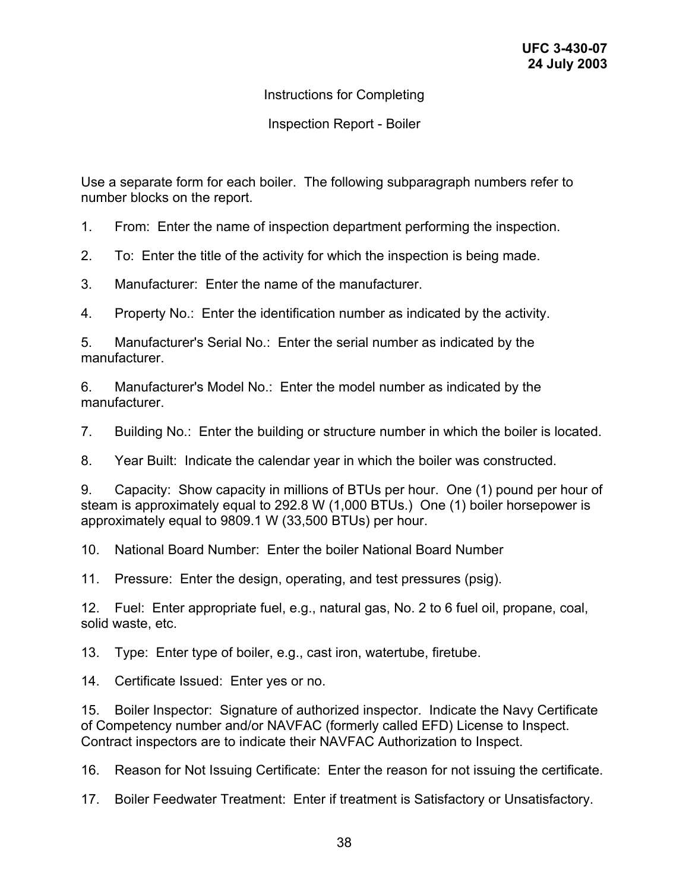Instructions for Completing

Inspection Report - Boiler

Use a separate form for each boiler. The following subparagraph numbers refer to number blocks on the report.

1. From: Enter the name of inspection department performing the inspection.

2. To: Enter the title of the activity for which the inspection is being made.

3. Manufacturer: Enter the name of the manufacturer.

4. Property No.: Enter the identification number as indicated by the activity.

5. Manufacturer's Serial No.: Enter the serial number as indicated by the manufacturer.

6. Manufacturer's Model No.: Enter the model number as indicated by the manufacturer.

7. Building No.: Enter the building or structure number in which the boiler is located.

8. Year Built: Indicate the calendar year in which the boiler was constructed.

9. Capacity: Show capacity in millions of BTUs per hour. One (1) pound per hour of steam is approximately equal to 292.8 W (1,000 BTUs.) One (1) boiler horsepower is approximately equal to 9809.1 W (33,500 BTUs) per hour.

10. National Board Number: Enter the boiler National Board Number

11. Pressure: Enter the design, operating, and test pressures (psig).

12. Fuel: Enter appropriate fuel, e.g., natural gas, No. 2 to 6 fuel oil, propane, coal, solid waste, etc.

13. Type: Enter type of boiler, e.g., cast iron, watertube, firetube.

14. Certificate Issued: Enter yes or no.

15. Boiler Inspector: Signature of authorized inspector. Indicate the Navy Certificate of Competency number and/or NAVFAC (formerly called EFD) License to Inspect. Contract inspectors are to indicate their NAVFAC Authorization to Inspect.

16. Reason for Not Issuing Certificate: Enter the reason for not issuing the certificate.

17. Boiler Feedwater Treatment: Enter if treatment is Satisfactory or Unsatisfactory.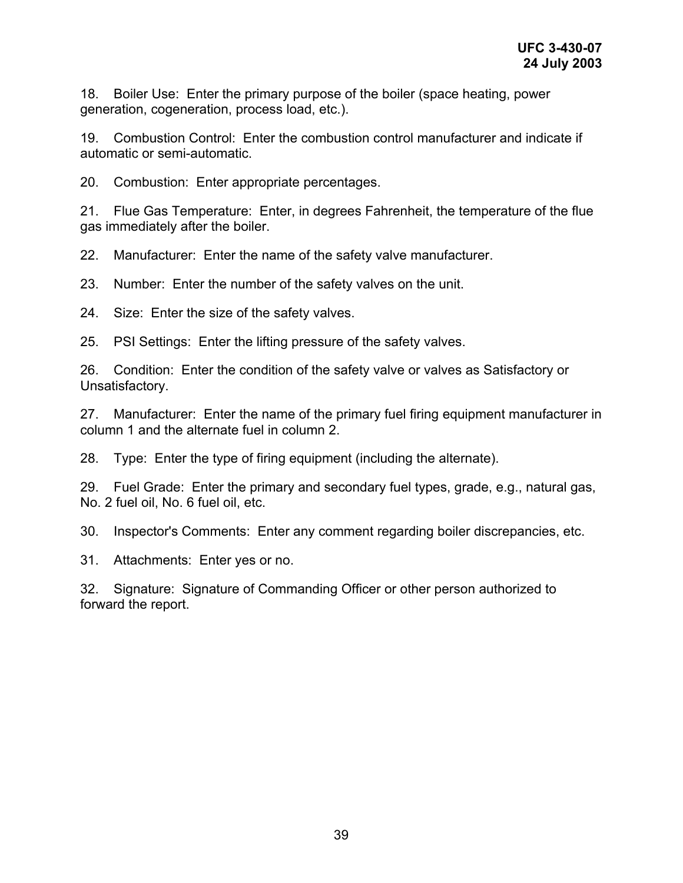18. Boiler Use: Enter the primary purpose of the boiler (space heating, power generation, cogeneration, process load, etc.).

19. Combustion Control: Enter the combustion control manufacturer and indicate if automatic or semi-automatic.

20. Combustion: Enter appropriate percentages.

21. Flue Gas Temperature: Enter, in degrees Fahrenheit, the temperature of the flue gas immediately after the boiler.

22. Manufacturer: Enter the name of the safety valve manufacturer.

23. Number: Enter the number of the safety valves on the unit.

24. Size: Enter the size of the safety valves.

25. PSI Settings: Enter the lifting pressure of the safety valves.

26. Condition: Enter the condition of the safety valve or valves as Satisfactory or Unsatisfactory.

27. Manufacturer: Enter the name of the primary fuel firing equipment manufacturer in column 1 and the alternate fuel in column 2.

28. Type: Enter the type of firing equipment (including the alternate).

29. Fuel Grade: Enter the primary and secondary fuel types, grade, e.g., natural gas, No. 2 fuel oil, No. 6 fuel oil, etc.

30. Inspector's Comments: Enter any comment regarding boiler discrepancies, etc.

31. Attachments: Enter yes or no.

32. Signature: Signature of Commanding Officer or other person authorized to forward the report.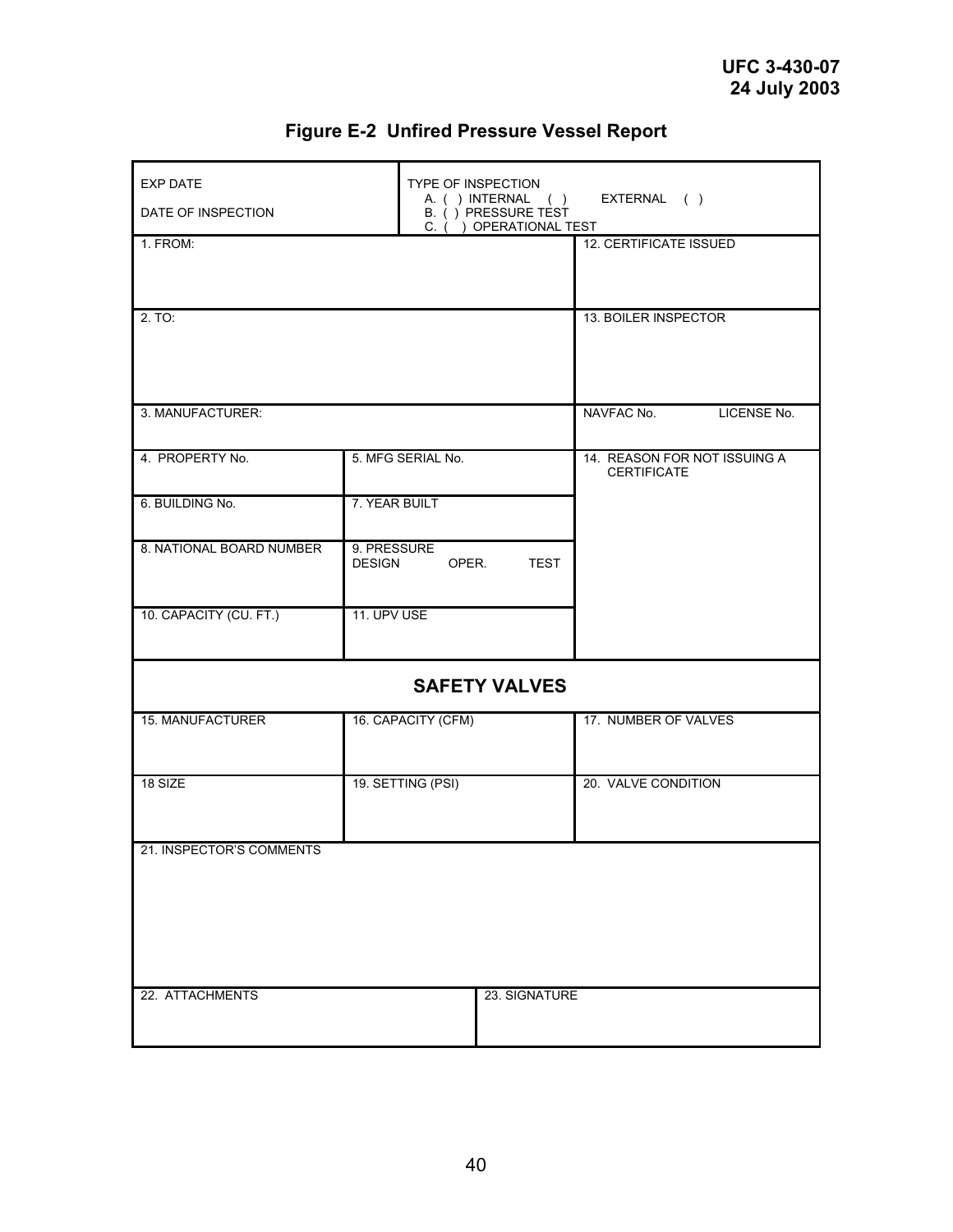## Figure E-2 Unfired Pressure Vessel Report

| EXP DATE<br><br>DATE OF INSPECTION | TYPE OF INSPECTION<br>A. ( ) INTERNAL ( ) EXTERNAL ( )<br>B. ( ) PRESSURE TEST<br>C. ( ) OPERATIONAL TEST | |
|---|---|---|
| 1. FROM: | | 12. CERTIFICATE ISSUED |
| 2. TO: | | 13. BOILER INSPECTOR |
| 3. MANUFACTURER: | | NAVFAC No. LICENSE No. |
| 4. PROPERTY No. | 5. MFG SERIAL No. | 14. REASON FOR NOT ISSUING A CERTIFICATE |
| 6. BUILDING No. | 7. YEAR BUILT | |
| 8. NATIONAL BOARD NUMBER | 9. PRESSURE<br>DESIGN OPER. TEST | |
| 10. CAPACITY (CU. FT.) | 11. UPV USE | |

### SAFETY VALVES

| 15. MANUFACTURER | 16. CAPACITY (CFM) | 17. NUMBER OF VALVES |
|---|---|---|
| 18 SIZE | 19. SETTING (PSI) | 20. VALVE CONDITION |
| 21. INSPECTOR'S COMMENTS | | |
| 22. ATTACHMENTS | 23. SIGNATURE | |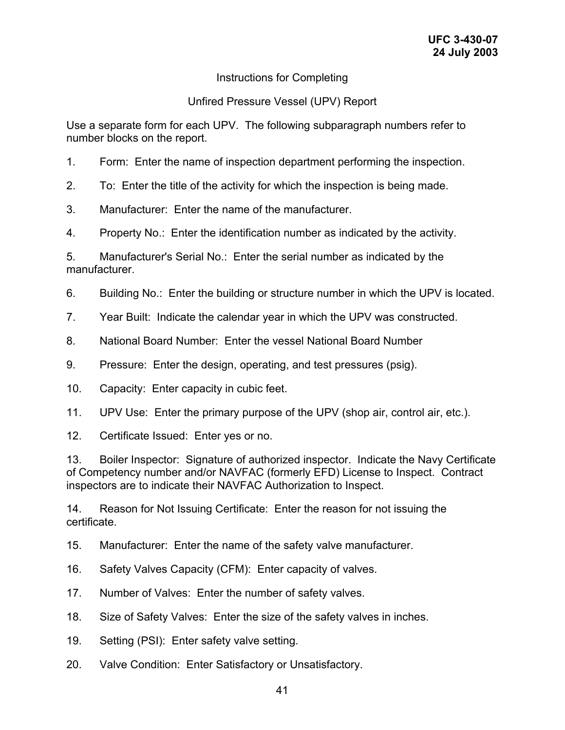## Instructions for Completing

## Unfired Pressure Vessel (UPV) Report

Use a separate form for each UPV. The following subparagraph numbers refer to number blocks on the report.

1. Form: Enter the name of inspection department performing the inspection.

2. To: Enter the title of the activity for which the inspection is being made.

3. Manufacturer: Enter the name of the manufacturer.

4. Property No.: Enter the identification number as indicated by the activity.

5. Manufacturer's Serial No.: Enter the serial number as indicated by the manufacturer.

6. Building No.: Enter the building or structure number in which the UPV is located.

7. Year Built: Indicate the calendar year in which the UPV was constructed.

8. National Board Number: Enter the vessel National Board Number

9. Pressure: Enter the design, operating, and test pressures (psig).

10. Capacity: Enter capacity in cubic feet.

11. UPV Use: Enter the primary purpose of the UPV (shop air, control air, etc.).

12. Certificate Issued: Enter yes or no.

13. Boiler Inspector: Signature of authorized inspector. Indicate the Navy Certificate of Competency number and/or NAVFAC (formerly EFD) License to Inspect. Contract inspectors are to indicate their NAVFAC Authorization to Inspect.

14. Reason for Not Issuing Certificate: Enter the reason for not issuing the certificate.

15. Manufacturer: Enter the name of the safety valve manufacturer.

16. Safety Valves Capacity (CFM): Enter capacity of valves.

17. Number of Valves: Enter the number of safety valves.

18. Size of Safety Valves: Enter the size of the safety valves in inches.

19. Setting (PSI): Enter safety valve setting.

20. Valve Condition: Enter Satisfactory or Unsatisfactory.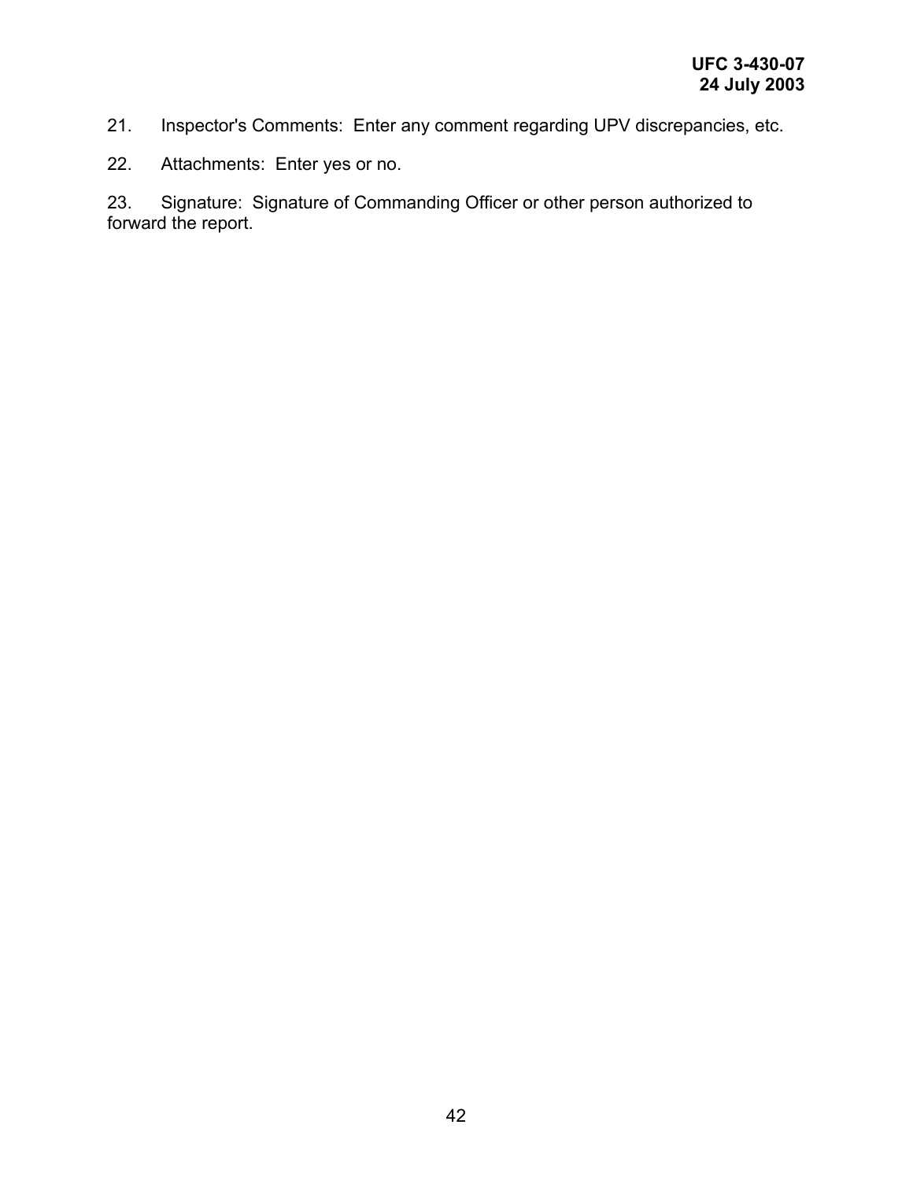21. Inspector's Comments: Enter any comment regarding UPV discrepancies, etc.

22. Attachments: Enter yes or no.

23. Signature: Signature of Commanding Officer or other person authorized to forward the report.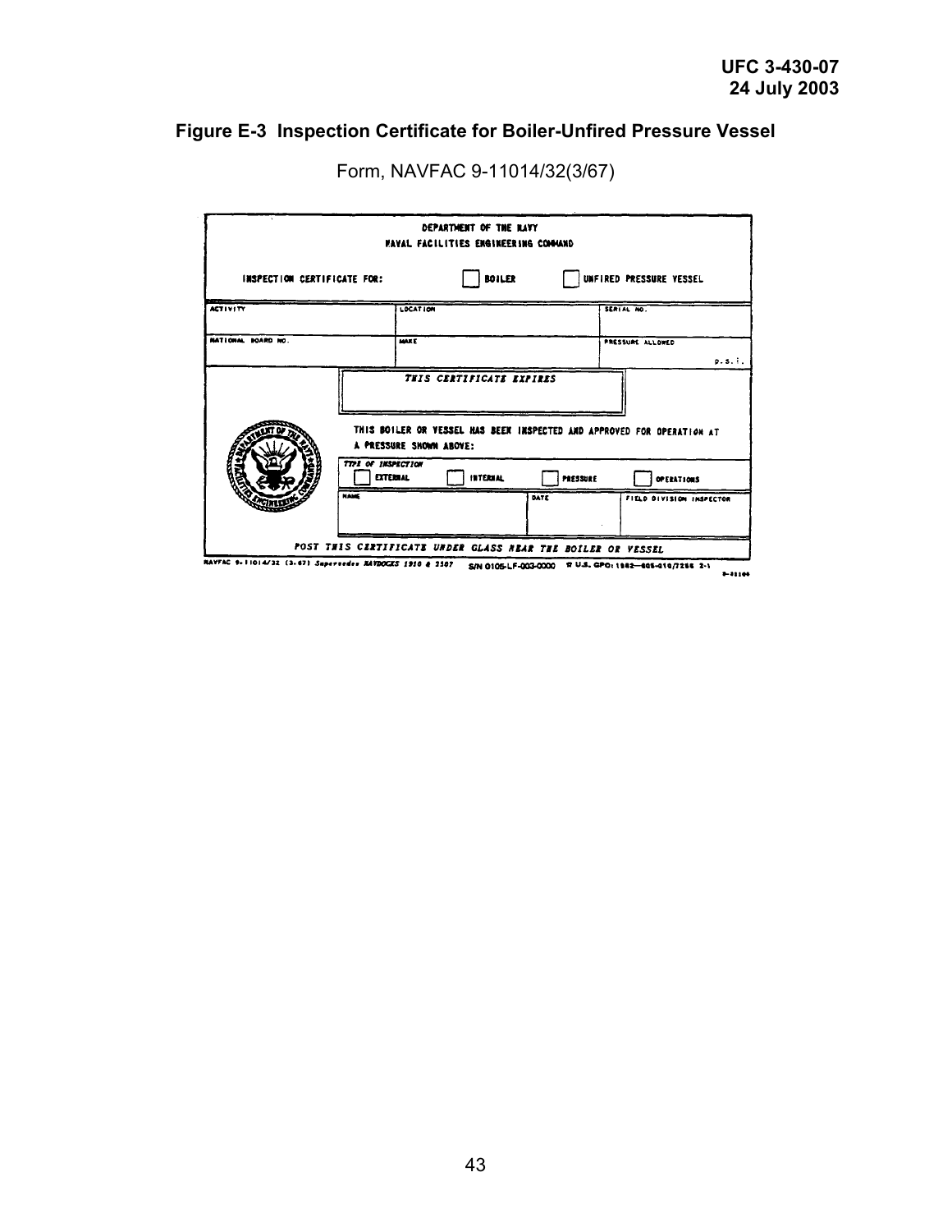## Figure E-3 Inspection Certificate for Boiler-Unfired Pressure Vessel

Form, NAVFAC 9-11014/32(3/67)

DEPARTMENT OF THE NAVY
NAVAL FACILITIES ENGINEERING COMMAND

INSPECTION CERTIFICATE FOR: ☐ BOILER ☐ UNFIRED PRESSURE VESSEL

| ACTIVITY | LOCATION | SERIAL NO. |
|---|---|---|
| NATIONAL BOARD NO. | MAKE | PRESSURE ALLOWED p.s.i. |

THIS CERTIFICATE EXPIRES

THIS BOILER OR VESSEL HAS BEEN INSPECTED AND APPROVED FOR OPERATION AT A PRESSURE SHOWN ABOVE:

TYPE OF INSPECTION
☐ EXTERNAL ☐ INTERNAL ☐ PRESSURE ☐ OPERATIONS

| NAME | DATE | FIELD DIVISION INSPECTOR |
|---|---|---|
| | | |

POST THIS CERTIFICATE UNDER GLASS NEAR THE BOILER OR VESSEL

NAVFAC 9-11014/32 (3-67) Supersedes NAVDOCKS 1910 & 2507 S/N 0105-LF-003-0000 ☆ U.S. GPO: 1982—605-010/7256 2-1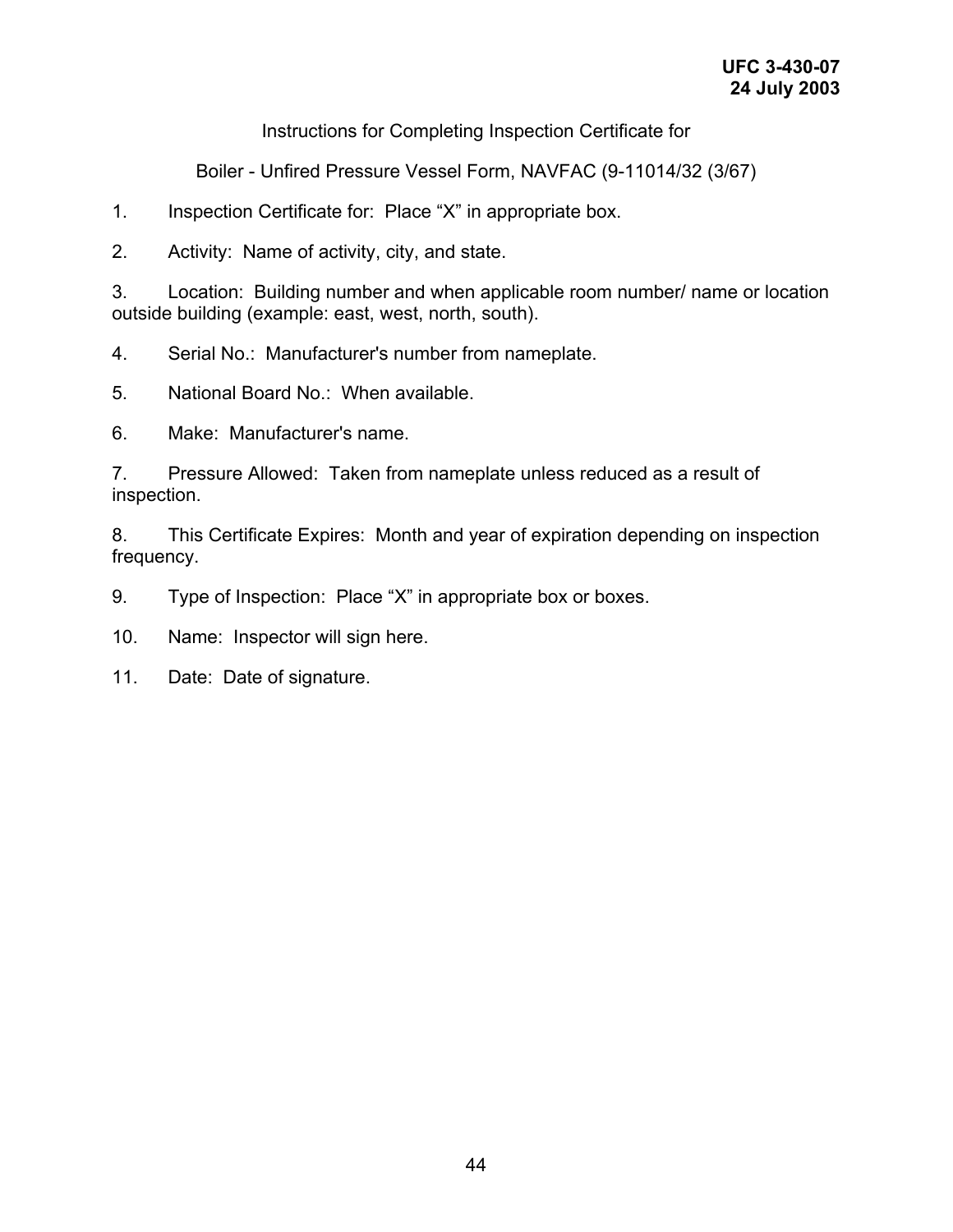Instructions for Completing Inspection Certificate for

Boiler - Unfired Pressure Vessel Form, NAVFAC (9-11014/32 (3/67)

1. Inspection Certificate for: Place "X" in appropriate box.

2. Activity: Name of activity, city, and state.

3. Location: Building number and when applicable room number/ name or location outside building (example: east, west, north, south).

4. Serial No.: Manufacturer's number from nameplate.

5. National Board No.: When available.

6. Make: Manufacturer's name.

7. Pressure Allowed: Taken from nameplate unless reduced as a result of inspection.

8. This Certificate Expires: Month and year of expiration depending on inspection frequency.

9. Type of Inspection: Place "X" in appropriate box or boxes.

10. Name: Inspector will sign here.

11. Date: Date of signature.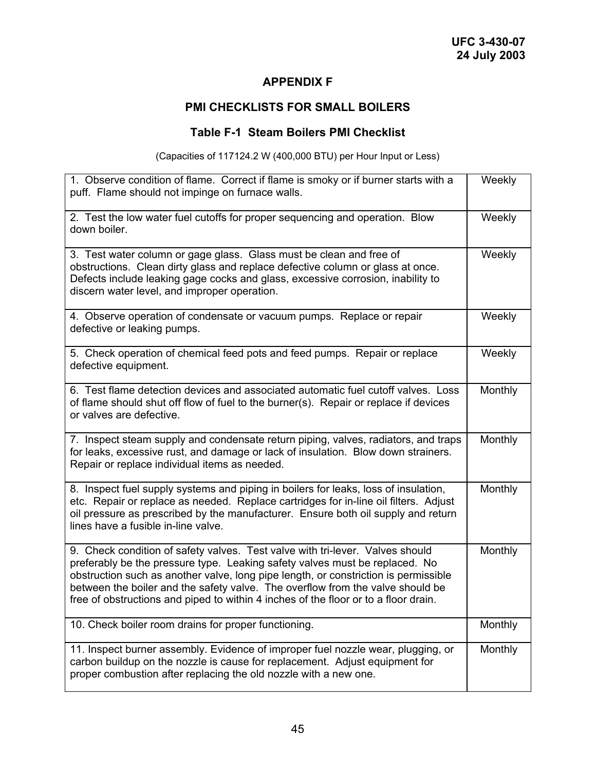# APPENDIX F

## PMI CHECKLISTS FOR SMALL BOILERS

### Table F-1 Steam Boilers PMI Checklist

(Capacities of 117124.2 W (400,000 BTU) per Hour Input or Less)

| | |
|---|---|
| 1. Observe condition of flame. Correct if flame is smoky or if burner starts with a puff. Flame should not impinge on furnace walls. | Weekly |
| 2. Test the low water fuel cutoffs for proper sequencing and operation. Blow down boiler. | Weekly |
| 3. Test water column or gage glass. Glass must be clean and free of obstructions. Clean dirty glass and replace defective column or glass at once. Defects include leaking gage cocks and glass, excessive corrosion, inability to discern water level, and improper operation. | Weekly |
| 4. Observe operation of condensate or vacuum pumps. Replace or repair defective or leaking pumps. | Weekly |
| 5. Check operation of chemical feed pots and feed pumps. Repair or replace defective equipment. | Weekly |
| 6. Test flame detection devices and associated automatic fuel cutoff valves. Loss of flame should shut off flow of fuel to the burner(s). Repair or replace if devices or valves are defective. | Monthly |
| 7. Inspect steam supply and condensate return piping, valves, radiators, and traps for leaks, excessive rust, and damage or lack of insulation. Blow down strainers. Repair or replace individual items as needed. | Monthly |
| 8. Inspect fuel supply systems and piping in boilers for leaks, loss of insulation, etc. Repair or replace as needed. Replace cartridges for in-line oil filters. Adjust oil pressure as prescribed by the manufacturer. Ensure both oil supply and return lines have a fusible in-line valve. | Monthly |
| 9. Check condition of safety valves. Test valve with tri-lever. Valves should preferably be the pressure type. Leaking safety valves must be replaced. No obstruction such as another valve, long pipe length, or constriction is permissible between the boiler and the safety valve. The overflow from the valve should be free of obstructions and piped to within 4 inches of the floor or to a floor drain. | Monthly |
| 10. Check boiler room drains for proper functioning. | Monthly |
| 11. Inspect burner assembly. Evidence of improper fuel nozzle wear, plugging, or carbon buildup on the nozzle is cause for replacement. Adjust equipment for proper combustion after replacing the old nozzle with a new one. | Monthly |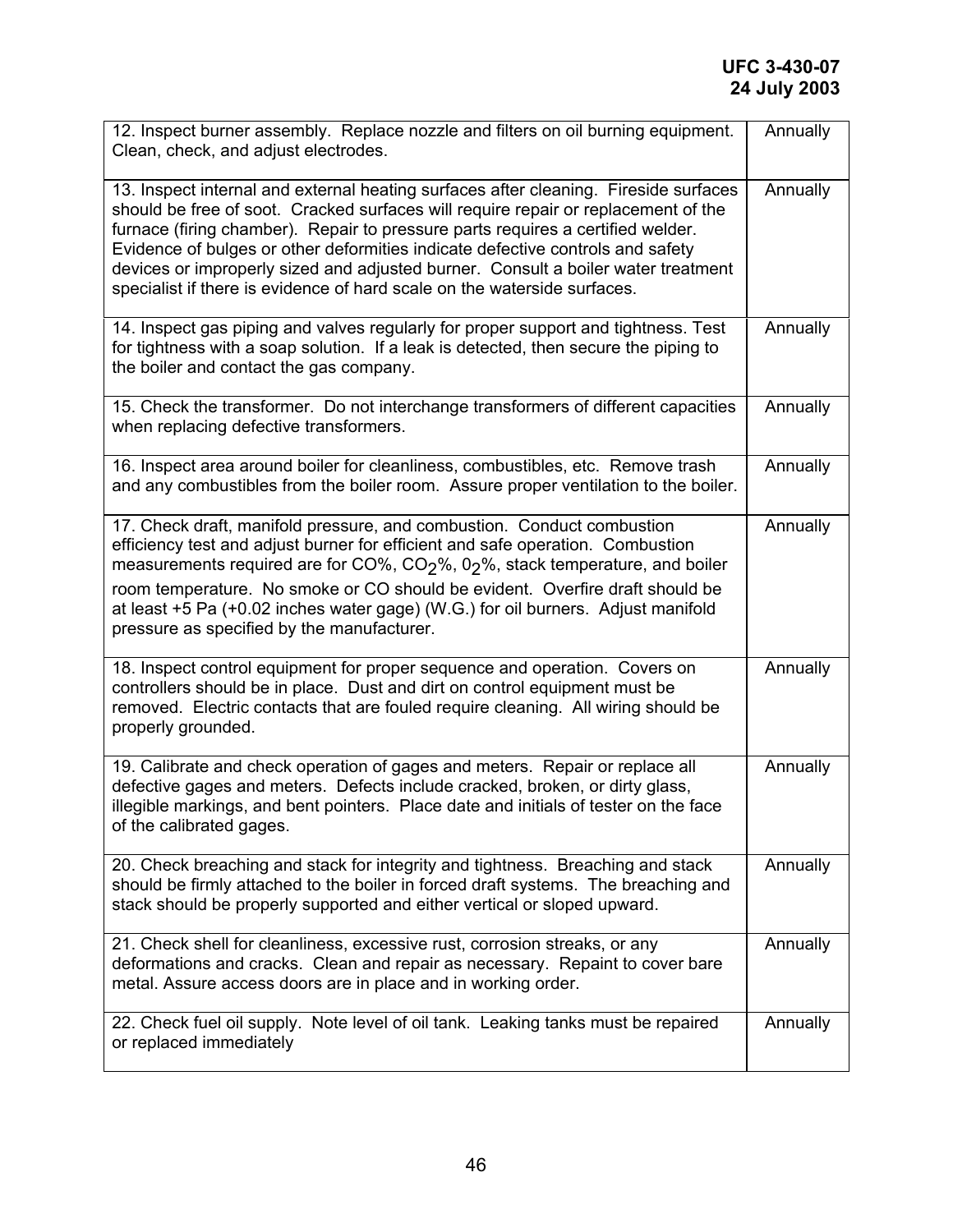| | |
|---|---|
| 12. Inspect burner assembly. Replace nozzle and filters on oil burning equipment. Clean, check, and adjust electrodes. | Annually |
| 13. Inspect internal and external heating surfaces after cleaning. Fireside surfaces should be free of soot. Cracked surfaces will require repair or replacement of the furnace (firing chamber). Repair to pressure parts requires a certified welder. Evidence of bulges or other deformities indicate defective controls and safety devices or improperly sized and adjusted burner. Consult a boiler water treatment specialist if there is evidence of hard scale on the waterside surfaces. | Annually |
| 14. Inspect gas piping and valves regularly for proper support and tightness. Test for tightness with a soap solution. If a leak is detected, then secure the piping to the boiler and contact the gas company. | Annually |
| 15. Check the transformer. Do not interchange transformers of different capacities when replacing defective transformers. | Annually |
| 16. Inspect area around boiler for cleanliness, combustibles, etc. Remove trash and any combustibles from the boiler room. Assure proper ventilation to the boiler. | Annually |
| 17. Check draft, manifold pressure, and combustion. Conduct combustion efficiency test and adjust burner for efficient and safe operation. Combustion measurements required are for CO%, $CO_2$%, $0_2$%, stack temperature, and boiler room temperature. No smoke or CO should be evident. Overfire draft should be at least +5 Pa (+0.02 inches water gage) (W.G.) for oil burners. Adjust manifold pressure as specified by the manufacturer. | Annually |
| 18. Inspect control equipment for proper sequence and operation. Covers on controllers should be in place. Dust and dirt on control equipment must be removed. Electric contacts that are fouled require cleaning. All wiring should be properly grounded. | Annually |
| 19. Calibrate and check operation of gages and meters. Repair or replace all defective gages and meters. Defects include cracked, broken, or dirty glass, illegible markings, and bent pointers. Place date and initials of tester on the face of the calibrated gages. | Annually |
| 20. Check breaching and stack for integrity and tightness. Breaching and stack should be firmly attached to the boiler in forced draft systems. The breaching and stack should be properly supported and either vertical or sloped upward. | Annually |
| 21. Check shell for cleanliness, excessive rust, corrosion streaks, or any deformations and cracks. Clean and repair as necessary. Repaint to cover bare metal. Assure access doors are in place and in working order. | Annually |
| 22. Check fuel oil supply. Note level of oil tank. Leaking tanks must be repaired or replaced immediately | Annually |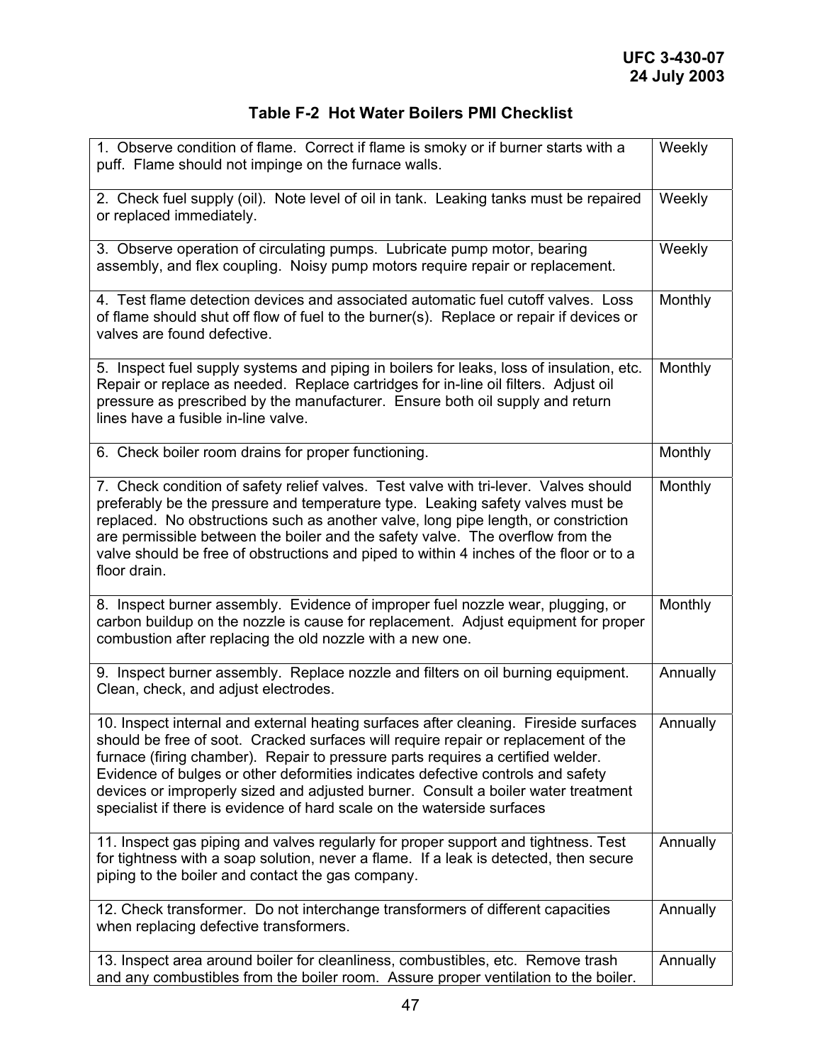## Table F-2 Hot Water Boilers PMI Checklist

| | |
|---|---|
| 1. Observe condition of flame. Correct if flame is smoky or if burner starts with a puff. Flame should not impinge on the furnace walls. | Weekly |
| 2. Check fuel supply (oil). Note level of oil in tank. Leaking tanks must be repaired or replaced immediately. | Weekly |
| 3. Observe operation of circulating pumps. Lubricate pump motor, bearing assembly, and flex coupling. Noisy pump motors require repair or replacement. | Weekly |
| 4. Test flame detection devices and associated automatic fuel cutoff valves. Loss of flame should shut off flow of fuel to the burner(s). Replace or repair if devices or valves are found defective. | Monthly |
| 5. Inspect fuel supply systems and piping in boilers for leaks, loss of insulation, etc. Repair or replace as needed. Replace cartridges for in-line oil filters. Adjust oil pressure as prescribed by the manufacturer. Ensure both oil supply and return lines have a fusible in-line valve. | Monthly |
| 6. Check boiler room drains for proper functioning. | Monthly |
| 7. Check condition of safety relief valves. Test valve with tri-lever. Valves should preferably be the pressure and temperature type. Leaking safety valves must be replaced. No obstructions such as another valve, long pipe length, or constriction are permissible between the boiler and the safety valve. The overflow from the valve should be free of obstructions and piped to within 4 inches of the floor or to a floor drain. | Monthly |
| 8. Inspect burner assembly. Evidence of improper fuel nozzle wear, plugging, or carbon buildup on the nozzle is cause for replacement. Adjust equipment for proper combustion after replacing the old nozzle with a new one. | Monthly |
| 9. Inspect burner assembly. Replace nozzle and filters on oil burning equipment. Clean, check, and adjust electrodes. | Annually |
| 10. Inspect internal and external heating surfaces after cleaning. Fireside surfaces should be free of soot. Cracked surfaces will require repair or replacement of the furnace (firing chamber). Repair to pressure parts requires a certified welder. Evidence of bulges or other deformities indicates defective controls and safety devices or improperly sized and adjusted burner. Consult a boiler water treatment specialist if there is evidence of hard scale on the waterside surfaces | Annually |
| 11. Inspect gas piping and valves regularly for proper support and tightness. Test for tightness with a soap solution, never a flame. If a leak is detected, then secure piping to the boiler and contact the gas company. | Annually |
| 12. Check transformer. Do not interchange transformers of different capacities when replacing defective transformers. | Annually |
| 13. Inspect area around boiler for cleanliness, combustibles, etc. Remove trash and any combustibles from the boiler room. Assure proper ventilation to the boiler. | Annually |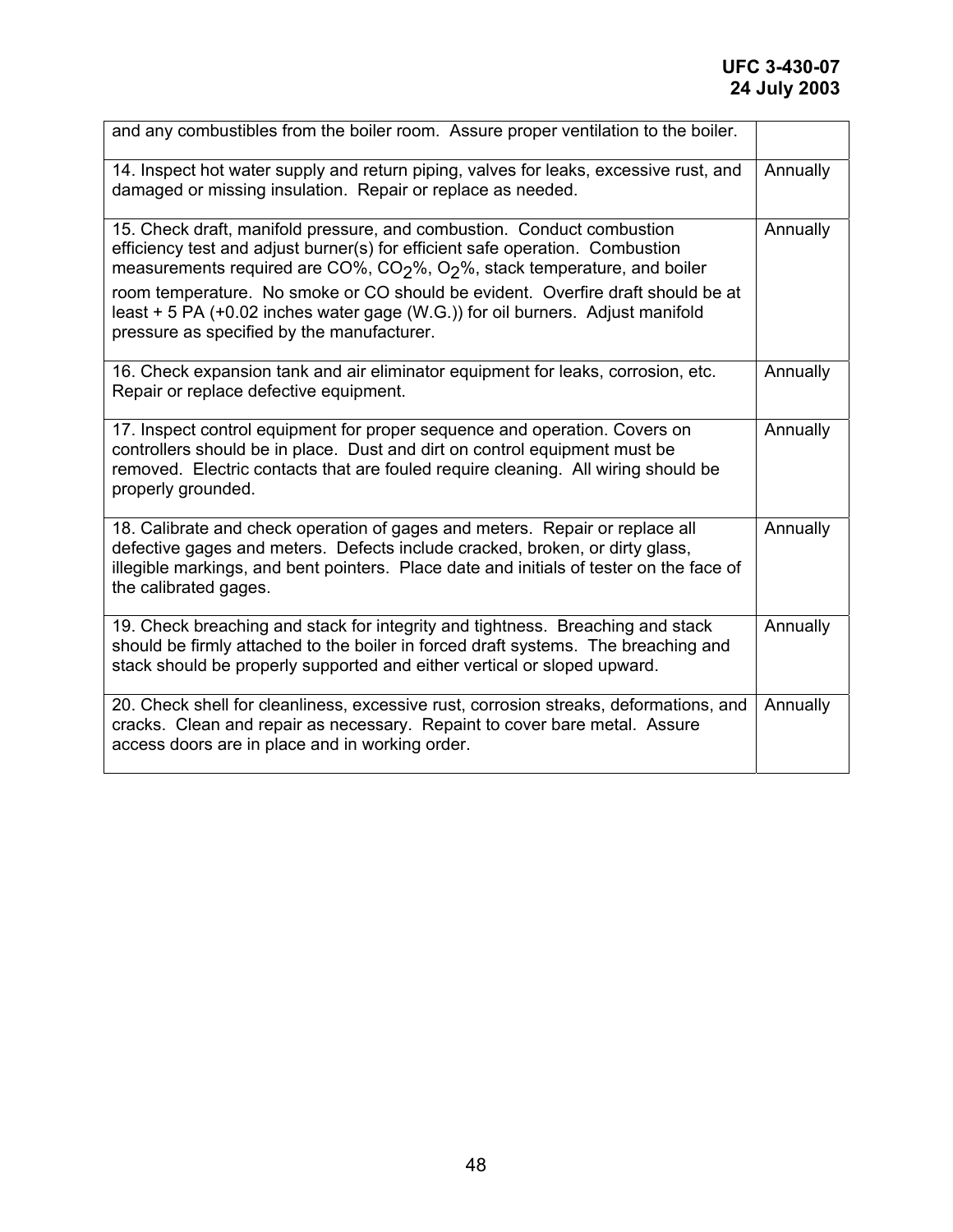| | |
|---|---|
| and any combustibles from the boiler room. Assure proper ventilation to the boiler. | |
| 14. Inspect hot water supply and return piping, valves for leaks, excessive rust, and damaged or missing insulation. Repair or replace as needed. | Annually |
| 15. Check draft, manifold pressure, and combustion. Conduct combustion efficiency test and adjust burner(s) for efficient safe operation. Combustion measurements required are CO%, $CO_2$%, $O_2$%, stack temperature, and boiler room temperature. No smoke or CO should be evident. Overfire draft should be at least + 5 PA (+0.02 inches water gage (W.G.)) for oil burners. Adjust manifold pressure as specified by the manufacturer. | Annually |
| 16. Check expansion tank and air eliminator equipment for leaks, corrosion, etc. Repair or replace defective equipment. | Annually |
| 17. Inspect control equipment for proper sequence and operation. Covers on controllers should be in place. Dust and dirt on control equipment must be removed. Electric contacts that are fouled require cleaning. All wiring should be properly grounded. | Annually |
| 18. Calibrate and check operation of gages and meters. Repair or replace all defective gages and meters. Defects include cracked, broken, or dirty glass, illegible markings, and bent pointers. Place date and initials of tester on the face of the calibrated gages. | Annually |
| 19. Check breaching and stack for integrity and tightness. Breaching and stack should be firmly attached to the boiler in forced draft systems. The breaching and stack should be properly supported and either vertical or sloped upward. | Annually |
| 20. Check shell for cleanliness, excessive rust, corrosion streaks, deformations, and cracks. Clean and repair as necessary. Repaint to cover bare metal. Assure access doors are in place and in working order. | Annually |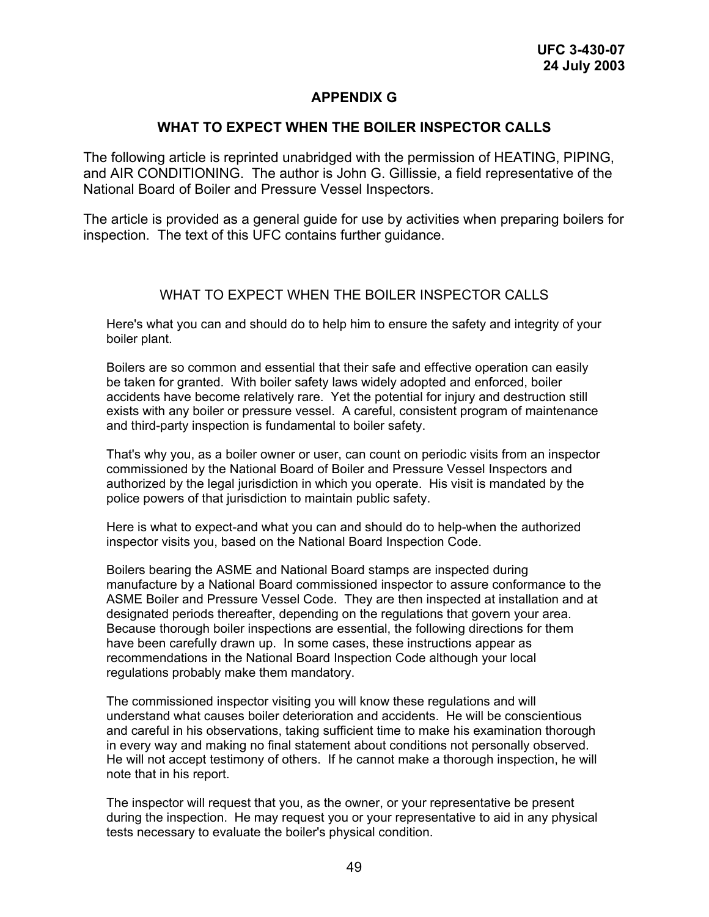## APPENDIX G

## WHAT TO EXPECT WHEN THE BOILER INSPECTOR CALLS

The following article is reprinted unabridged with the permission of HEATING, PIPING, and AIR CONDITIONING. The author is John G. Gillissie, a field representative of the National Board of Boiler and Pressure Vessel Inspectors.

The article is provided as a general guide for use by activities when preparing boilers for inspection. The text of this UFC contains further guidance.

### WHAT TO EXPECT WHEN THE BOILER INSPECTOR CALLS

Here's what you can and should do to help him to ensure the safety and integrity of your boiler plant.

Boilers are so common and essential that their safe and effective operation can easily be taken for granted. With boiler safety laws widely adopted and enforced, boiler accidents have become relatively rare. Yet the potential for injury and destruction still exists with any boiler or pressure vessel. A careful, consistent program of maintenance and third-party inspection is fundamental to boiler safety.

That's why you, as a boiler owner or user, can count on periodic visits from an inspector commissioned by the National Board of Boiler and Pressure Vessel Inspectors and authorized by the legal jurisdiction in which you operate. His visit is mandated by the police powers of that jurisdiction to maintain public safety.

Here is what to expect-and what you can and should do to help-when the authorized inspector visits you, based on the National Board Inspection Code.

Boilers bearing the ASME and National Board stamps are inspected during manufacture by a National Board commissioned inspector to assure conformance to the ASME Boiler and Pressure Vessel Code. They are then inspected at installation and at designated periods thereafter, depending on the regulations that govern your area. Because thorough boiler inspections are essential, the following directions for them have been carefully drawn up. In some cases, these instructions appear as recommendations in the National Board Inspection Code although your local regulations probably make them mandatory.

The commissioned inspector visiting you will know these regulations and will understand what causes boiler deterioration and accidents. He will be conscientious and careful in his observations, taking sufficient time to make his examination thorough in every way and making no final statement about conditions not personally observed. He will not accept testimony of others. If he cannot make a thorough inspection, he will note that in his report.

The inspector will request that you, as the owner, or your representative be present during the inspection. He may request you or your representative to aid in any physical tests necessary to evaluate the boiler's physical condition.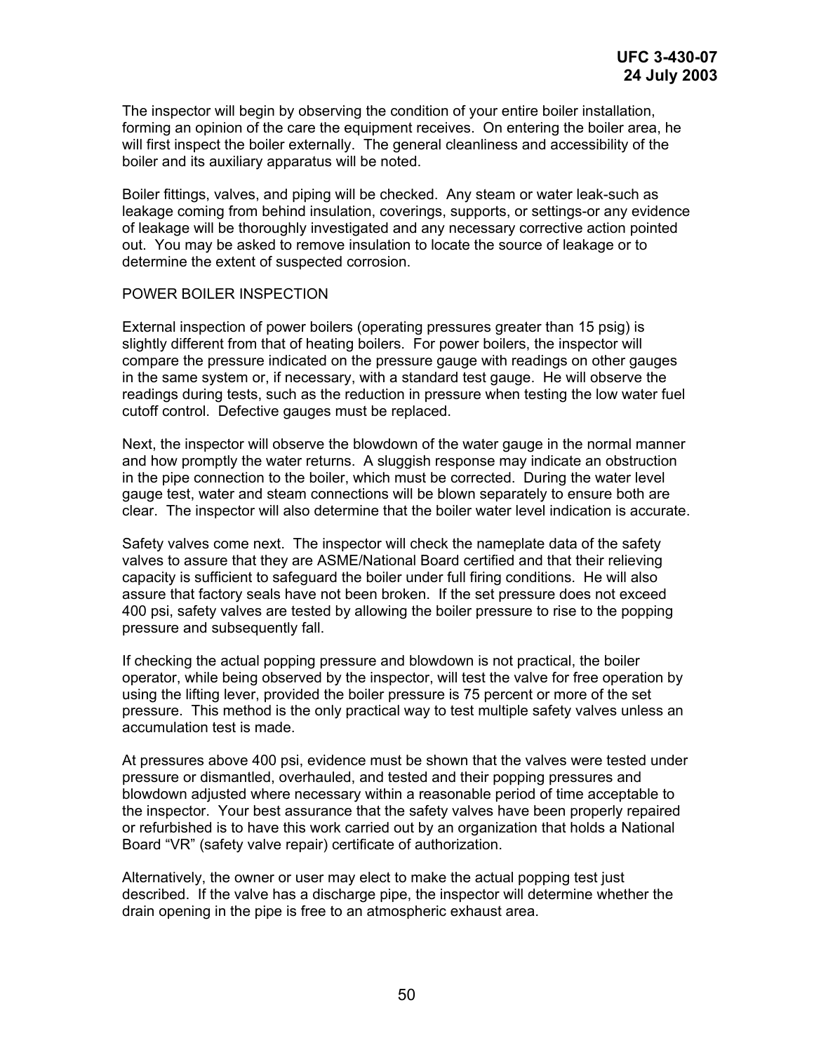The inspector will begin by observing the condition of your entire boiler installation, forming an opinion of the care the equipment receives. On entering the boiler area, he will first inspect the boiler externally. The general cleanliness and accessibility of the boiler and its auxiliary apparatus will be noted.

Boiler fittings, valves, and piping will be checked. Any steam or water leak-such as leakage coming from behind insulation, coverings, supports, or settings-or any evidence of leakage will be thoroughly investigated and any necessary corrective action pointed out. You may be asked to remove insulation to locate the source of leakage or to determine the extent of suspected corrosion.

POWER BOILER INSPECTION

External inspection of power boilers (operating pressures greater than 15 psig) is slightly different from that of heating boilers. For power boilers, the inspector will compare the pressure indicated on the pressure gauge with readings on other gauges in the same system or, if necessary, with a standard test gauge. He will observe the readings during tests, such as the reduction in pressure when testing the low water fuel cutoff control. Defective gauges must be replaced.

Next, the inspector will observe the blowdown of the water gauge in the normal manner and how promptly the water returns. A sluggish response may indicate an obstruction in the pipe connection to the boiler, which must be corrected. During the water level gauge test, water and steam connections will be blown separately to ensure both are clear. The inspector will also determine that the boiler water level indication is accurate.

Safety valves come next. The inspector will check the nameplate data of the safety valves to assure that they are ASME/National Board certified and that their relieving capacity is sufficient to safeguard the boiler under full firing conditions. He will also assure that factory seals have not been broken. If the set pressure does not exceed 400 psi, safety valves are tested by allowing the boiler pressure to rise to the popping pressure and subsequently fall.

If checking the actual popping pressure and blowdown is not practical, the boiler operator, while being observed by the inspector, will test the valve for free operation by using the lifting lever, provided the boiler pressure is 75 percent or more of the set pressure. This method is the only practical way to test multiple safety valves unless an accumulation test is made.

At pressures above 400 psi, evidence must be shown that the valves were tested under pressure or dismantled, overhauled, and tested and their popping pressures and blowdown adjusted where necessary within a reasonable period of time acceptable to the inspector. Your best assurance that the safety valves have been properly repaired or refurbished is to have this work carried out by an organization that holds a National Board "VR" (safety valve repair) certificate of authorization.

Alternatively, the owner or user may elect to make the actual popping test just described. If the valve has a discharge pipe, the inspector will determine whether the drain opening in the pipe is free to an atmospheric exhaust area.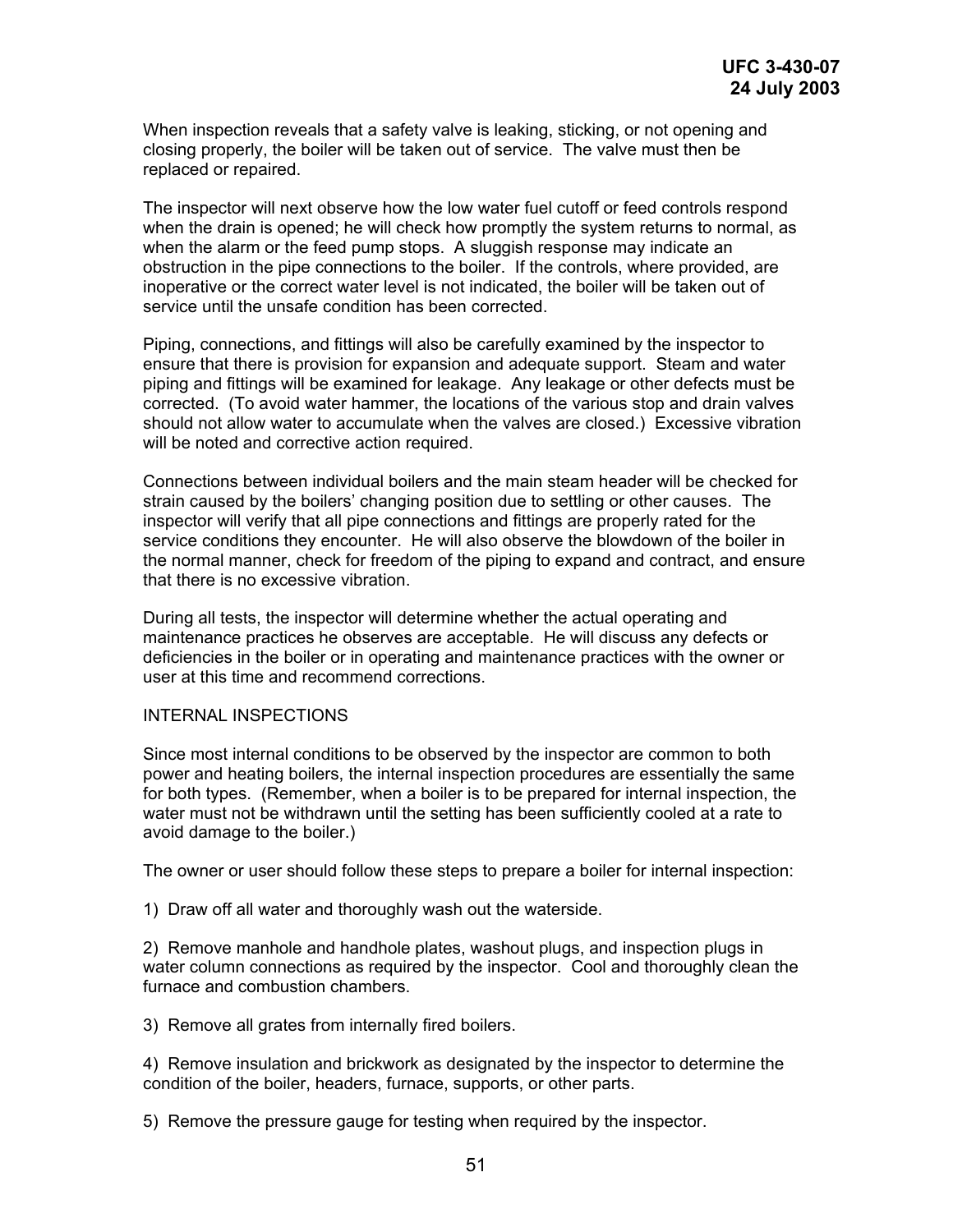When inspection reveals that a safety valve is leaking, sticking, or not opening and closing properly, the boiler will be taken out of service. The valve must then be replaced or repaired.

The inspector will next observe how the low water fuel cutoff or feed controls respond when the drain is opened; he will check how promptly the system returns to normal, as when the alarm or the feed pump stops. A sluggish response may indicate an obstruction in the pipe connections to the boiler. If the controls, where provided, are inoperative or the correct water level is not indicated, the boiler will be taken out of service until the unsafe condition has been corrected.

Piping, connections, and fittings will also be carefully examined by the inspector to ensure that there is provision for expansion and adequate support. Steam and water piping and fittings will be examined for leakage. Any leakage or other defects must be corrected. (To avoid water hammer, the locations of the various stop and drain valves should not allow water to accumulate when the valves are closed.) Excessive vibration will be noted and corrective action required.

Connections between individual boilers and the main steam header will be checked for strain caused by the boilers' changing position due to settling or other causes. The inspector will verify that all pipe connections and fittings are properly rated for the service conditions they encounter. He will also observe the blowdown of the boiler in the normal manner, check for freedom of the piping to expand and contract, and ensure that there is no excessive vibration.

During all tests, the inspector will determine whether the actual operating and maintenance practices he observes are acceptable. He will discuss any defects or deficiencies in the boiler or in operating and maintenance practices with the owner or user at this time and recommend corrections.

## INTERNAL INSPECTIONS

Since most internal conditions to be observed by the inspector are common to both power and heating boilers, the internal inspection procedures are essentially the same for both types. (Remember, when a boiler is to be prepared for internal inspection, the water must not be withdrawn until the setting has been sufficiently cooled at a rate to avoid damage to the boiler.)

The owner or user should follow these steps to prepare a boiler for internal inspection:

1) Draw off all water and thoroughly wash out the waterside.

2) Remove manhole and handhole plates, washout plugs, and inspection plugs in water column connections as required by the inspector. Cool and thoroughly clean the furnace and combustion chambers.

3) Remove all grates from internally fired boilers.

4) Remove insulation and brickwork as designated by the inspector to determine the condition of the boiler, headers, furnace, supports, or other parts.

5) Remove the pressure gauge for testing when required by the inspector.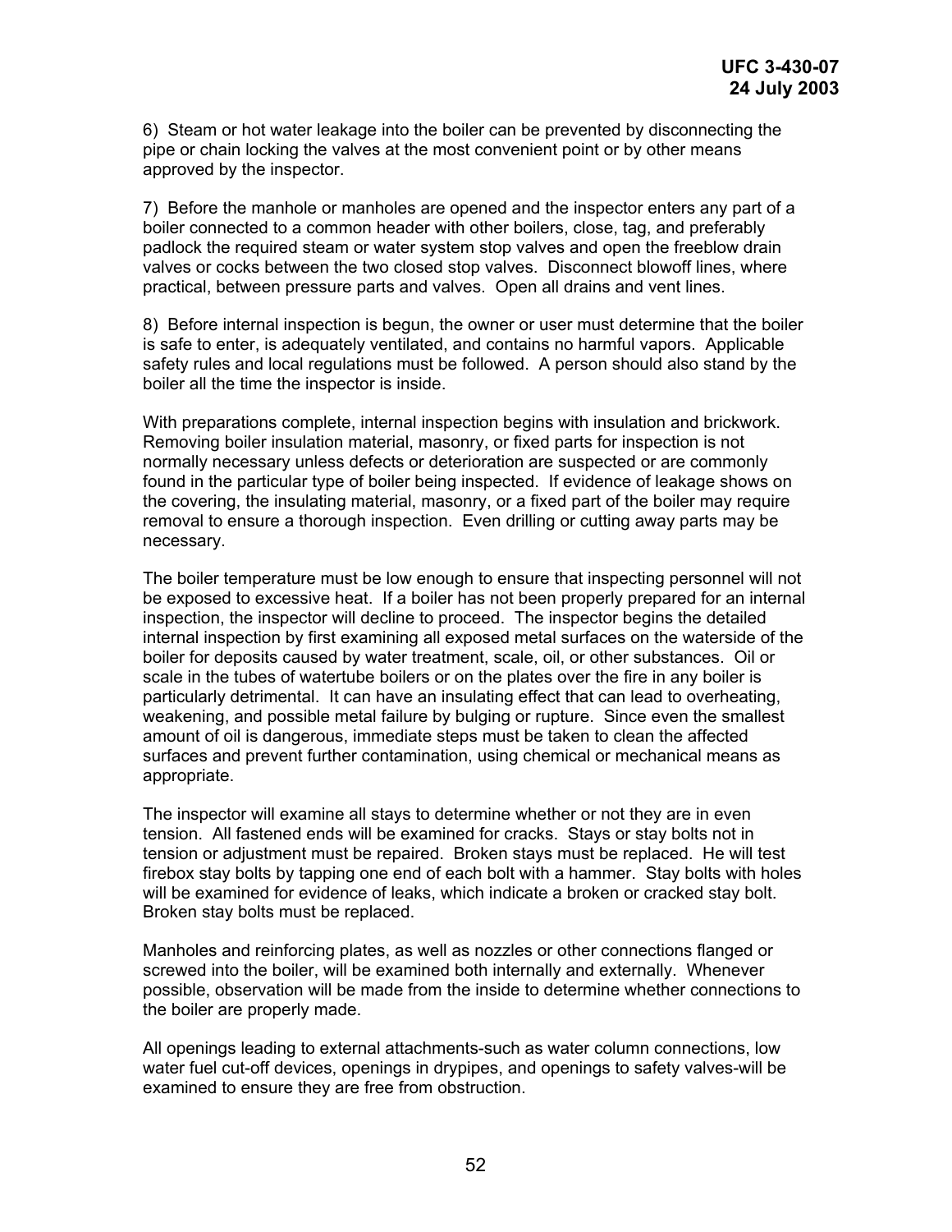6) Steam or hot water leakage into the boiler can be prevented by disconnecting the pipe or chain locking the valves at the most convenient point or by other means approved by the inspector.

7) Before the manhole or manholes are opened and the inspector enters any part of a boiler connected to a common header with other boilers, close, tag, and preferably padlock the required steam or water system stop valves and open the freeblow drain valves or cocks between the two closed stop valves. Disconnect blowoff lines, where practical, between pressure parts and valves. Open all drains and vent lines.

8) Before internal inspection is begun, the owner or user must determine that the boiler is safe to enter, is adequately ventilated, and contains no harmful vapors. Applicable safety rules and local regulations must be followed. A person should also stand by the boiler all the time the inspector is inside.

With preparations complete, internal inspection begins with insulation and brickwork. Removing boiler insulation material, masonry, or fixed parts for inspection is not normally necessary unless defects or deterioration are suspected or are commonly found in the particular type of boiler being inspected. If evidence of leakage shows on the covering, the insulating material, masonry, or a fixed part of the boiler may require removal to ensure a thorough inspection. Even drilling or cutting away parts may be necessary.

The boiler temperature must be low enough to ensure that inspecting personnel will not be exposed to excessive heat. If a boiler has not been properly prepared for an internal inspection, the inspector will decline to proceed. The inspector begins the detailed internal inspection by first examining all exposed metal surfaces on the waterside of the boiler for deposits caused by water treatment, scale, oil, or other substances. Oil or scale in the tubes of watertube boilers or on the plates over the fire in any boiler is particularly detrimental. It can have an insulating effect that can lead to overheating, weakening, and possible metal failure by bulging or rupture. Since even the smallest amount of oil is dangerous, immediate steps must be taken to clean the affected surfaces and prevent further contamination, using chemical or mechanical means as appropriate.

The inspector will examine all stays to determine whether or not they are in even tension. All fastened ends will be examined for cracks. Stays or stay bolts not in tension or adjustment must be repaired. Broken stays must be replaced. He will test firebox stay bolts by tapping one end of each bolt with a hammer. Stay bolts with holes will be examined for evidence of leaks, which indicate a broken or cracked stay bolt. Broken stay bolts must be replaced.

Manholes and reinforcing plates, as well as nozzles or other connections flanged or screwed into the boiler, will be examined both internally and externally. Whenever possible, observation will be made from the inside to determine whether connections to the boiler are properly made.

All openings leading to external attachments-such as water column connections, low water fuel cut-off devices, openings in drypipes, and openings to safety valves-will be examined to ensure they are free from obstruction.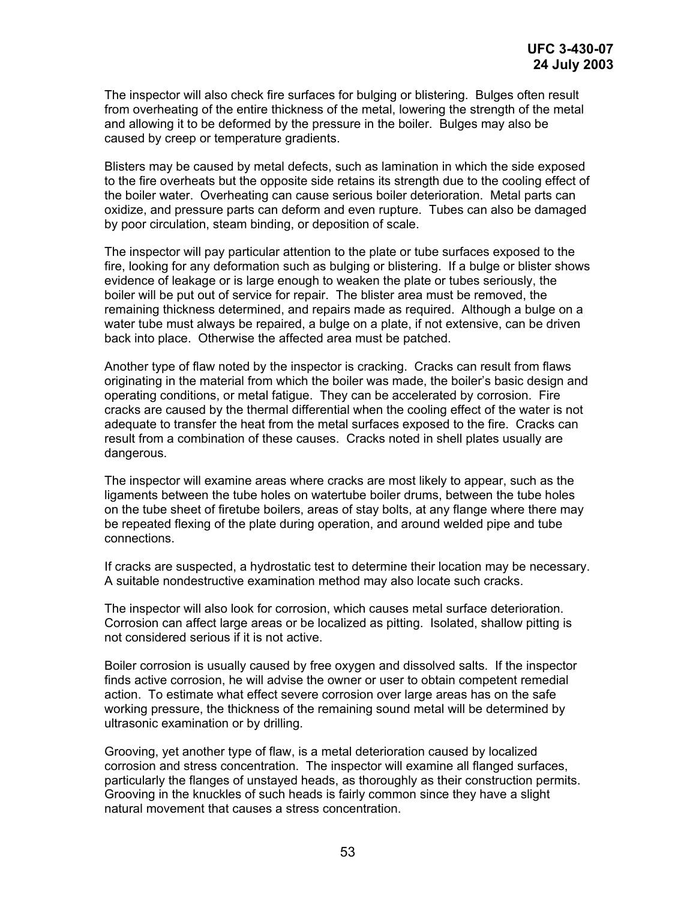The inspector will also check fire surfaces for bulging or blistering. Bulges often result from overheating of the entire thickness of the metal, lowering the strength of the metal and allowing it to be deformed by the pressure in the boiler. Bulges may also be caused by creep or temperature gradients.

Blisters may be caused by metal defects, such as lamination in which the side exposed to the fire overheats but the opposite side retains its strength due to the cooling effect of the boiler water. Overheating can cause serious boiler deterioration. Metal parts can oxidize, and pressure parts can deform and even rupture. Tubes can also be damaged by poor circulation, steam binding, or deposition of scale.

The inspector will pay particular attention to the plate or tube surfaces exposed to the fire, looking for any deformation such as bulging or blistering. If a bulge or blister shows evidence of leakage or is large enough to weaken the plate or tubes seriously, the boiler will be put out of service for repair. The blister area must be removed, the remaining thickness determined, and repairs made as required. Although a bulge on a water tube must always be repaired, a bulge on a plate, if not extensive, can be driven back into place. Otherwise the affected area must be patched.

Another type of flaw noted by the inspector is cracking. Cracks can result from flaws originating in the material from which the boiler was made, the boiler's basic design and operating conditions, or metal fatigue. They can be accelerated by corrosion. Fire cracks are caused by the thermal differential when the cooling effect of the water is not adequate to transfer the heat from the metal surfaces exposed to the fire. Cracks can result from a combination of these causes. Cracks noted in shell plates usually are dangerous.

The inspector will examine areas where cracks are most likely to appear, such as the ligaments between the tube holes on watertube boiler drums, between the tube holes on the tube sheet of firetube boilers, areas of stay bolts, at any flange where there may be repeated flexing of the plate during operation, and around welded pipe and tube connections.

If cracks are suspected, a hydrostatic test to determine their location may be necessary. A suitable nondestructive examination method may also locate such cracks.

The inspector will also look for corrosion, which causes metal surface deterioration. Corrosion can affect large areas or be localized as pitting. Isolated, shallow pitting is not considered serious if it is not active.

Boiler corrosion is usually caused by free oxygen and dissolved salts. If the inspector finds active corrosion, he will advise the owner or user to obtain competent remedial action. To estimate what effect severe corrosion over large areas has on the safe working pressure, the thickness of the remaining sound metal will be determined by ultrasonic examination or by drilling.

Grooving, yet another type of flaw, is a metal deterioration caused by localized corrosion and stress concentration. The inspector will examine all flanged surfaces, particularly the flanges of unstayed heads, as thoroughly as their construction permits. Grooving in the knuckles of such heads is fairly common since they have a slight natural movement that causes a stress concentration.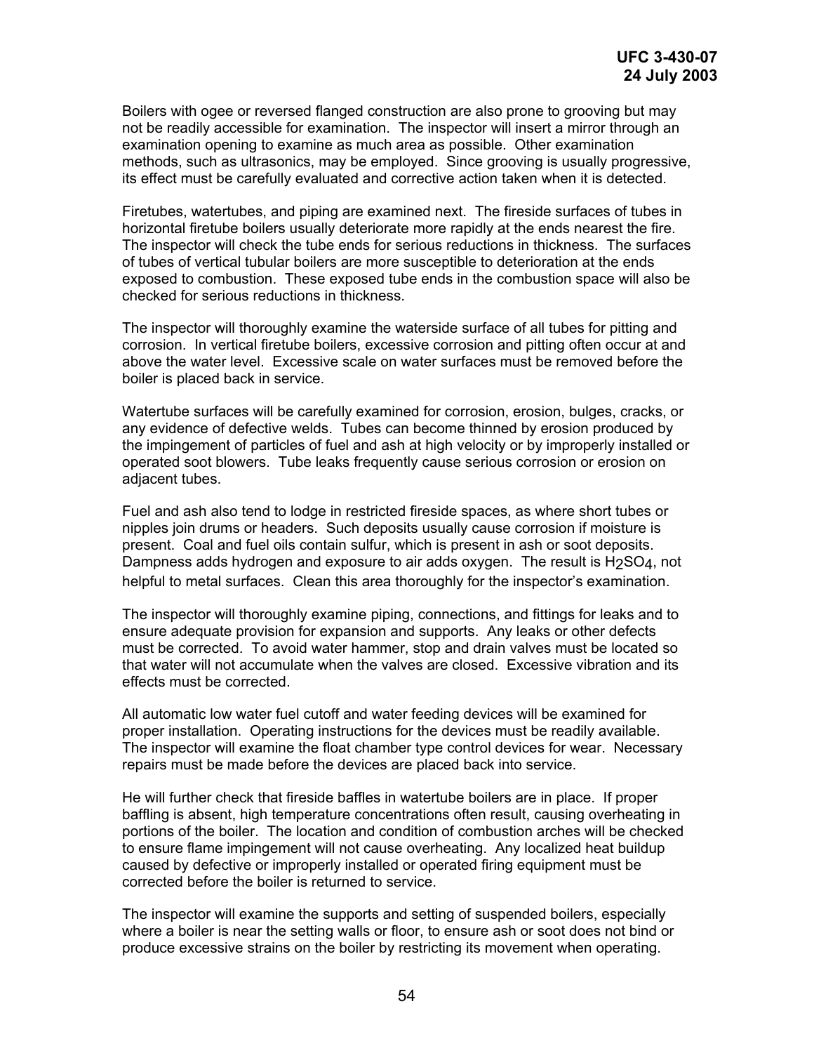Boilers with ogee or reversed flanged construction are also prone to grooving but may not be readily accessible for examination. The inspector will insert a mirror through an examination opening to examine as much area as possible. Other examination methods, such as ultrasonics, may be employed. Since grooving is usually progressive, its effect must be carefully evaluated and corrective action taken when it is detected.

Firetubes, watertubes, and piping are examined next. The fireside surfaces of tubes in horizontal firetube boilers usually deteriorate more rapidly at the ends nearest the fire. The inspector will check the tube ends for serious reductions in thickness. The surfaces of tubes of vertical tubular boilers are more susceptible to deterioration at the ends exposed to combustion. These exposed tube ends in the combustion space will also be checked for serious reductions in thickness.

The inspector will thoroughly examine the waterside surface of all tubes for pitting and corrosion. In vertical firetube boilers, excessive corrosion and pitting often occur at and above the water level. Excessive scale on water surfaces must be removed before the boiler is placed back in service.

Watertube surfaces will be carefully examined for corrosion, erosion, bulges, cracks, or any evidence of defective welds. Tubes can become thinned by erosion produced by the impingement of particles of fuel and ash at high velocity or by improperly installed or operated soot blowers. Tube leaks frequently cause serious corrosion or erosion on adjacent tubes.

Fuel and ash also tend to lodge in restricted fireside spaces, as where short tubes or nipples join drums or headers. Such deposits usually cause corrosion if moisture is present. Coal and fuel oils contain sulfur, which is present in ash or soot deposits. Dampness adds hydrogen and exposure to air adds oxygen. The result is $H_2SO_4$, not helpful to metal surfaces. Clean this area thoroughly for the inspector's examination.

The inspector will thoroughly examine piping, connections, and fittings for leaks and to ensure adequate provision for expansion and supports. Any leaks or other defects must be corrected. To avoid water hammer, stop and drain valves must be located so that water will not accumulate when the valves are closed. Excessive vibration and its effects must be corrected.

All automatic low water fuel cutoff and water feeding devices will be examined for proper installation. Operating instructions for the devices must be readily available. The inspector will examine the float chamber type control devices for wear. Necessary repairs must be made before the devices are placed back into service.

He will further check that fireside baffles in watertube boilers are in place. If proper baffling is absent, high temperature concentrations often result, causing overheating in portions of the boiler. The location and condition of combustion arches will be checked to ensure flame impingement will not cause overheating. Any localized heat buildup caused by defective or improperly installed or operated firing equipment must be corrected before the boiler is returned to service.

The inspector will examine the supports and setting of suspended boilers, especially where a boiler is near the setting walls or floor, to ensure ash or soot does not bind or produce excessive strains on the boiler by restricting its movement when operating.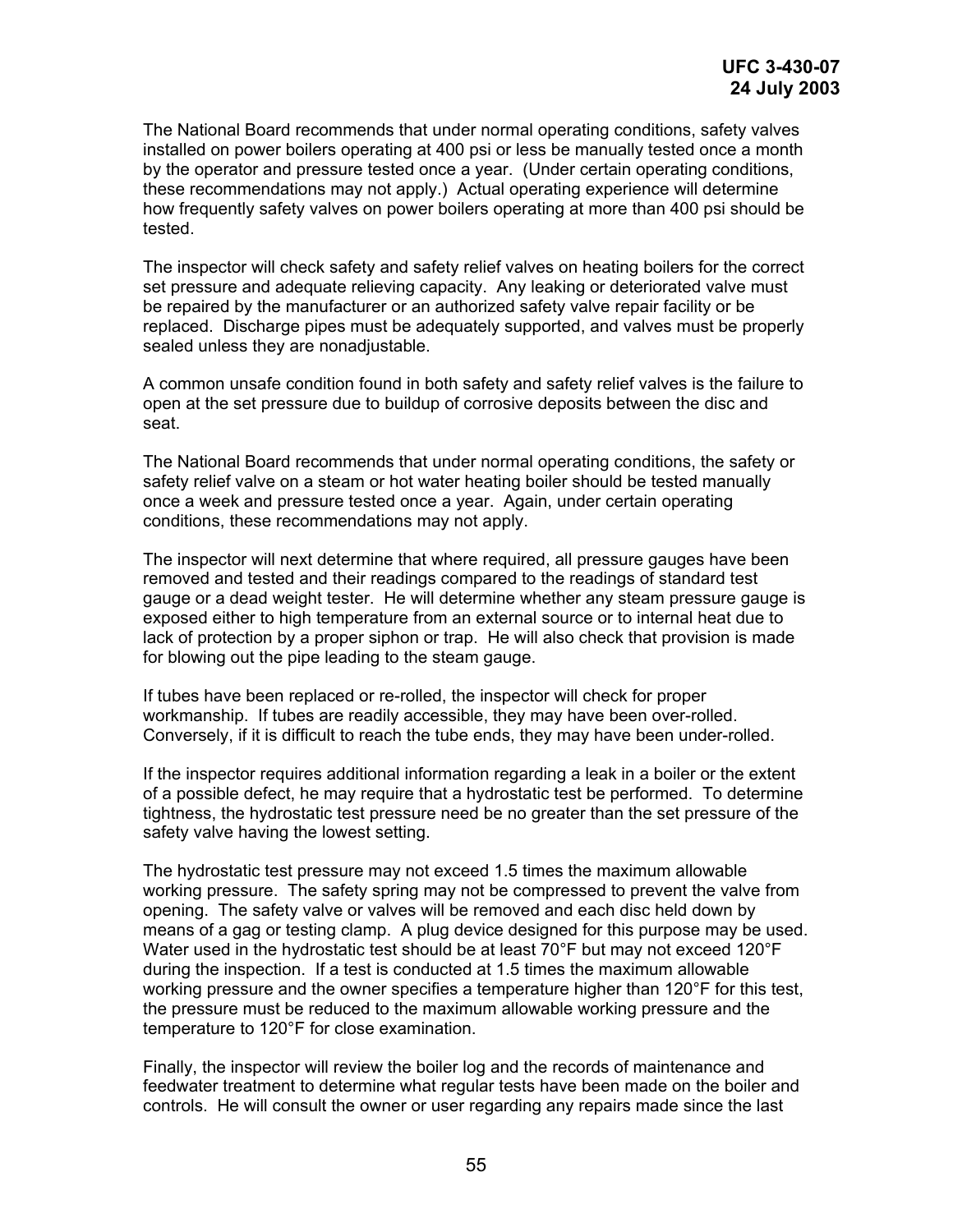The National Board recommends that under normal operating conditions, safety valves installed on power boilers operating at 400 psi or less be manually tested once a month by the operator and pressure tested once a year. (Under certain operating conditions, these recommendations may not apply.) Actual operating experience will determine how frequently safety valves on power boilers operating at more than 400 psi should be tested.

The inspector will check safety and safety relief valves on heating boilers for the correct set pressure and adequate relieving capacity. Any leaking or deteriorated valve must be repaired by the manufacturer or an authorized safety valve repair facility or be replaced. Discharge pipes must be adequately supported, and valves must be properly sealed unless they are nonadjustable.

A common unsafe condition found in both safety and safety relief valves is the failure to open at the set pressure due to buildup of corrosive deposits between the disc and seat.

The National Board recommends that under normal operating conditions, the safety or safety relief valve on a steam or hot water heating boiler should be tested manually once a week and pressure tested once a year. Again, under certain operating conditions, these recommendations may not apply.

The inspector will next determine that where required, all pressure gauges have been removed and tested and their readings compared to the readings of standard test gauge or a dead weight tester. He will determine whether any steam pressure gauge is exposed either to high temperature from an external source or to internal heat due to lack of protection by a proper siphon or trap. He will also check that provision is made for blowing out the pipe leading to the steam gauge.

If tubes have been replaced or re-rolled, the inspector will check for proper workmanship. If tubes are readily accessible, they may have been over-rolled. Conversely, if it is difficult to reach the tube ends, they may have been under-rolled.

If the inspector requires additional information regarding a leak in a boiler or the extent of a possible defect, he may require that a hydrostatic test be performed. To determine tightness, the hydrostatic test pressure need be no greater than the set pressure of the safety valve having the lowest setting.

The hydrostatic test pressure may not exceed 1.5 times the maximum allowable working pressure. The safety spring may not be compressed to prevent the valve from opening. The safety valve or valves will be removed and each disc held down by means of a gag or testing clamp. A plug device designed for this purpose may be used. Water used in the hydrostatic test should be at least 70°F but may not exceed 120°F during the inspection. If a test is conducted at 1.5 times the maximum allowable working pressure and the owner specifies a temperature higher than 120°F for this test, the pressure must be reduced to the maximum allowable working pressure and the temperature to 120°F for close examination.

Finally, the inspector will review the boiler log and the records of maintenance and feedwater treatment to determine what regular tests have been made on the boiler and controls. He will consult the owner or user regarding any repairs made since the last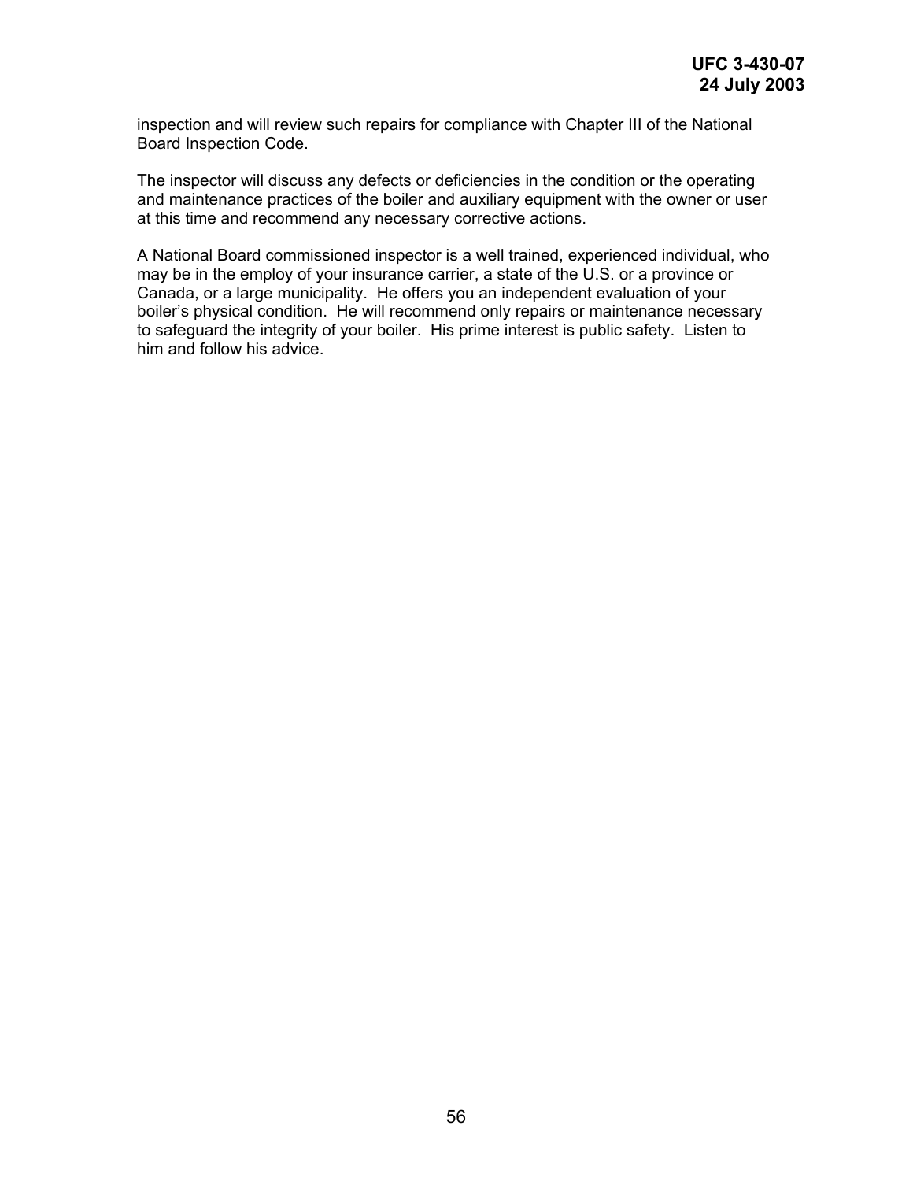inspection and will review such repairs for compliance with Chapter III of the National Board Inspection Code.

The inspector will discuss any defects or deficiencies in the condition or the operating and maintenance practices of the boiler and auxiliary equipment with the owner or user at this time and recommend any necessary corrective actions.

A National Board commissioned inspector is a well trained, experienced individual, who may be in the employ of your insurance carrier, a state of the U.S. or a province or Canada, or a large municipality. He offers you an independent evaluation of your boiler's physical condition. He will recommend only repairs or maintenance necessary to safeguard the integrity of your boiler. His prime interest is public safety. Listen to him and follow his advice.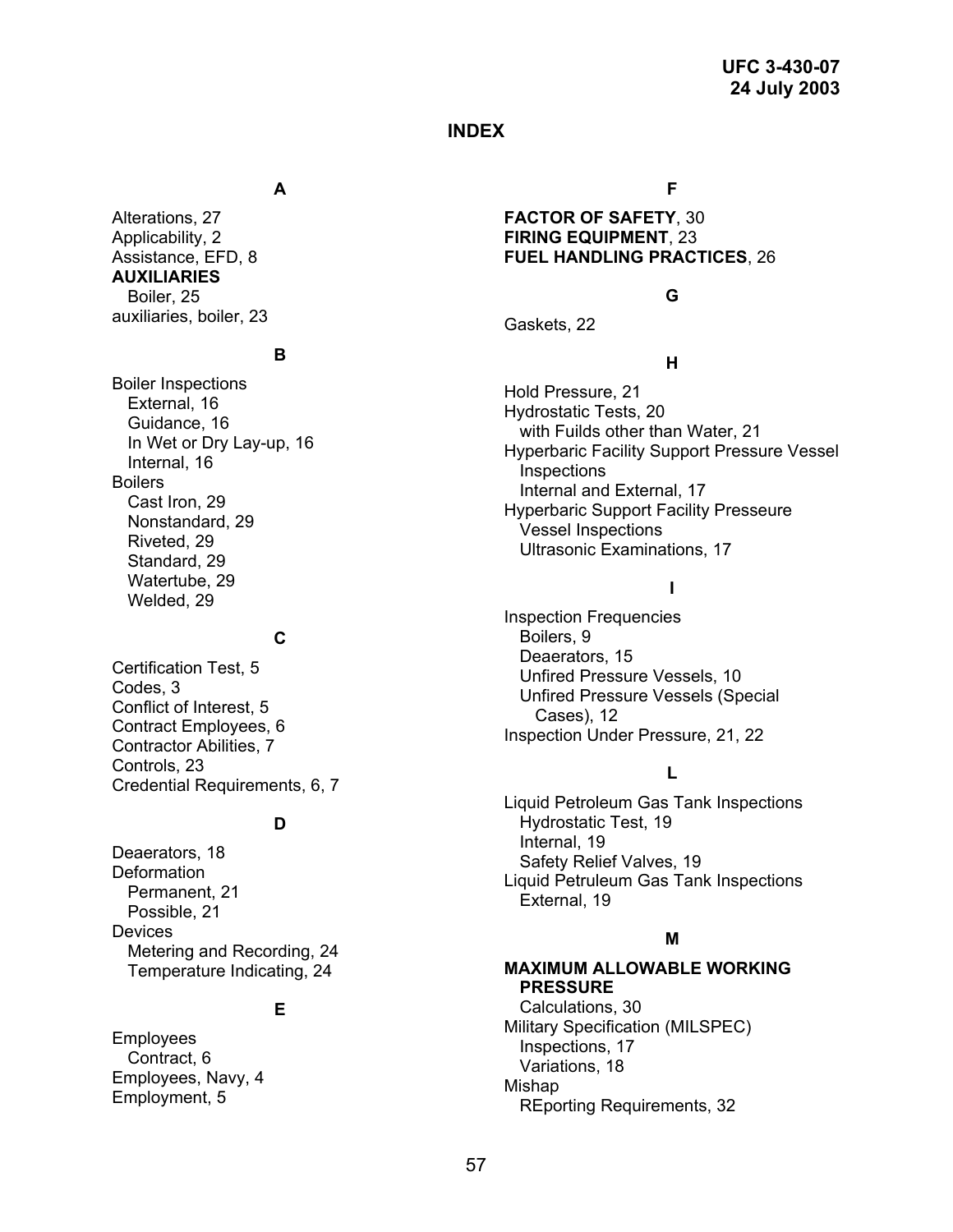# INDEX

## A

Alterations, 27
Applicability, 2
Assistance, EFD, 8
**AUXILIARIES**
  Boiler, 25
auxiliaries, boiler, 23

## B

Boiler Inspections
  External, 16
  Guidance, 16
  In Wet or Dry Lay-up, 16
  Internal, 16
Boilers
  Cast Iron, 29
  Nonstandard, 29
  Riveted, 29
  Standard, 29
  Watertube, 29
  Welded, 29

## C

Certification Test, 5
Codes, 3
Conflict of Interest, 5
Contract Employees, 6
Contractor Abilities, 7
Controls, 23
Credential Requirements, 6, 7

## D

Deaerators, 18
Deformation
  Permanent, 21
  Possible, 21
Devices
  Metering and Recording, 24
  Temperature Indicating, 24

## E

Employees
  Contract, 6
Employees, Navy, 4
Employment, 5

## F

**FACTOR OF SAFETY**, 30
**FIRING EQUIPMENT**, 23
**FUEL HANDLING PRACTICES**, 26

## G

Gaskets, 22

## H

Hold Pressure, 21
Hydrostatic Tests, 20
  with Fuilds other than Water, 21
Hyperbaric Facility Support Pressure Vessel Inspections
  Internal and External, 17
Hyperbaric Support Facility Presseure Vessel Inspections
  Ultrasonic Examinations, 17

## I

Inspection Frequencies
  Boilers, 9
  Deaerators, 15
  Unfired Pressure Vessels, 10
  Unfired Pressure Vessels (Special Cases), 12
Inspection Under Pressure, 21, 22

## L

Liquid Petroleum Gas Tank Inspections
  Hydrostatic Test, 19
  Internal, 19
  Safety Relief Valves, 19
Liquid Petruleum Gas Tank Inspections
  External, 19

## M

**MAXIMUM ALLOWABLE WORKING PRESSURE**
  Calculations, 30
Military Specification (MILSPEC)
  Inspections, 17
  Variations, 18
Mishap
  REporting Requirements, 32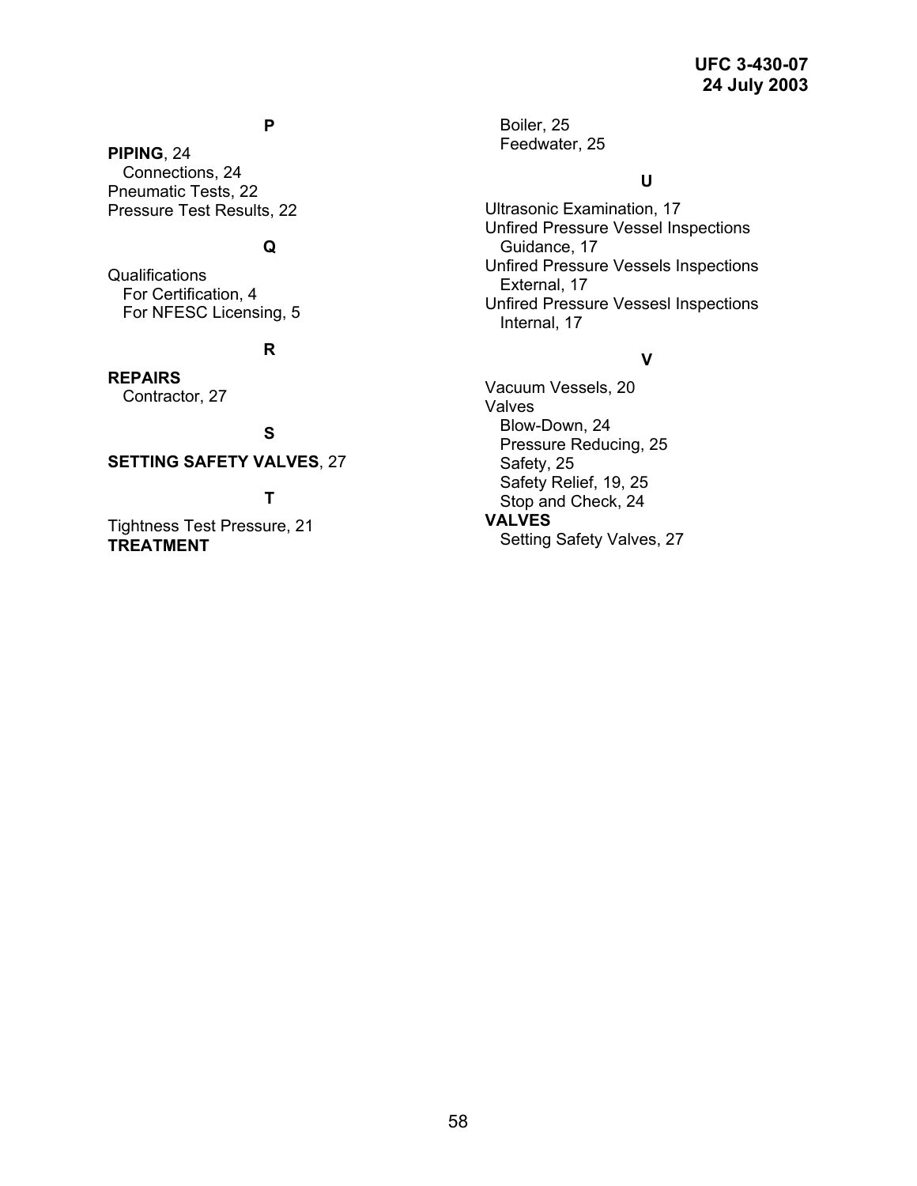**P**

**PIPING**, 24
  Connections, 24
Pneumatic Tests, 22
Pressure Test Results, 22

**Q**

Qualifications
  For Certification, 4
  For NFESC Licensing, 5

**R**

**REPAIRS**
  Contractor, 27

**S**

**SETTING SAFETY VALVES**, 27

**T**

Tightness Test Pressure, 21
**TREATMENT**
  Boiler, 25
  Feedwater, 25

**U**

Ultrasonic Examination, 17
Unfired Pressure Vessel Inspections
  Guidance, 17
Unfired Pressure Vessels Inspections
  External, 17
Unfired Pressure Vessesl Inspections
  Internal, 17

**V**

Vacuum Vessels, 20
Valves
  Blow-Down, 24
  Pressure Reducing, 25
  Safety, 25
  Safety Relief, 19, 25
  Stop and Check, 24
**VALVES**
  Setting Safety Valves, 27